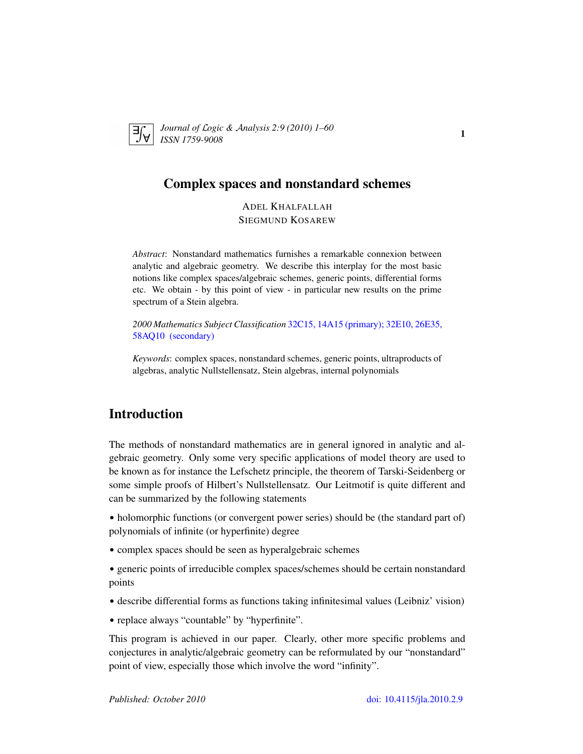# Complex spaces and nonstandard schemes

ADEL KHALFALLAH
SIEGMUND KOSAREW

*Abstract*: Nonstandard mathematics furnishes a remarkable connexion between analytic and algebraic geometry. We describe this interplay for the most basic notions like complex spaces/algebraic schemes, generic points, differential forms etc. We obtain - by this point of view - in particular new results on the prime spectrum of a Stein algebra.

*2000 Mathematics Subject Classification* 32C15, 14A15 (primary); 32E10, 26E35, 58AQ10 (secondary)

*Keywords*: complex spaces, nonstandard schemes, generic points, ultraproducts of algebras, analytic Nullstellensatz, Stein algebras, internal polynomials

## Introduction

The methods of nonstandard mathematics are in general ignored in analytic and algebraic geometry. Only some very specific applications of model theory are used to be known as for instance the Lefschetz principle, the theorem of Tarski-Seidenberg or some simple proofs of Hilbert's Nullstellensatz. Our Leitmotif is quite different and can be summarized by the following statements

• holomorphic functions (or convergent power series) should be (the standard part of) polynomials of infinite (or hyperfinite) degree

• complex spaces should be seen as hyperalgebraic schemes

• generic points of irreducible complex spaces/schemes should be certain nonstandard points

• describe differential forms as functions taking infinitesimal values (Leibniz' vision)

• replace always "countable" by "hyperfinite".

This program is achieved in our paper. Clearly, other more specific problems and conjectures in analytic/algebraic geometry can be reformulated by our "nonstandard" point of view, especially those which involve the word "infinity".

*Published: October 2010* doi: 10.4115/jla.2010.2.9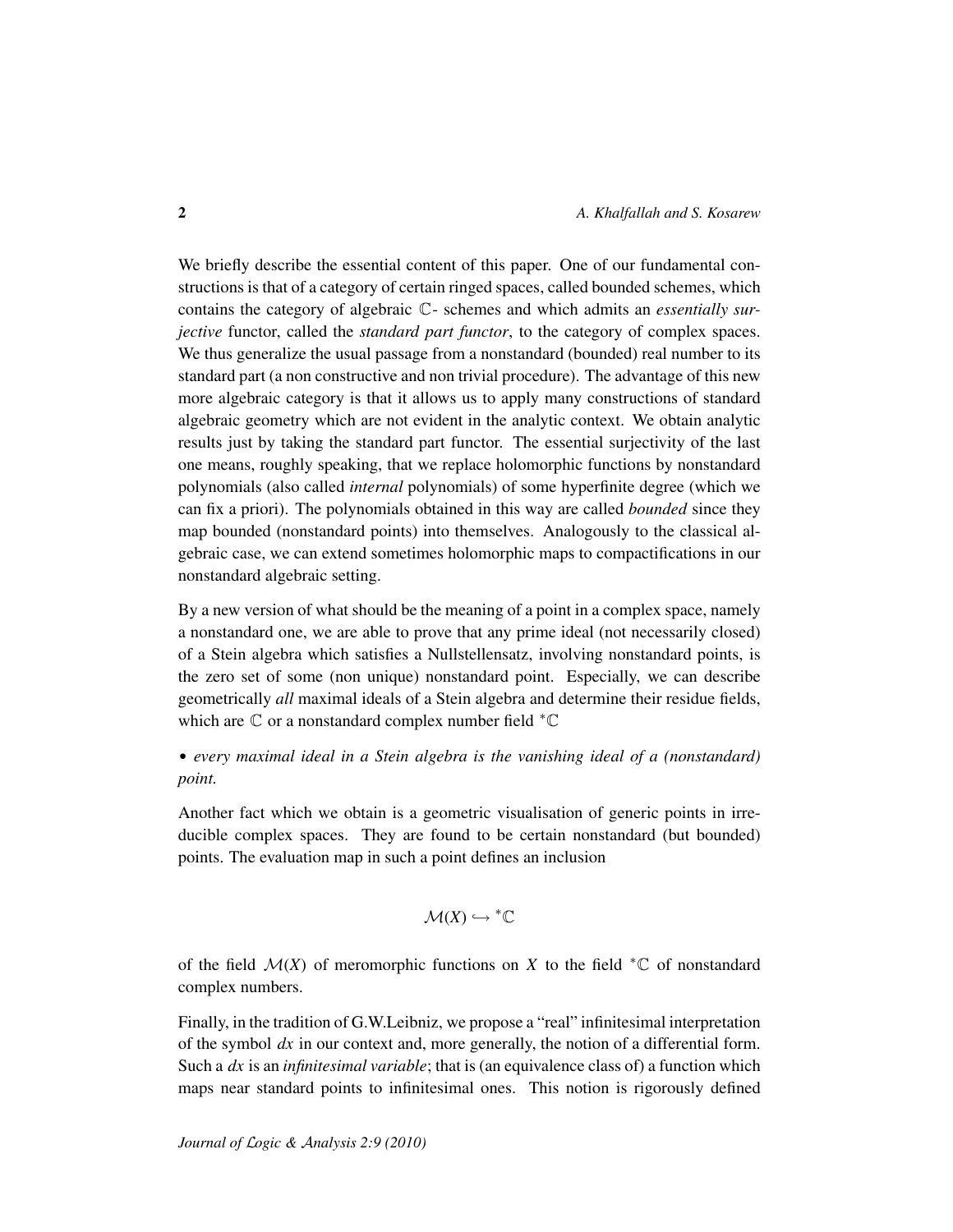We briefly describe the essential content of this paper. One of our fundamental constructions is that of a category of certain ringed spaces, called bounded schemes, which contains the category of algebraic $\mathbb{C}$- schemes and which admits an *essentially surjective* functor, called the *standard part functor*, to the category of complex spaces. We thus generalize the usual passage from a nonstandard (bounded) real number to its standard part (a non constructive and non trivial procedure). The advantage of this new more algebraic category is that it allows us to apply many constructions of standard algebraic geometry which are not evident in the analytic context. We obtain analytic results just by taking the standard part functor. The essential surjectivity of the last one means, roughly speaking, that we replace holomorphic functions by nonstandard polynomials (also called *internal* polynomials) of some hyperfinite degree (which we can fix a priori). The polynomials obtained in this way are called *bounded* since they map bounded (nonstandard points) into themselves. Analogously to the classical algebraic case, we can extend sometimes holomorphic maps to compactifications in our nonstandard algebraic setting.

By a new version of what should be the meaning of a point in a complex space, namely a nonstandard one, we are able to prove that any prime ideal (not necessarily closed) of a Stein algebra which satisfies a Nullstellensatz, involving nonstandard points, is the zero set of some (non unique) nonstandard point. Especially, we can describe geometrically *all* maximal ideals of a Stein algebra and determine their residue fields, which are $\mathbb{C}$ or a nonstandard complex number field ${}^*\mathbb{C}$

• *every maximal ideal in a Stein algebra is the vanishing ideal of a (nonstandard) point.*

Another fact which we obtain is a geometric visualisation of generic points in irreducible complex spaces. They are found to be certain nonstandard (but bounded) points. The evaluation map in such a point defines an inclusion

$$\mathcal{M}(X) \hookrightarrow {}^*\mathbb{C}$$

of the field $\mathcal{M}(X)$ of meromorphic functions on $X$ to the field ${}^*\mathbb{C}$ of nonstandard complex numbers.

Finally, in the tradition of G.W.Leibniz, we propose a "real" infinitesimal interpretation of the symbol $dx$ in our context and, more generally, the notion of a differential form. Such a $dx$ is an *infinitesimal variable*; that is (an equivalence class of) a function which maps near standard points to infinitesimal ones. This notion is rigorously defined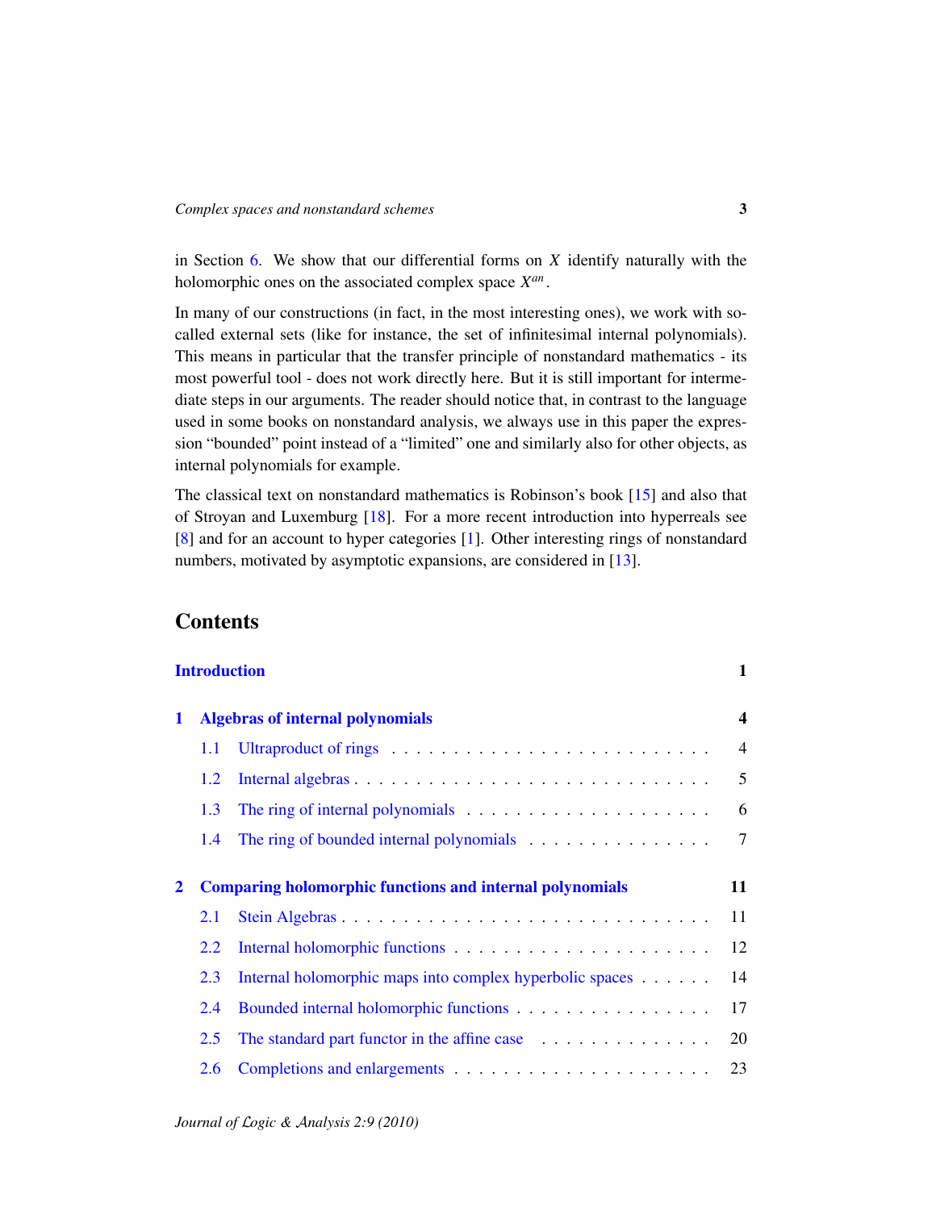in Section 6. We show that our differential forms on $X$ identify naturally with the holomorphic ones on the associated complex space $X^{an}$.

In many of our constructions (in fact, in the most interesting ones), we work with so-called external sets (like for instance, the set of infinitesimal internal polynomials). This means in particular that the transfer principle of nonstandard mathematics - its most powerful tool - does not work directly here. But it is still important for intermediate steps in our arguments. The reader should notice that, in contrast to the language used in some books on nonstandard analysis, we always use in this paper the expression "bounded" point instead of a "limited" one and similarly also for other objects, as internal polynomials for example.

The classical text on nonstandard mathematics is Robinson's book [15] and also that of Stroyan and Luxemburg [18]. For a more recent introduction into hyperreals see [8] and for an account to hyper categories [1]. Other interesting rings of nonstandard numbers, motivated by asymptotic expansions, are considered in [13].

## Contents

**Introduction** 1

**1 Algebras of internal polynomials** 4

- 1.1 Ultraproduct of rings . . . 4
- 1.2 Internal algebras . . . 5
- 1.3 The ring of internal polynomials . . . 6
- 1.4 The ring of bounded internal polynomials . . . 7

**2 Comparing holomorphic functions and internal polynomials** 11

- 2.1 Stein Algebras . . . 11
- 2.2 Internal holomorphic functions . . . 12
- 2.3 Internal holomorphic maps into complex hyperbolic spaces . . . 14
- 2.4 Bounded internal holomorphic functions . . . 17
- 2.5 The standard part functor in the affine case . . . 20
- 2.6 Completions and enlargements . . . 23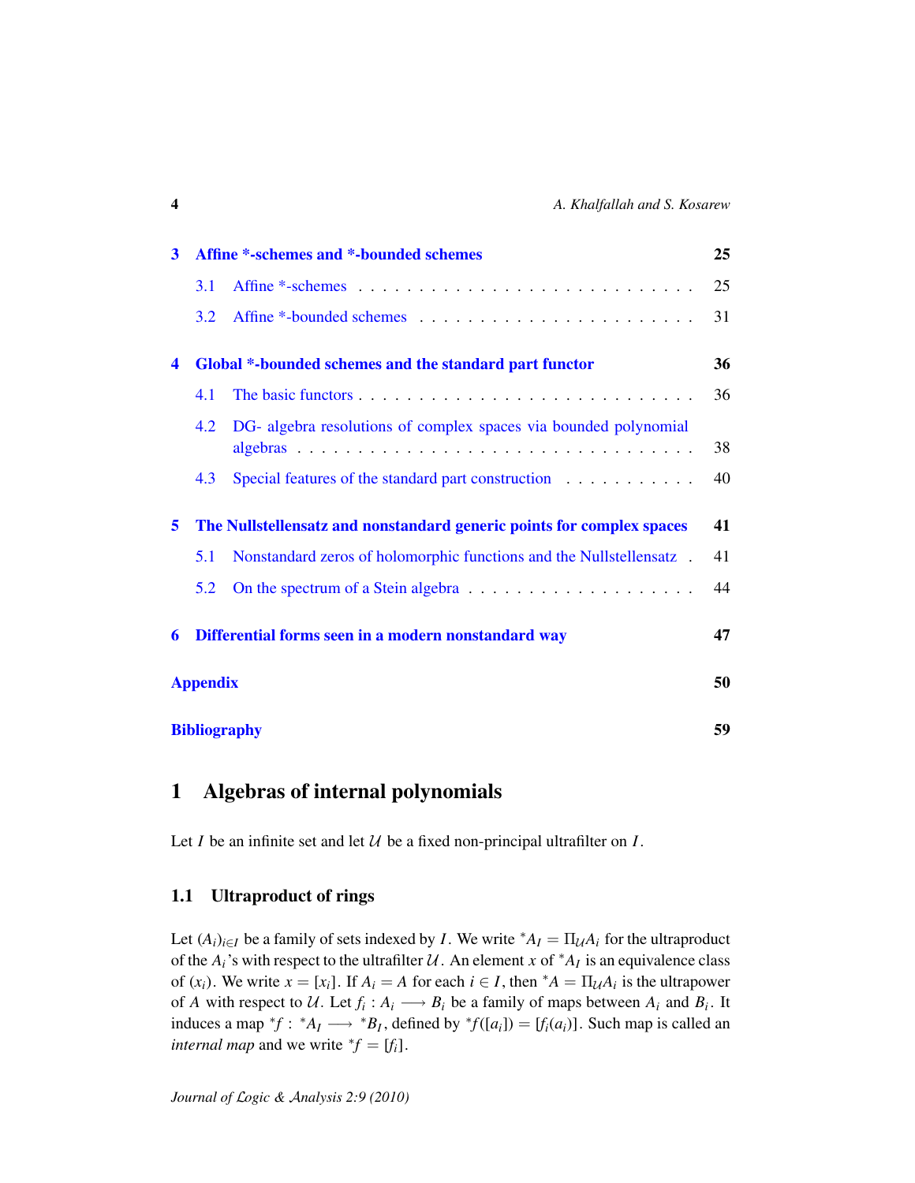| | | |
|---|---|---|
| **3** | **Affine *-schemes and *-bounded schemes** | **25** |
| 3.1 | Affine *-schemes | 25 |
| 3.2 | Affine *-bounded schemes | 31 |
| **4** | **Global *-bounded schemes and the standard part functor** | **36** |
| 4.1 | The basic functors | 36 |
| 4.2 | DG- algebra resolutions of complex spaces via bounded polynomial algebras | 38 |
| 4.3 | Special features of the standard part construction | 40 |
| **5** | **The Nullstellensatz and nonstandard generic points for complex spaces** | **41** |
| 5.1 | Nonstandard zeros of holomorphic functions and the Nullstellensatz | 41 |
| 5.2 | On the spectrum of a Stein algebra | 44 |
| **6** | **Differential forms seen in a modern nonstandard way** | **47** |
| | **Appendix** | **50** |
| | **Bibliography** | **59** |

# 1 Algebras of internal polynomials

Let $I$ be an infinite set and let $\mathcal{U}$ be a fixed non-principal ultrafilter on $I$.

## 1.1 Ultraproduct of rings

Let $(A_i)_{i\in I}$ be a family of sets indexed by $I$. We write ${}^*A_I = \Pi_{\mathcal{U}} A_i$ for the ultraproduct of the $A_i$'s with respect to the ultrafilter $\mathcal{U}$. An element $x$ of ${}^*A_I$ is an equivalence class of $(x_i)$. We write $x = [x_i]$. If $A_i = A$ for each $i \in I$, then ${}^*A = \Pi_{\mathcal{U}} A_i$ is the ultrapower of $A$ with respect to $\mathcal{U}$. Let $f_i : A_i \longrightarrow B_i$ be a family of maps between $A_i$ and $B_i$. It induces a map ${}^*f : {}^*A_I \longrightarrow {}^*B_I$, defined by ${}^*f([a_i]) = [f_i(a_i)]$. Such map is called an *internal map* and we write ${}^*f = [f_i]$.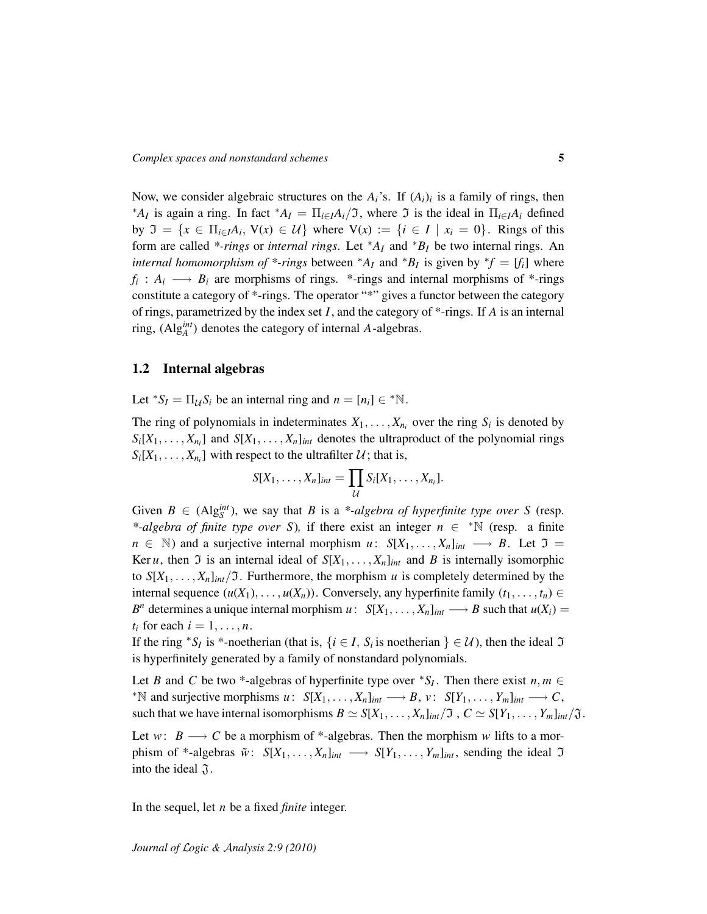Now, we consider algebraic structures on the $A_i$'s. If $(A_i)_i$ is a family of rings, then ${}^*A_I$ is again a ring. In fact ${}^*A_I = \Pi_{i\in I}A_i/\mathfrak{I}$, where $\mathfrak{I}$ is the ideal in $\Pi_{i\in I}A_i$ defined by $\mathfrak{I} = \{x \in \Pi_{i\in I}A_i,\ \mathrm{V}(x) \in \mathcal{U}\}$ where $\mathrm{V}(x) := \{i \in I \mid x_i = 0\}$. Rings of this form are called *\*-rings* or *internal rings*. Let ${}^*A_I$ and ${}^*B_I$ be two internal rings. An *internal homomorphism of \*-rings* between ${}^*A_I$ and ${}^*B_I$ is given by ${}^*f = [f_i]$ where $f_i : A_i \longrightarrow B_i$ are morphisms of rings. \*-rings and internal morphisms of \*-rings constitute a category of \*-rings. The operator "\*" gives a functor between the category of rings, parametrized by the index set $I$, and the category of \*-rings. If $A$ is an internal ring, $(\mathrm{Alg}_A^{int})$ denotes the category of internal $A$-algebras.

## 1.2 Internal algebras

Let ${}^*S_I = \Pi_{\mathcal{U}}S_i$ be an internal ring and $n = [n_i] \in {}^*\mathbb{N}$.

The ring of polynomials in indeterminates $X_1, \ldots, X_{n_i}$ over the ring $S_i$ is denoted by $S_i[X_1, \ldots, X_{n_i}]$ and $S[X_1, \ldots, X_n]_{int}$ denotes the ultraproduct of the polynomial rings $S_i[X_1, \ldots, X_{n_i}]$ with respect to the ultrafilter $\mathcal{U}$; that is,

$$S[X_1, \ldots, X_n]_{int} = \prod_{\mathcal{U}} S_i[X_1, \ldots, X_{n_i}].$$

Given $B \in (\mathrm{Alg}_S^{int})$, we say that $B$ is a *\*-algebra of hyperfinite type over $S$* (resp. *\*-algebra of finite type over $S$*), if there exist an integer $n \in {}^*\mathbb{N}$ (resp. a finite $n \in \mathbb{N}$) and a surjective internal morphism $u\colon S[X_1, \ldots, X_n]_{int} \longrightarrow B$. Let $\mathfrak{I} = \operatorname{Ker} u$, then $\mathfrak{I}$ is an internal ideal of $S[X_1, \ldots, X_n]_{int}$ and $B$ is internally isomorphic to $S[X_1, \ldots, X_n]_{int}/\mathfrak{I}$. Furthermore, the morphism $u$ is completely determined by the internal sequence $(u(X_1), \ldots, u(X_n))$. Conversely, any hyperfinite family $(t_1, \ldots, t_n) \in B^n$ determines a unique internal morphism $u\colon\ S[X_1, \ldots, X_n]_{int} \longrightarrow B$ such that $u(X_i) = t_i$ for each $i = 1, \ldots, n$.

If the ring ${}^*S_I$ is \*-noetherian (that is, $\{i \in I,\ S_i \text{ is noetherian }\} \in \mathcal{U}$), then the ideal $\mathfrak{I}$ is hyperfinitely generated by a family of nonstandard polynomials.

Let $B$ and $C$ be two \*-algebras of hyperfinite type over ${}^*S_I$. Then there exist $n, m \in {}^*\mathbb{N}$ and surjective morphisms $u\colon\ S[X_1, \ldots, X_n]_{int} \longrightarrow B$, $v\colon\ S[Y_1, \ldots, Y_m]_{int} \longrightarrow C$, such that we have internal isomorphisms $B \simeq S[X_1, \ldots, X_n]_{int}/\mathfrak{I}$ , $C \simeq S[Y_1, \ldots, Y_m]_{int}/\mathfrak{J}$.

Let $w\colon\ B \longrightarrow C$ be a morphism of \*-algebras. Then the morphism $w$ lifts to a morphism of \*-algebras $\tilde{w}\colon\ S[X_1, \ldots, X_n]_{int} \longrightarrow S[Y_1, \ldots, Y_m]_{int}$, sending the ideal $\mathfrak{I}$ into the ideal $\mathfrak{J}$.

In the sequel, let $n$ be a fixed *finite* integer.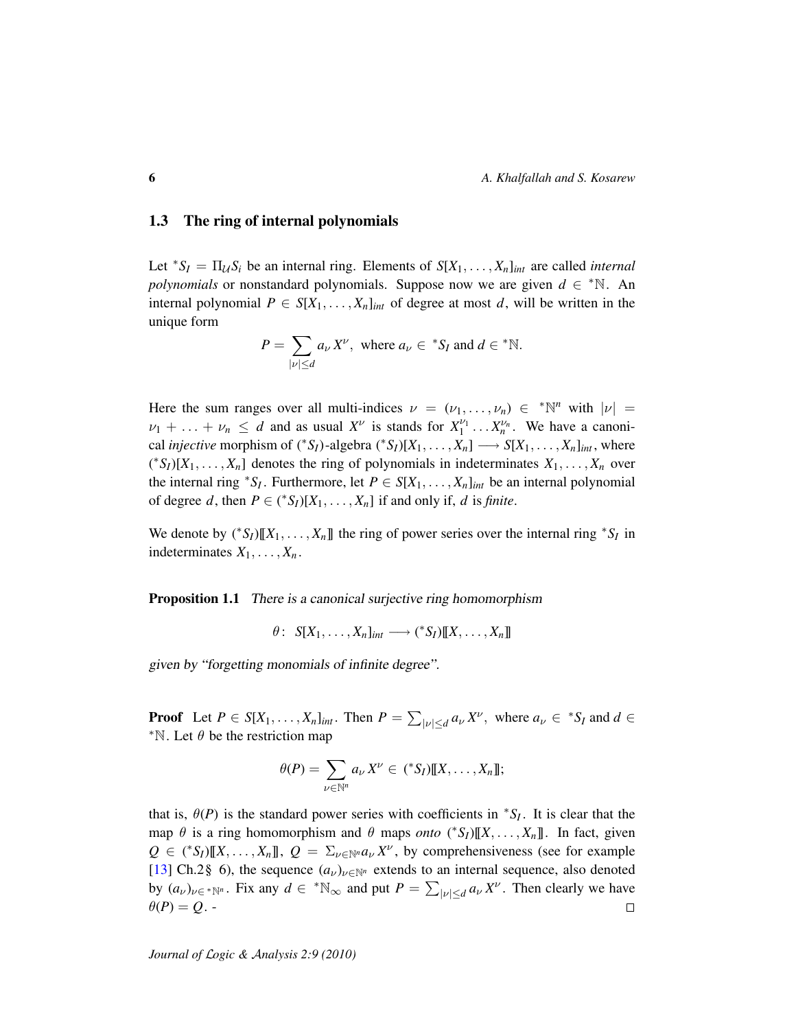### 1.3 The ring of internal polynomials

Let ${}^*S_I = \Pi_{\mathcal{U}} S_i$ be an internal ring. Elements of $S[X_1, \ldots, X_n]_{int}$ are called *internal polynomials* or nonstandard polynomials. Suppose now we are given $d \in {}^*\mathbb{N}$. An internal polynomial $P \in S[X_1, \ldots, X_n]_{int}$ of degree at most $d$, will be written in the unique form

$$P = \sum_{|\nu| \leq d} a_\nu X^\nu, \text{ where } a_\nu \in {}^*S_I \text{ and } d \in {}^*\mathbb{N}.$$

Here the sum ranges over all multi-indices $\nu = (\nu_1, \ldots, \nu_n) \in {}^*\mathbb{N}^n$ with $|\nu| = \nu_1 + \ldots + \nu_n \leq d$ and as usual $X^\nu$ is stands for $X_1^{\nu_1} \ldots X_n^{\nu_n}$. We have a canonical *injective* morphism of $({}^*S_I)$-algebra $({}^*S_I)[X_1, \ldots, X_n] \longrightarrow S[X_1, \ldots, X_n]_{int}$, where $({}^*S_I)[X_1, \ldots, X_n]$ denotes the ring of polynomials in indeterminates $X_1, \ldots, X_n$ over the internal ring ${}^*S_I$. Furthermore, let $P \in S[X_1, \ldots, X_n]_{int}$ be an internal polynomial of degree $d$, then $P \in ({}^*S_I)[X_1, \ldots, X_n]$ if and only if, $d$ is *finite*.

We denote by $({}^*S_I)[\![X_1, \ldots, X_n]\!]$ the ring of power series over the internal ring ${}^*S_I$ in indeterminates $X_1, \ldots, X_n$.

**Proposition 1.1** *There is a canonical surjective ring homomorphism*

$$\theta\colon\ S[X_1, \ldots, X_n]_{int} \longrightarrow ({}^*S_I)[\![X, \ldots, X_n]\!]$$

*given by "forgetting monomials of infinite degree".*

**Proof** Let $P \in S[X_1, \ldots, X_n]_{int}$. Then $P = \sum_{|\nu| \leq d} a_\nu X^\nu$, where $a_\nu \in {}^*S_I$ and $d \in {}^*\mathbb{N}$. Let $\theta$ be the restriction map

$$\theta(P) = \sum_{\nu \in \mathbb{N}^n} a_\nu X^\nu \in ({}^*S_I)[\![X, \ldots, X_n]\!];$$

that is, $\theta(P)$ is the standard power series with coefficients in ${}^*S_I$. It is clear that the map $\theta$ is a ring homomorphism and $\theta$ maps *onto* $({}^*S_I)[\![X, \ldots, X_n]\!]$. In fact, given $Q \in ({}^*S_I)[\![X, \ldots, X_n]\!]$, $Q = \Sigma_{\nu \in \mathbb{N}^n} a_\nu X^\nu$, by comprehensiveness (see for example [13] Ch.2§ 6), the sequence $(a_\nu)_{\nu \in \mathbb{N}^n}$ extends to an internal sequence, also denoted by $(a_\nu)_{\nu \in {}^*\mathbb{N}^n}$. Fix any $d \in {}^*\mathbb{N}_\infty$ and put $P = \sum_{|\nu| \leq d} a_\nu X^\nu$. Then clearly we have $\theta(P) = Q$. - □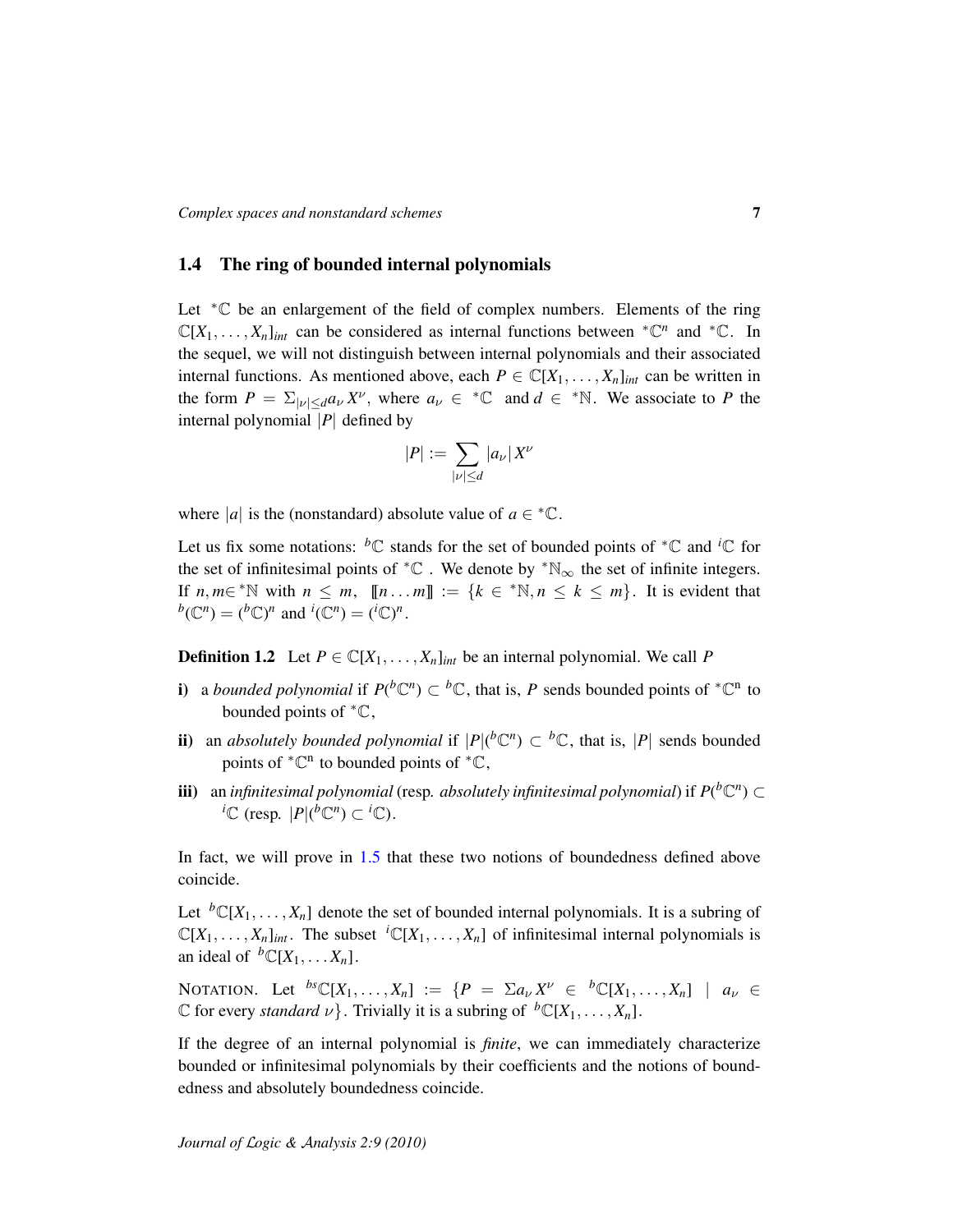## 1.4 The ring of bounded internal polynomials

Let ${}^*\mathbb{C}$ be an enlargement of the field of complex numbers. Elements of the ring $\mathbb{C}[X_1,\dots,X_n]_{int}$ can be considered as internal functions between ${}^*\mathbb{C}^n$ and ${}^*\mathbb{C}$. In the sequel, we will not distinguish between internal polynomials and their associated internal functions. As mentioned above, each $P \in \mathbb{C}[X_1,\dots,X_n]_{int}$ can be written in the form $P = \Sigma_{|\nu|\leq d} a_\nu X^\nu$, where $a_\nu \in {}^*\mathbb{C}$ and $d \in {}^*\mathbb{N}$. We associate to $P$ the internal polynomial $|P|$ defined by

$$|P| := \sum_{|\nu|\leq d} |a_\nu|\, X^\nu$$

where $|a|$ is the (nonstandard) absolute value of $a \in {}^*\mathbb{C}$.

Let us fix some notations: ${}^b\mathbb{C}$ stands for the set of bounded points of ${}^*\mathbb{C}$ and ${}^i\mathbb{C}$ for the set of infinitesimal points of ${}^*\mathbb{C}$ . We denote by ${}^*\mathbb{N}_\infty$ the set of infinite integers. If $n, m \in {}^*\mathbb{N}$ with $n \leq m$, $[\![n\dots m]\!] := \{k \in {}^*\mathbb{N}, n \leq k \leq m\}$. It is evident that ${}^b(\mathbb{C}^n) = ({}^b\mathbb{C})^n$ and ${}^i(\mathbb{C}^n) = ({}^i\mathbb{C})^n$.

**Definition 1.2** Let $P \in \mathbb{C}[X_1,\dots,X_n]_{int}$ be an internal polynomial. We call $P$

- **i)** a *bounded polynomial* if $P({}^b\mathbb{C}^n) \subset {}^b\mathbb{C}$, that is, $P$ sends bounded points of ${}^*\mathbb{C}^n$ to bounded points of ${}^*\mathbb{C}$,
- **ii)** an *absolutely bounded polynomial* if $|P|({}^b\mathbb{C}^n) \subset {}^b\mathbb{C}$, that is, $|P|$ sends bounded points of ${}^*\mathbb{C}^n$ to bounded points of ${}^*\mathbb{C}$,
- **iii)** an *infinitesimal polynomial* (resp. *absolutely infinitesimal polynomial*) if $P({}^b\mathbb{C}^n) \subset {}^i\mathbb{C}$ (resp. $|P|({}^b\mathbb{C}^n) \subset {}^i\mathbb{C}$).

In fact, we will prove in 1.5 that these two notions of boundedness defined above coincide.

Let ${}^b\mathbb{C}[X_1,\dots,X_n]$ denote the set of bounded internal polynomials. It is a subring of $\mathbb{C}[X_1,\dots,X_n]_{int}$. The subset ${}^i\mathbb{C}[X_1,\dots,X_n]$ of infinitesimal internal polynomials is an ideal of ${}^b\mathbb{C}[X_1,\dots X_n]$.

NOTATION. Let ${}^{bs}\mathbb{C}[X_1,\dots,X_n] := \{P = \Sigma a_\nu X^\nu \in {}^b\mathbb{C}[X_1,\dots,X_n] \mid a_\nu \in \mathbb{C}$ for every *standard* $\nu\}$. Trivially it is a subring of ${}^b\mathbb{C}[X_1,\dots,X_n]$.

If the degree of an internal polynomial is *finite*, we can immediately characterize bounded or infinitesimal polynomials by their coefficients and the notions of boundedness and absolutely boundedness coincide.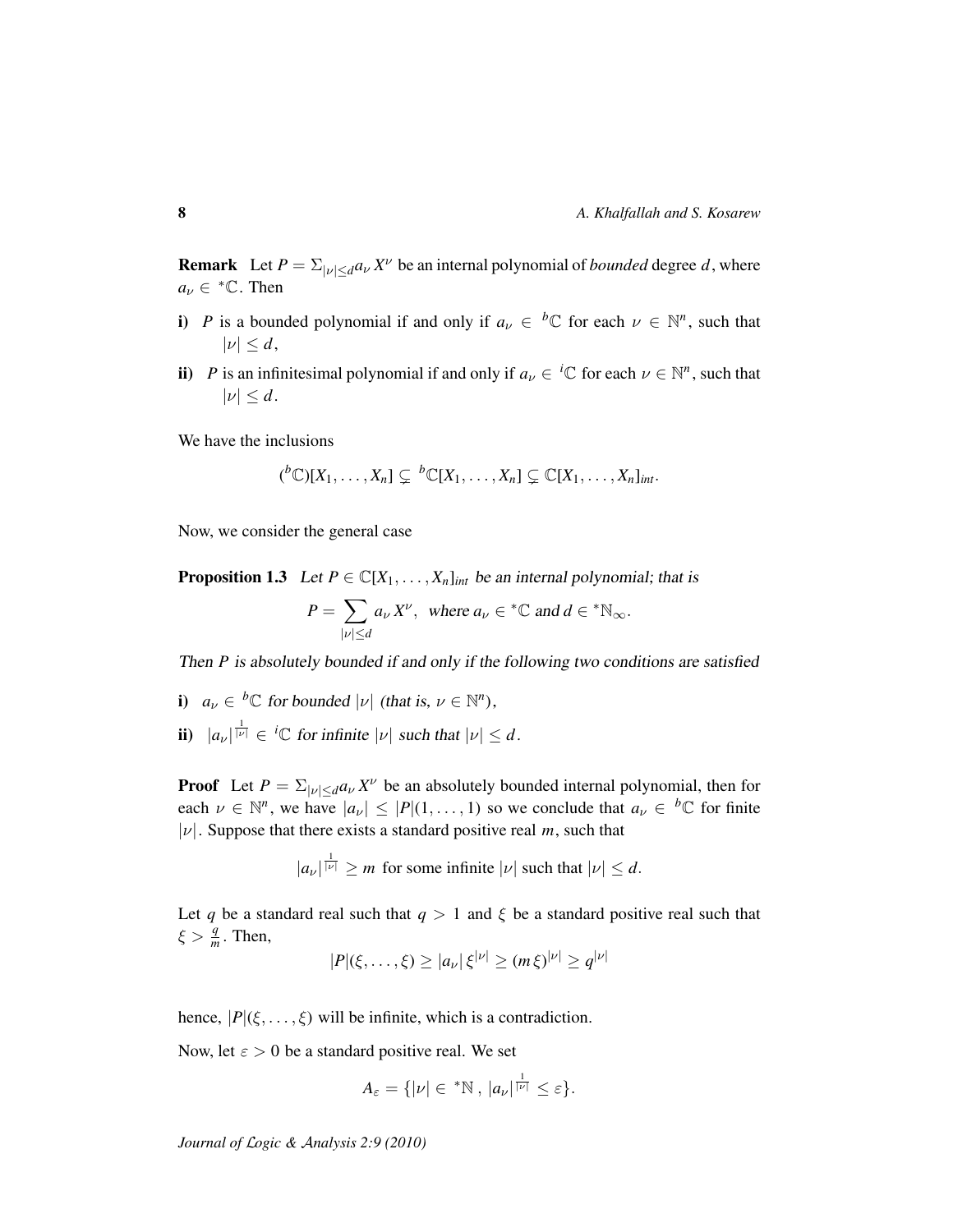**Remark** Let $P = \Sigma_{|\nu| \leq d} a_\nu X^\nu$ be an internal polynomial of *bounded* degree $d$, where $a_\nu \in {}^*\mathbb{C}$. Then

**i)** $P$ is a bounded polynomial if and only if $a_\nu \in {}^b\mathbb{C}$ for each $\nu \in \mathbb{N}^n$, such that $|\nu| \leq d$,

**ii)** $P$ is an infinitesimal polynomial if and only if $a_\nu \in {}^i\mathbb{C}$ for each $\nu \in \mathbb{N}^n$, such that $|\nu| \leq d$.

We have the inclusions

$$({}^b\mathbb{C})[X_1, \ldots, X_n] \subsetneq {}^b\mathbb{C}[X_1, \ldots, X_n] \subsetneq \mathbb{C}[X_1, \ldots, X_n]_{int}.$$

Now, we consider the general case

**Proposition 1.3** *Let $P \in \mathbb{C}[X_1, \ldots, X_n]_{int}$ be an internal polynomial; that is*

$$P = \sum_{|\nu| \leq d} a_\nu X^\nu, \text{ where } a_\nu \in {}^*\mathbb{C} \text{ and } d \in {}^*\mathbb{N}_\infty.$$

*Then $P$ is absolutely bounded if and only if the following two conditions are satisfied*

**i)** $a_\nu \in {}^b\mathbb{C}$ *for bounded $|\nu|$ (that is, $\nu \in \mathbb{N}^n$),*

**ii)** $|a_\nu|^{\frac{1}{|\nu|}} \in {}^i\mathbb{C}$ *for infinite $|\nu|$ such that $|\nu| \leq d$.*

**Proof** Let $P = \Sigma_{|\nu| \leq d} a_\nu X^\nu$ be an absolutely bounded internal polynomial, then for each $\nu \in \mathbb{N}^n$, we have $|a_\nu| \leq |P|(1, \ldots, 1)$ so we conclude that $a_\nu \in {}^b\mathbb{C}$ for finite $|\nu|$. Suppose that there exists a standard positive real $m$, such that

$$|a_\nu|^{\frac{1}{|\nu|}} \geq m \text{ for some infinite } |\nu| \text{ such that } |\nu| \leq d.$$

Let $q$ be a standard real such that $q > 1$ and $\xi$ be a standard positive real such that $\xi > \frac{q}{m}$. Then,

$$|P|(\xi, \ldots, \xi) \geq |a_\nu| \, \xi^{|\nu|} \geq (m\,\xi)^{|\nu|} \geq q^{|\nu|}$$

hence, $|P|(\xi, \ldots, \xi)$ will be infinite, which is a contradiction.

Now, let $\varepsilon > 0$ be a standard positive real. We set

$$A_\varepsilon = \{|\nu| \in {}^*\mathbb{N} \, , \, |a_\nu|^{\frac{1}{|\nu|}} \leq \varepsilon\}.$$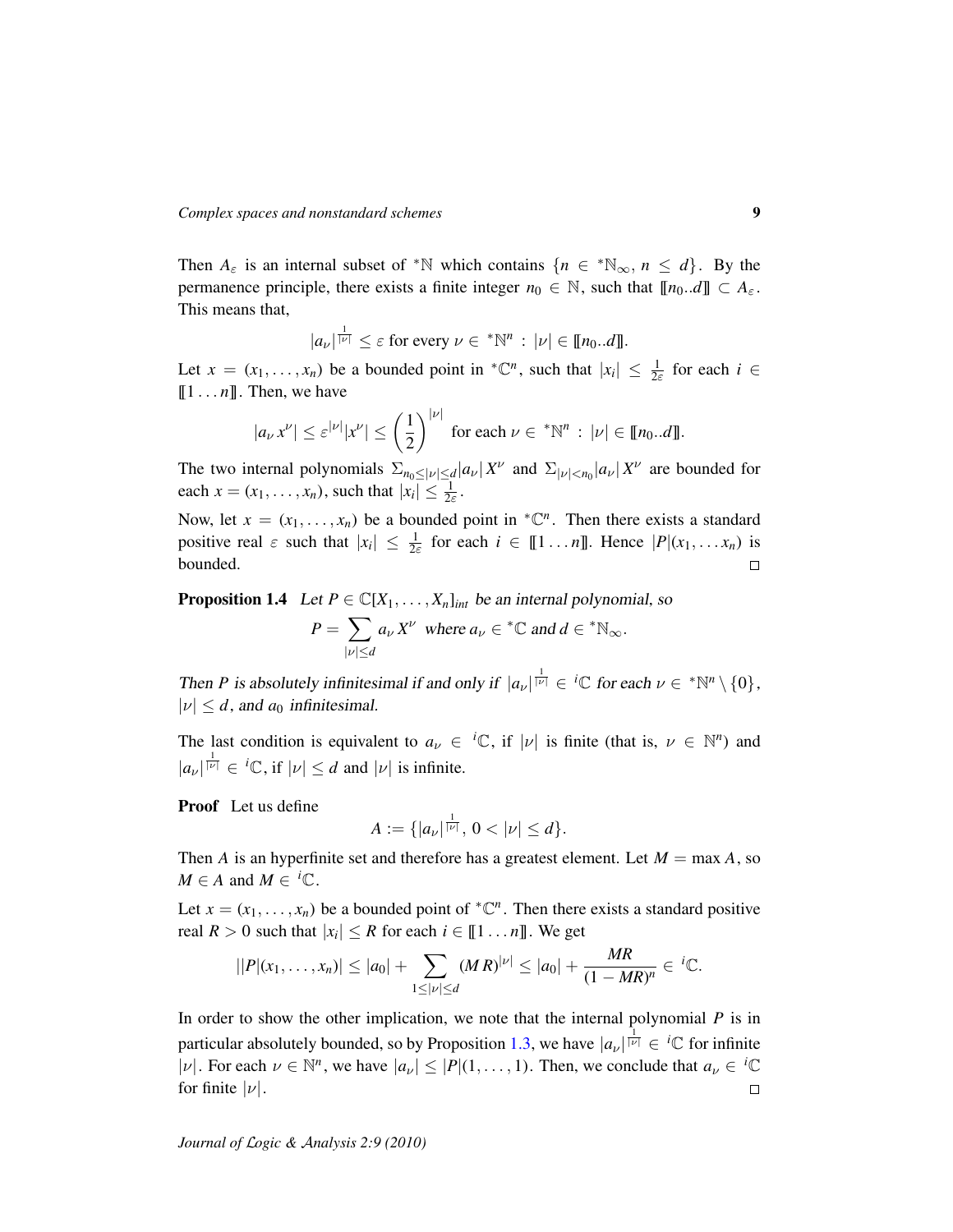Then $A_\varepsilon$ is an internal subset of ${}^*\mathbb{N}$ which contains $\{n \in {}^*\mathbb{N}_\infty,\, n \leq d\}$. By the permanence principle, there exists a finite integer $n_0 \in \mathbb{N}$, such that $[\![n_0..d]\!] \subset A_\varepsilon$. This means that,

$$|a_\nu|^{\frac{1}{|\nu|}} \leq \varepsilon \text{ for every } \nu \in {}^*\mathbb{N}^n \,:\, |\nu| \in [\![n_0..d]\!].$$

Let $x = (x_1, \ldots, x_n)$ be a bounded point in ${}^*\mathbb{C}^n$, such that $|x_i| \leq \frac{1}{2\varepsilon}$ for each $i \in [\![1 \ldots n]\!]$. Then, we have

$$|a_\nu x^\nu| \leq \varepsilon^{|\nu|}|x^\nu| \leq \left(\frac{1}{2}\right)^{|\nu|} \text{ for each } \nu \in {}^*\mathbb{N}^n \,:\, |\nu| \in [\![n_0..d]\!].$$

The two internal polynomials $\Sigma_{n_0 \leq |\nu| \leq d}|a_\nu|X^\nu$ and $\Sigma_{|\nu|<n_0}|a_\nu|X^\nu$ are bounded for each $x = (x_1, \ldots, x_n)$, such that $|x_i| \leq \frac{1}{2\varepsilon}$.

Now, let $x = (x_1, \ldots, x_n)$ be a bounded point in ${}^*\mathbb{C}^n$. Then there exists a standard positive real $\varepsilon$ such that $|x_i| \leq \frac{1}{2\varepsilon}$ for each $i \in [\![1 \ldots n]\!]$. Hence $|P|(x_1, \ldots x_n)$ is bounded. □

**Proposition 1.4** *Let $P \in \mathbb{C}[X_1, \ldots, X_n]_{int}$ be an internal polynomial, so*

$$P = \sum_{|\nu| \leq d} a_\nu X^\nu \text{ where } a_\nu \in {}^*\mathbb{C} \text{ and } d \in {}^*\mathbb{N}_\infty.$$

*Then $P$ is absolutely infinitesimal if and only if $|a_\nu|^{\frac{1}{|\nu|}} \in {}^i\mathbb{C}$ for each $\nu \in {}^*\mathbb{N}^n \setminus \{0\}$, $|\nu| \leq d$, and $a_0$ infinitesimal.*

The last condition is equivalent to $a_\nu \in {}^i\mathbb{C}$, if $|\nu|$ is finite (that is, $\nu \in \mathbb{N}^n$) and $|a_\nu|^{\frac{1}{|\nu|}} \in {}^i\mathbb{C}$, if $|\nu| \leq d$ and $|\nu|$ is infinite.

**Proof** Let us define

$$A := \{|a_\nu|^{\frac{1}{|\nu|}},\, 0 < |\nu| \leq d\}.$$

Then $A$ is an hyperfinite set and therefore has a greatest element. Let $M = \max A$, so $M \in A$ and $M \in {}^i\mathbb{C}$.

Let $x = (x_1, \ldots, x_n)$ be a bounded point of ${}^*\mathbb{C}^n$. Then there exists a standard positive real $R > 0$ such that $|x_i| \leq R$ for each $i \in [\![1 \ldots n]\!]$. We get

$$||P|(x_1, \ldots, x_n)| \leq |a_0| + \sum_{1 \leq |\nu| \leq d} (M\,R)^{|\nu|} \leq |a_0| + \frac{MR}{(1 - MR)^n} \in {}^i\mathbb{C}.$$

In order to show the other implication, we note that the internal polynomial $P$ is in particular absolutely bounded, so by Proposition 1.3, we have $|a_\nu|^{\frac{1}{|\nu|}} \in {}^i\mathbb{C}$ for infinite $|\nu|$. For each $\nu \in \mathbb{N}^n$, we have $|a_\nu| \leq |P|(1, \ldots, 1)$. Then, we conclude that $a_\nu \in {}^i\mathbb{C}$ for finite $|\nu|$. □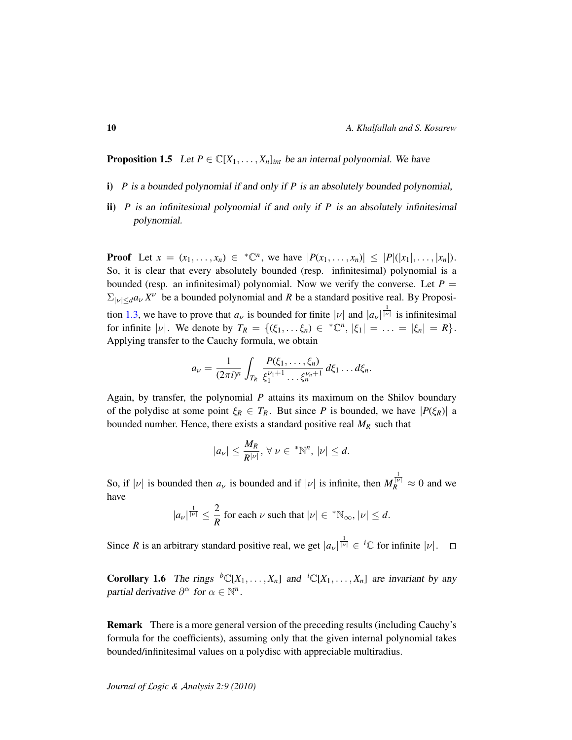**Proposition 1.5** *Let $P \in \mathbb{C}[X_1, \ldots, X_n]_{int}$ be an internal polynomial. We have*

**i)** *$P$ is a bounded polynomial if and only if $P$ is an absolutely bounded polynomial,*

**ii)** *$P$ is an infinitesimal polynomial if and only if $P$ is an absolutely infinitesimal polynomial.*

**Proof** Let $x = (x_1, \ldots, x_n) \in {}^*\mathbb{C}^n$, we have $|P(x_1, \ldots, x_n)| \leq |P|(|x_1|, \ldots, |x_n|)$. So, it is clear that every absolutely bounded (resp. infinitesimal) polynomial is a bounded (resp. an infinitesimal) polynomial. Now we verify the converse. Let $P = \Sigma_{|\nu| \leq d} a_\nu X^\nu$ be a bounded polynomial and $R$ be a standard positive real. By Proposition 1.3, we have to prove that $a_\nu$ is bounded for finite $|\nu|$ and $|a_\nu|^{\frac{1}{|\nu|}}$ is infinitesimal for infinite $|\nu|$. We denote by $T_R = \{(\xi_1, \ldots \xi_n) \in {}^*\mathbb{C}^n, |\xi_1| = \ldots = |\xi_n| = R\}$. Applying transfer to the Cauchy formula, we obtain

$$a_\nu = \frac{1}{(2\pi i)^n} \int_{T_R} \frac{P(\xi_1, \ldots, \xi_n)}{\xi_1^{\nu_1+1} \ldots \xi_n^{\nu_n+1}} \, d\xi_1 \ldots d\xi_n.$$

Again, by transfer, the polynomial $P$ attains its maximum on the Shilov boundary of the polydisc at some point $\xi_R \in T_R$. But since $P$ is bounded, we have $|P(\xi_R)|$ a bounded number. Hence, there exists a standard positive real $M_R$ such that

$$|a_\nu| \leq \frac{M_R}{R^{|\nu|}}, \; \forall \; \nu \in {}^*\mathbb{N}^n, \; |\nu| \leq d.$$

So, if $|\nu|$ is bounded then $a_\nu$ is bounded and if $|\nu|$ is infinite, then $M_R^{\frac{1}{|\nu|}} \approx 0$ and we have

$$|a_\nu|^{\frac{1}{|\nu|}} \leq \frac{2}{R} \text{ for each } \nu \text{ such that } |\nu| \in {}^*\mathbb{N}_\infty, \; |\nu| \leq d.$$

Since $R$ is an arbitrary standard positive real, we get $|a_\nu|^{\frac{1}{|\nu|}} \in {}^i\mathbb{C}$ for infinite $|\nu|$. □

**Corollary 1.6** *The rings ${}^b\mathbb{C}[X_1, \ldots, X_n]$ and ${}^i\mathbb{C}[X_1, \ldots, X_n]$ are invariant by any partial derivative $\partial^\alpha$ for $\alpha \in \mathbb{N}^n$.*

**Remark** There is a more general version of the preceding results (including Cauchy's formula for the coefficients), assuming only that the given internal polynomial takes bounded/infinitesimal values on a polydisc with appreciable multiradius.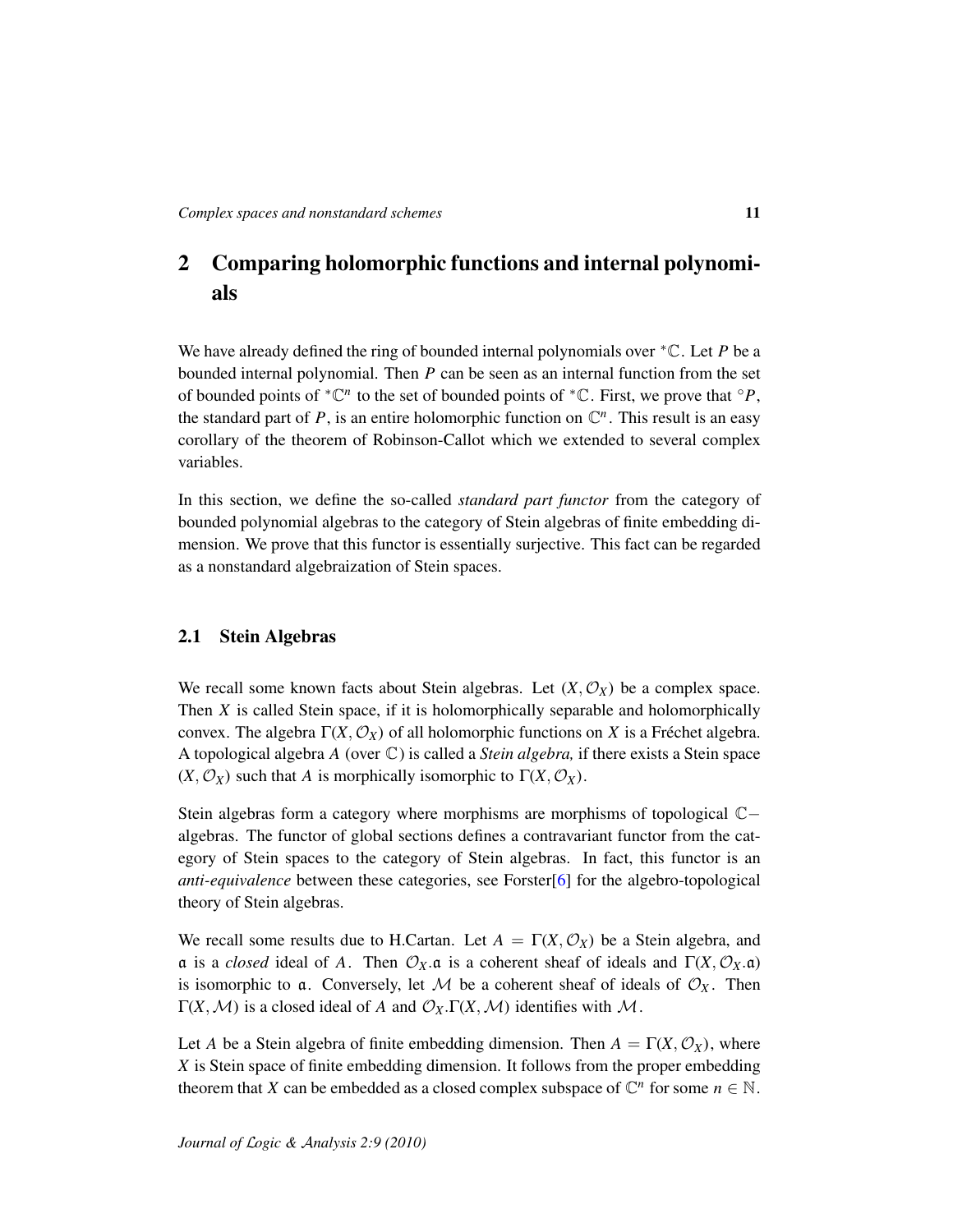## 2 Comparing holomorphic functions and internal polynomials

We have already defined the ring of bounded internal polynomials over ${}^*\mathbb{C}$. Let $P$ be a bounded internal polynomial. Then $P$ can be seen as an internal function from the set of bounded points of ${}^*\mathbb{C}^n$ to the set of bounded points of ${}^*\mathbb{C}$. First, we prove that ${}^\circ P$, the standard part of $P$, is an entire holomorphic function on $\mathbb{C}^n$. This result is an easy corollary of the theorem of Robinson-Callot which we extended to several complex variables.

In this section, we define the so-called *standard part functor* from the category of bounded polynomial algebras to the category of Stein algebras of finite embedding dimension. We prove that this functor is essentially surjective. This fact can be regarded as a nonstandard algebraization of Stein spaces.

### 2.1 Stein Algebras

We recall some known facts about Stein algebras. Let $(X, \mathcal{O}_X)$ be a complex space. Then $X$ is called Stein space, if it is holomorphically separable and holomorphically convex. The algebra $\Gamma(X, \mathcal{O}_X)$ of all holomorphic functions on $X$ is a Fréchet algebra. A topological algebra $A$ (over $\mathbb{C}$) is called a *Stein algebra,* if there exists a Stein space $(X, \mathcal{O}_X)$ such that $A$ is morphically isomorphic to $\Gamma(X, \mathcal{O}_X)$.

Stein algebras form a category where morphisms are morphisms of topological $\mathbb{C}-$algebras. The functor of global sections defines a contravariant functor from the category of Stein spaces to the category of Stein algebras. In fact, this functor is an *anti-equivalence* between these categories, see Forster[6] for the algebro-topological theory of Stein algebras.

We recall some results due to H.Cartan. Let $A = \Gamma(X, \mathcal{O}_X)$ be a Stein algebra, and $\mathfrak{a}$ is a *closed* ideal of $A$. Then $\mathcal{O}_X.\mathfrak{a}$ is a coherent sheaf of ideals and $\Gamma(X, \mathcal{O}_X.\mathfrak{a})$ is isomorphic to $\mathfrak{a}$. Conversely, let $\mathcal{M}$ be a coherent sheaf of ideals of $\mathcal{O}_X$. Then $\Gamma(X, \mathcal{M})$ is a closed ideal of $A$ and $\mathcal{O}_X.\Gamma(X, \mathcal{M})$ identifies with $\mathcal{M}$.

Let $A$ be a Stein algebra of finite embedding dimension. Then $A = \Gamma(X, \mathcal{O}_X)$, where $X$ is Stein space of finite embedding dimension. It follows from the proper embedding theorem that $X$ can be embedded as a closed complex subspace of $\mathbb{C}^n$ for some $n \in \mathbb{N}$.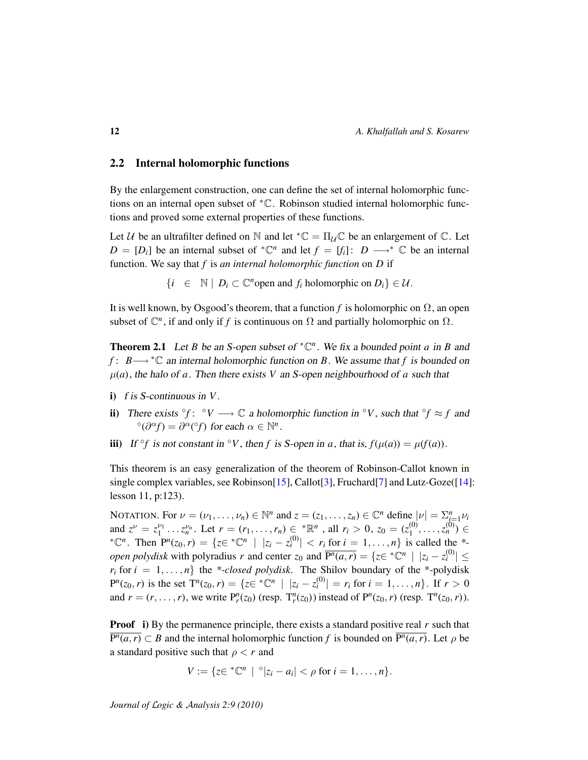## 2.2 Internal holomorphic functions

By the enlargement construction, one can define the set of internal holomorphic functions on an internal open subset of ${}^*\mathbb{C}$. Robinson studied internal holomorphic functions and proved some external properties of these functions.

Let $\mathcal{U}$ be an ultrafilter defined on $\mathbb{N}$ and let ${}^*\mathbb{C} = \Pi_{\mathcal{U}}\mathbb{C}$ be an enlargement of $\mathbb{C}$. Let $D = [D_i]$ be an internal subset of ${}^*\mathbb{C}^n$ and let $f = [f_i]\colon\ D \longrightarrow^* \mathbb{C}$ be an internal function. We say that $f$ is *an internal holomorphic function* on $D$ if

$$\{i \ \in \ \mathbb{N} \mid D_i \subset \mathbb{C}^n \text{open and } f_i \text{ holomorphic on } D_i\} \in \mathcal{U}.$$

It is well known, by Osgood's theorem, that a function $f$ is holomorphic on $\Omega$, an open subset of $\mathbb{C}^n$, if and only if $f$ is continuous on $\Omega$ and partially holomorphic on $\Omega$.

**Theorem 2.1** *Let $B$ be an S-open subset of ${}^*\mathbb{C}^n$. We fix a bounded point $a$ in $B$ and $f\colon\ B \longrightarrow {}^*\mathbb{C}$ an internal holomorphic function on $B$. We assume that $f$ is bounded on $\mu(a)$, the halo of $a$. Then there exists $V$ an S-open neighbourhood of $a$ such that*

- **i)** *$f$ is S-continuous in $V$.*
- **ii)** *There exists ${}^\circ f\colon\ {}^\circ V \longrightarrow \mathbb{C}$ a holomorphic function in ${}^\circ V$, such that ${}^\circ f \approx f$ and ${}^\circ(\partial^\alpha f) = \partial^\alpha({}^\circ f)$ for each $\alpha \in \mathbb{N}^n$.*
- **iii)** *If ${}^\circ f$ is not constant in ${}^\circ V$, then $f$ is S-open in $a$, that is, $f(\mu(a)) = \mu(f(a))$.*

This theorem is an easy generalization of the theorem of Robinson-Callot known in single complex variables, see Robinson[15], Callot[3], Fruchard[7] and Lutz-Goze([14]: lesson 11, p:123).

NOTATION. For $\nu = (\nu_1, \ldots, \nu_n) \in \mathbb{N}^n$ and $z = (z_1, \ldots, z_n) \in \mathbb{C}^n$ define $|\nu| = \Sigma_{i=1}^n \nu_i$ and $z^\nu = z_1^{\nu_1} \ldots z_n^{\nu_n}$. Let $r = (r_1, \ldots, r_n) \in {}^*\mathbb{R}^n$ , all $r_i > 0$, $z_0 = (z_1^{(0)}, \ldots, z_n^{(0)}) \in {}^*\mathbb{C}^n$. Then $\mathrm{P}^n(z_0, r) = \{z \in {}^*\mathbb{C}^n \mid |z_i - z_i^{(0)}| < r_i \text{ for } i = 1, \ldots, n\}$ is called the *\*-open polydisk* with polyradius $r$ and center $z_0$ and $\overline{\mathrm{P}^n(a, r)} = \{z \in {}^*\mathbb{C}^n \mid |z_i - z_i^{(0)}| \leq r_i \text{ for } i = 1, \ldots, n\}$ the *\*-closed polydisk*. The Shilov boundary of the \*-polydisk $\mathrm{P}^n(z_0, r)$ is the set $\mathrm{T}^n(z_0, r) = \{z \in {}^*\mathbb{C}^n \mid |z_i - z_i^{(0)}| = r_i \text{ for } i = 1, \ldots, n\}$. If $r > 0$ and $r = (r, \ldots, r)$, we write $\mathrm{P}_r^n(z_0)$ (resp. $\mathrm{T}_r^n(z_0)$) instead of $\mathrm{P}^n(z_0, r)$ (resp. $\mathrm{T}^n(z_0, r)$).

**Proof** **i)** By the permanence principle, there exists a standard positive real $r$ such that $\overline{\mathrm{P}^n(a, r)} \subset B$ and the internal holomorphic function $f$ is bounded on $\overline{\mathrm{P}^n(a, r)}$. Let $\rho$ be a standard positive such that $\rho < r$ and

$$V := \{z \in {}^*\mathbb{C}^n \mid {}^\circ|z_i - a_i| < \rho \text{ for } i = 1, \ldots, n\}.$$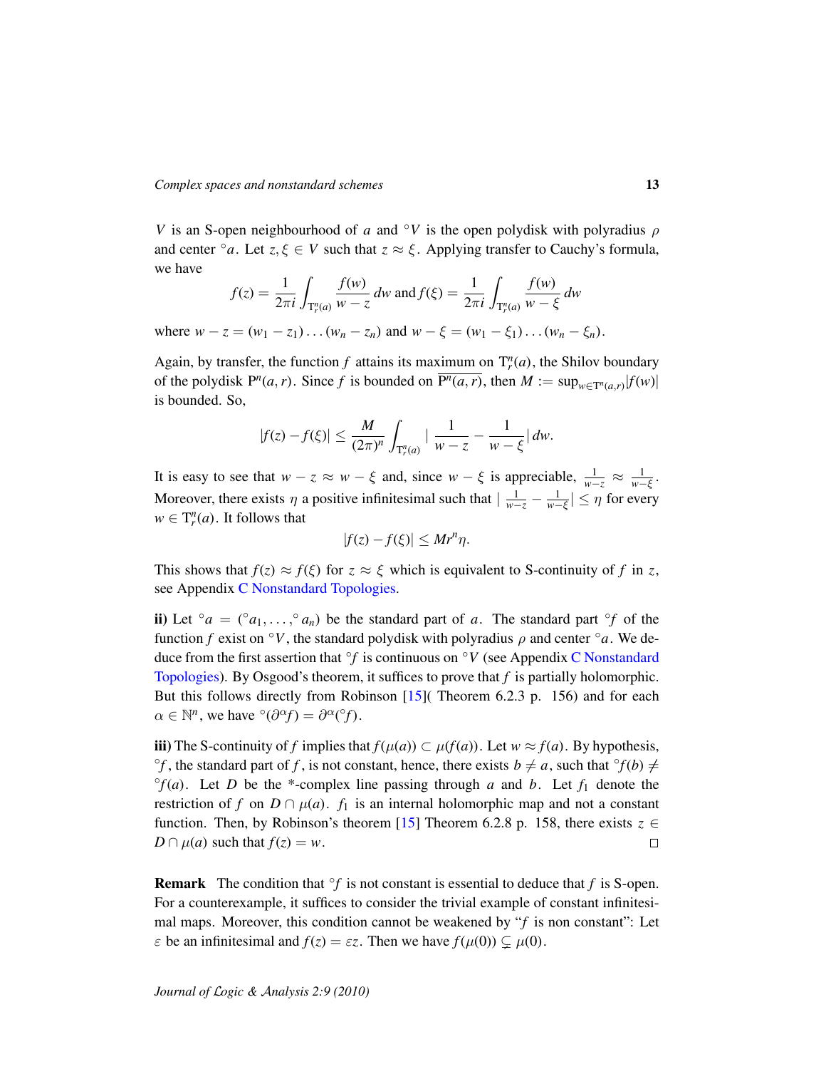$V$ is an S-open neighbourhood of $a$ and ${}^\circ V$ is the open polydisk with polyradius $\rho$ and center ${}^\circ a$. Let $z, \xi \in V$ such that $z \approx \xi$. Applying transfer to Cauchy's formula, we have

$$f(z) = \frac{1}{2\pi i} \int_{\mathrm{T}^n_r(a)} \frac{f(w)}{w - z}\, dw \text{ and } f(\xi) = \frac{1}{2\pi i} \int_{\mathrm{T}^n_r(a)} \frac{f(w)}{w - \xi}\, dw$$

where $w - z = (w_1 - z_1)\ldots(w_n - z_n)$ and $w - \xi = (w_1 - \xi_1)\ldots(w_n - \xi_n)$.

Again, by transfer, the function $f$ attains its maximum on $\mathrm{T}^n_r(a)$, the Shilov boundary of the polydisk $\mathrm{P}^n(a, r)$. Since $f$ is bounded on $\overline{\mathrm{P}^n(a, r)}$, then $M := \sup_{w \in \mathrm{T}^n(a,r)} |f(w)|$ is bounded. So,

$$|f(z) - f(\xi)| \leq \frac{M}{(2\pi)^n} \int_{\mathrm{T}^n_r(a)} \left| \frac{1}{w - z} - \frac{1}{w - \xi} \right| dw.$$

It is easy to see that $w - z \approx w - \xi$ and, since $w - \xi$ is appreciable, $\frac{1}{w-z} \approx \frac{1}{w-\xi}$. Moreover, there exists $\eta$ a positive infinitesimal such that $\left| \frac{1}{w-z} - \frac{1}{w-\xi} \right| \leq \eta$ for every $w \in \mathrm{T}^n_r(a)$. It follows that

$$|f(z) - f(\xi)| \leq M r^n \eta.$$

This shows that $f(z) \approx f(\xi)$ for $z \approx \xi$ which is equivalent to S-continuity of $f$ in $z$, see Appendix C Nonstandard Topologies.

**ii)** Let ${}^\circ a = ({}^\circ a_1, \ldots, {}^\circ a_n)$ be the standard part of $a$. The standard part ${}^\circ f$ of the function $f$ exist on ${}^\circ V$, the standard polydisk with polyradius $\rho$ and center ${}^\circ a$. We deduce from the first assertion that ${}^\circ f$ is continuous on ${}^\circ V$ (see Appendix C Nonstandard Topologies). By Osgood's theorem, it suffices to prove that $f$ is partially holomorphic. But this follows directly from Robinson [15]( Theorem 6.2.3 p. 156) and for each $\alpha \in \mathbb{N}^n$, we have ${}^\circ(\partial^\alpha f) = \partial^\alpha({}^\circ f)$.

**iii)** The S-continuity of $f$ implies that $f(\mu(a)) \subset \mu(f(a))$. Let $w \approx f(a)$. By hypothesis, ${}^\circ f$, the standard part of $f$, is not constant, hence, there exists $b \neq a$, such that ${}^\circ f(b) \neq {}^\circ f(a)$. Let $D$ be the *-complex line passing through $a$ and $b$. Let $f_1$ denote the restriction of $f$ on $D \cap \mu(a)$. $f_1$ is an internal holomorphic map and not a constant function. Then, by Robinson's theorem [15] Theorem 6.2.8 p. 158, there exists $z \in D \cap \mu(a)$ such that $f(z) = w$. $\square$

**Remark** The condition that ${}^\circ f$ is not constant is essential to deduce that $f$ is S-open. For a counterexample, it suffices to consider the trivial example of constant infinitesimal maps. Moreover, this condition cannot be weakened by "$f$ is non constant": Let $\varepsilon$ be an infinitesimal and $f(z) = \varepsilon z$. Then we have $f(\mu(0)) \subsetneq \mu(0)$.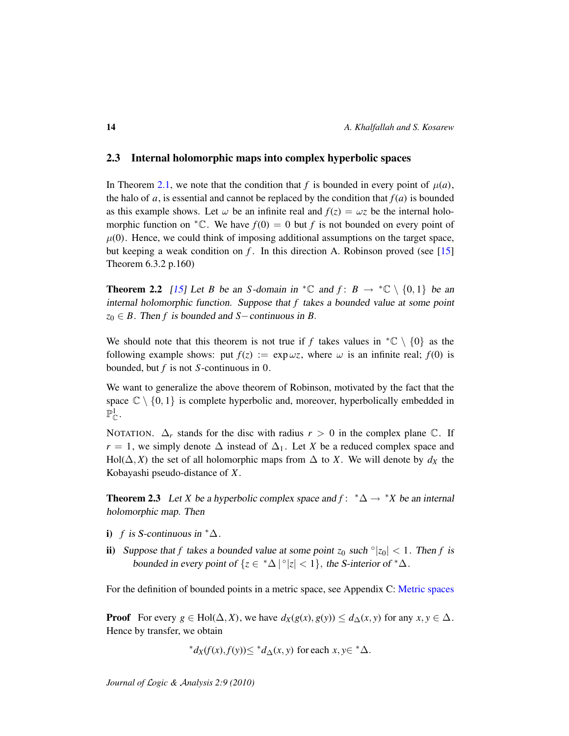## 2.3 Internal holomorphic maps into complex hyperbolic spaces

In Theorem 2.1, we note that the condition that $f$ is bounded in every point of $\mu(a)$, the halo of $a$, is essential and cannot be replaced by the condition that $f(a)$ is bounded as this example shows. Let $\omega$ be an infinite real and $f(z) = \omega z$ be the internal holomorphic function on ${}^*\mathbb{C}$. We have $f(0) = 0$ but $f$ is not bounded on every point of $\mu(0)$. Hence, we could think of imposing additional assumptions on the target space, but keeping a weak condition on $f$. In this direction A. Robinson proved (see [15] Theorem 6.3.2 p.160)

**Theorem 2.2** *[15] Let $B$ be an $S$-domain in ${}^*\mathbb{C}$ and $f\colon B \to {}^*\mathbb{C} \setminus \{0, 1\}$ be an internal holomorphic function. Suppose that $f$ takes a bounded value at some point $z_0 \in B$. Then $f$ is bounded and $S-$continuous in $B$.*

We should note that this theorem is not true if $f$ takes values in ${}^*\mathbb{C} \setminus \{0\}$ as the following example shows: put $f(z) := \exp \omega z$, where $\omega$ is an infinite real; $f(0)$ is bounded, but $f$ is not $S$-continuous in $0$.

We want to generalize the above theorem of Robinson, motivated by the fact that the space $\mathbb{C} \setminus \{0, 1\}$ is complete hyperbolic and, moreover, hyperbolically embedded in $\mathbb{P}^1_{\mathbb{C}}$.

NOTATION. $\Delta_r$ stands for the disc with radius $r > 0$ in the complex plane $\mathbb{C}$. If $r = 1$, we simply denote $\Delta$ instead of $\Delta_1$. Let $X$ be a reduced complex space and $\mathrm{Hol}(\Delta, X)$ the set of all holomorphic maps from $\Delta$ to $X$. We will denote by $d_X$ the Kobayashi pseudo-distance of $X$.

**Theorem 2.3** *Let $X$ be a hyperbolic complex space and $f\colon {}^*\Delta \to {}^*X$ be an internal holomorphic map. Then*

**i)** *$f$ is S-continuous in ${}^*\Delta$.*

**ii)** *Suppose that $f$ takes a bounded value at some point $z_0$ such ${}^\circ|z_0| < 1$. Then $f$ is bounded in every point of $\{z \in {}^*\Delta \mid {}^\circ|z| < 1\}$, the S-interior of ${}^*\Delta$.*

For the definition of bounded points in a metric space, see Appendix C: Metric spaces

**Proof** For every $g \in \mathrm{Hol}(\Delta, X)$, we have $d_X(g(x), g(y)) \leq d_\Delta(x, y)$ for any $x, y \in \Delta$. Hence by transfer, we obtain

$$
{}^*d_X(f(x), f(y)) \leq {}^*d_\Delta(x, y) \text{ for each } x, y \in {}^*\Delta.
$$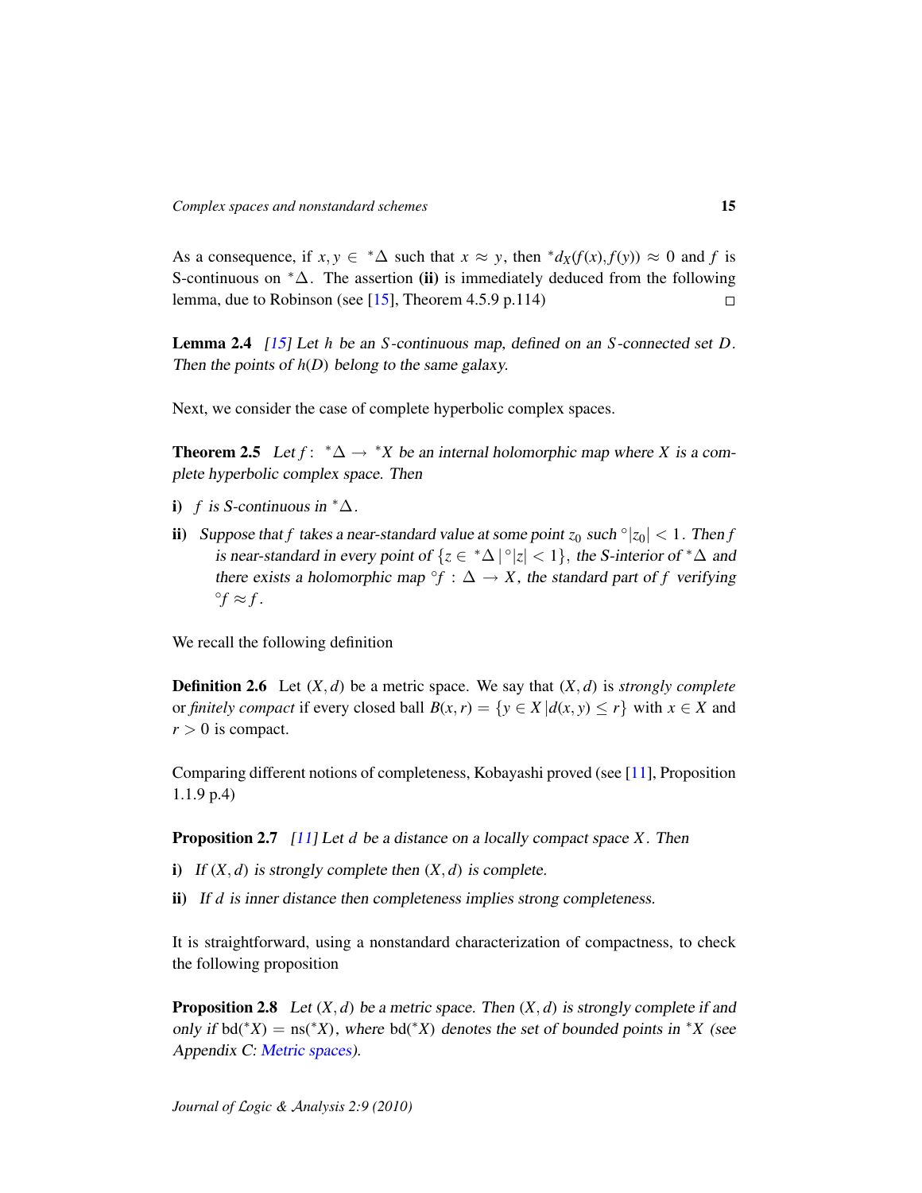As a consequence, if $x, y \in {}^*\Delta$ such that $x \approx y$, then ${}^*d_X(f(x), f(y)) \approx 0$ and $f$ is S-continuous on ${}^*\Delta$. The assertion **(ii)** is immediately deduced from the following lemma, due to Robinson (see [15], Theorem 4.5.9 p.114) □

**Lemma 2.4** *[15] Let $h$ be an $S$-continuous map, defined on an $S$-connected set $D$. Then the points of $h(D)$ belong to the same galaxy.*

Next, we consider the case of complete hyperbolic complex spaces.

**Theorem 2.5** *Let $f\colon {}^*\Delta \to {}^*X$ be an internal holomorphic map where $X$ is a complete hyperbolic complex space. Then*

**i)** *$f$ is S-continuous in ${}^*\Delta$.*

**ii)** *Suppose that $f$ takes a near-standard value at some point $z_0$ such ${}^\circ|z_0| < 1$. Then $f$ is near-standard in every point of $\{z \in {}^*\Delta \,|\, {}^\circ|z| < 1\}$, the S-interior of ${}^*\Delta$ and there exists a holomorphic map ${}^\circ f : \Delta \to X$, the standard part of $f$ verifying ${}^\circ f \approx f$.*

We recall the following definition

**Definition 2.6** Let $(X, d)$ be a metric space. We say that $(X, d)$ is *strongly complete* or *finitely compact* if every closed ball $B(x, r) = \{y \in X \,|\, d(x, y) \leq r\}$ with $x \in X$ and $r > 0$ is compact.

Comparing different notions of completeness, Kobayashi proved (see [11], Proposition 1.1.9 p.4)

**Proposition 2.7** *[11] Let $d$ be a distance on a locally compact space $X$. Then*

**i)** *If $(X, d)$ is strongly complete then $(X, d)$ is complete.*

**ii)** *If $d$ is inner distance then completeness implies strong completeness.*

It is straightforward, using a nonstandard characterization of compactness, to check the following proposition

**Proposition 2.8** *Let $(X, d)$ be a metric space. Then $(X, d)$ is strongly complete if and only if $\mathrm{bd}({}^*X) = \mathrm{ns}({}^*X)$, where $\mathrm{bd}({}^*X)$ denotes the set of bounded points in ${}^*X$ (see Appendix C: Metric spaces).*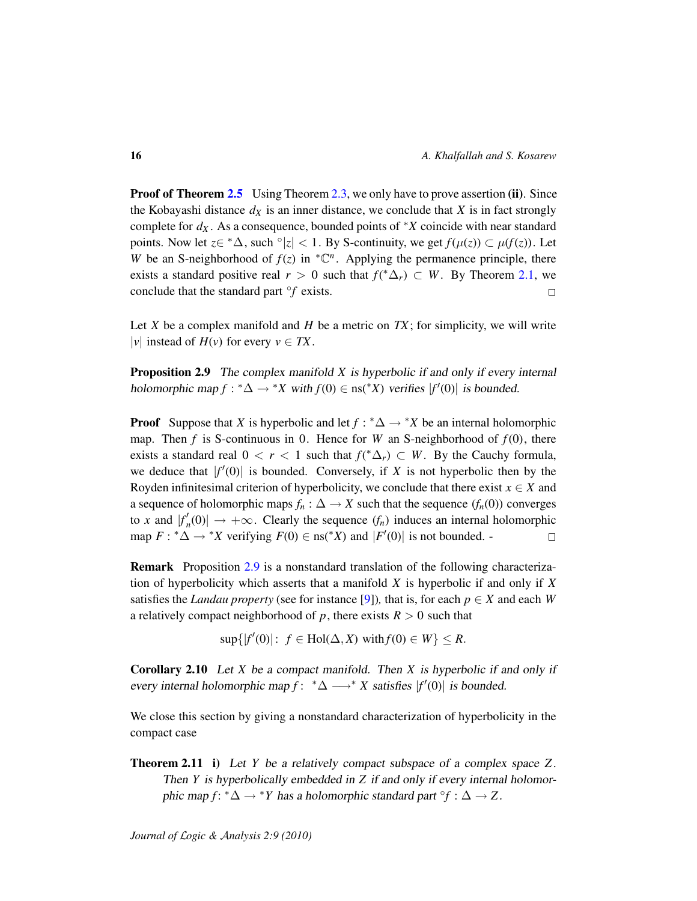**Proof of Theorem 2.5** Using Theorem 2.3, we only have to prove assertion **(ii)**. Since the Kobayashi distance $d_X$ is an inner distance, we conclude that $X$ is in fact strongly complete for $d_X$. As a consequence, bounded points of ${}^*X$ coincide with near standard points. Now let $z \in {}^*\Delta$, such ${}^\circ|z| < 1$. By S-continuity, we get $f(\mu(z)) \subset \mu(f(z))$. Let $W$ be an S-neighborhood of $f(z)$ in ${}^*\mathbb{C}^n$. Applying the permanence principle, there exists a standard positive real $r > 0$ such that $f({}^*\Delta_r) \subset W$. By Theorem 2.1, we conclude that the standard part ${}^\circ f$ exists. □

Let $X$ be a complex manifold and $H$ be a metric on $TX$; for simplicity, we will write $|v|$ instead of $H(v)$ for every $v \in TX$.

**Proposition 2.9** *The complex manifold $X$ is hyperbolic if and only if every internal holomorphic map $f : {}^*\Delta \to {}^*X$ with $f(0) \in \mathrm{ns}({}^*X)$ verifies $|f'(0)|$ is bounded.*

**Proof** Suppose that $X$ is hyperbolic and let $f : {}^*\Delta \to {}^*X$ be an internal holomorphic map. Then $f$ is S-continuous in $0$. Hence for $W$ an S-neighborhood of $f(0)$, there exists a standard real $0 < r < 1$ such that $f({}^*\Delta_r) \subset W$. By the Cauchy formula, we deduce that $|f'(0)|$ is bounded. Conversely, if $X$ is not hyperbolic then by the Royden infinitesimal criterion of hyperbolicity, we conclude that there exist $x \in X$ and a sequence of holomorphic maps $f_n : \Delta \to X$ such that the sequence $(f_n(0))$ converges to $x$ and $|f_n'(0)| \to +\infty$. Clearly the sequence $(f_n)$ induces an internal holomorphic map $F : {}^*\Delta \to {}^*X$ verifying $F(0) \in \mathrm{ns}({}^*X)$ and $|F'(0)|$ is not bounded. - □

**Remark** Proposition 2.9 is a nonstandard translation of the following characterization of hyperbolicity which asserts that a manifold $X$ is hyperbolic if and only if $X$ satisfies the *Landau property* (see for instance [9]), that is, for each $p \in X$ and each $W$ a relatively compact neighborhood of $p$, there exists $R > 0$ such that

$$\sup\{|f'(0)| : \ f \in \mathrm{Hol}(\Delta, X) \ \text{with} \, f(0) \in W\} \leq R.$$

**Corollary 2.10** *Let $X$ be a compact manifold. Then $X$ is hyperbolic if and only if every internal holomorphic map $f : \ {}^*\Delta \longrightarrow {}^* X$ satisfies $|f'(0)|$ is bounded.*

We close this section by giving a nonstandard characterization of hyperbolicity in the compact case

**Theorem 2.11** **i)** *Let $Y$ be a relatively compact subspace of a complex space $Z$. Then $Y$ is hyperbolically embedded in $Z$ if and only if every internal holomorphic map $f : {}^*\Delta \to {}^*Y$ has a holomorphic standard part ${}^\circ f : \Delta \to Z$.*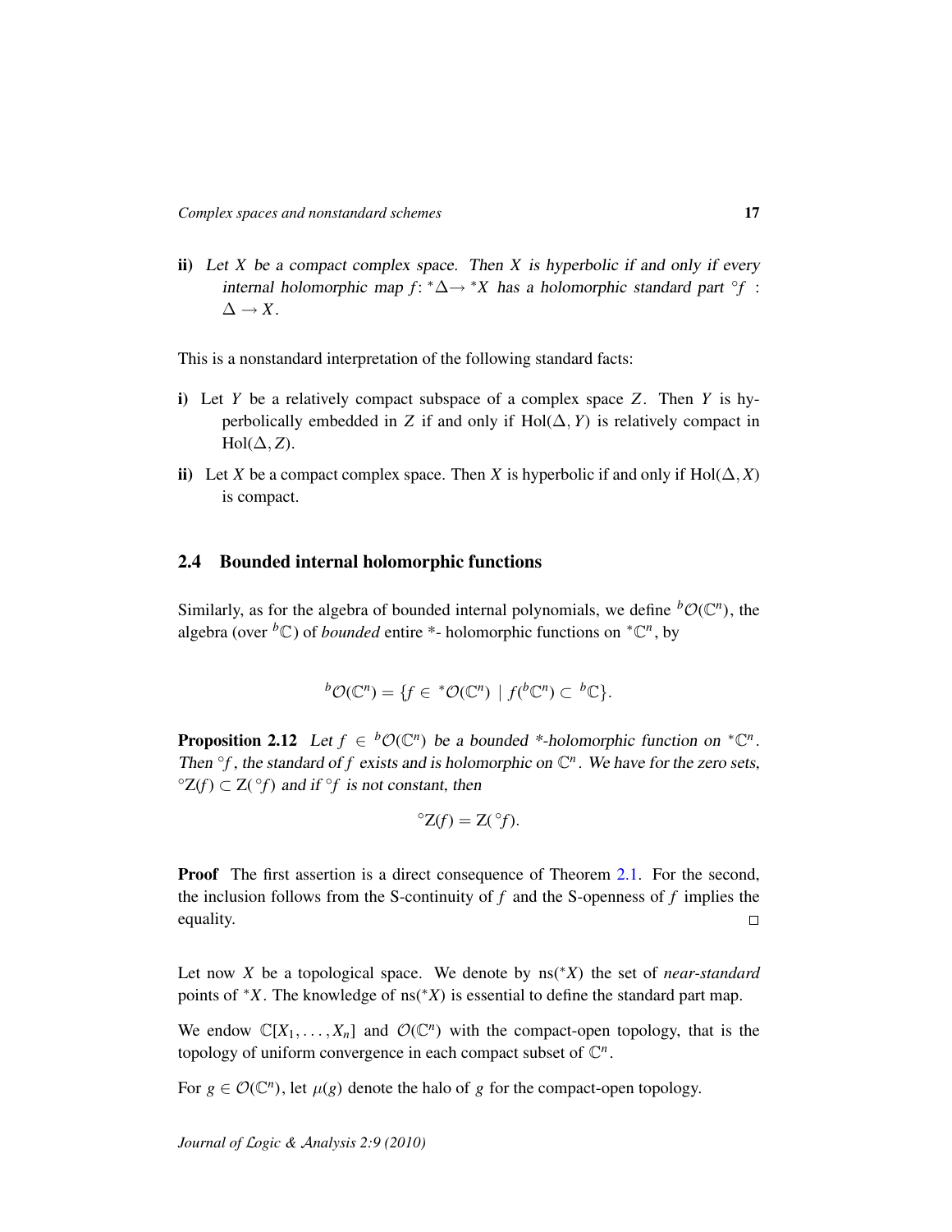**ii)** *Let $X$ be a compact complex space. Then $X$ is hyperbolic if and only if every internal holomorphic map $f\colon {}^*\Delta \to {}^*X$ has a holomorphic standard part ${}^\circ f : \Delta \to X$.*

This is a nonstandard interpretation of the following standard facts:

**i)** Let $Y$ be a relatively compact subspace of a complex space $Z$. Then $Y$ is hyperbolically embedded in $Z$ if and only if $\mathrm{Hol}(\Delta, Y)$ is relatively compact in $\mathrm{Hol}(\Delta, Z)$.

**ii)** Let $X$ be a compact complex space. Then $X$ is hyperbolic if and only if $\mathrm{Hol}(\Delta, X)$ is compact.

## 2.4 Bounded internal holomorphic functions

Similarly, as for the algebra of bounded internal polynomials, we define ${}^b\mathcal{O}(\mathbb{C}^n)$, the algebra (over ${}^b\mathbb{C}$) of *bounded* entire *- holomorphic functions on ${}^*\mathbb{C}^n$, by

$$ {}^b\mathcal{O}(\mathbb{C}^n) = \{f \in {}^*\mathcal{O}(\mathbb{C}^n) \mid f({}^b\mathbb{C}^n) \subset {}^b\mathbb{C}\}. $$

**Proposition 2.12** *Let $f \in {}^b\mathcal{O}(\mathbb{C}^n)$ be a bounded *-holomorphic function on ${}^*\mathbb{C}^n$. Then ${}^\circ f$, the standard of $f$ exists and is holomorphic on $\mathbb{C}^n$. We have for the zero sets, ${}^\circ\mathrm{Z}(f) \subset \mathrm{Z}({}^\circ f)$ and if ${}^\circ f$ is not constant, then*

$$ {}^\circ\mathrm{Z}(f) = \mathrm{Z}({}^\circ f). $$

**Proof** The first assertion is a direct consequence of Theorem 2.1. For the second, the inclusion follows from the S-continuity of $f$ and the S-openness of $f$ implies the equality. ◻

Let now $X$ be a topological space. We denote by $\mathrm{ns}({}^*X)$ the set of *near-standard* points of ${}^*X$. The knowledge of $\mathrm{ns}({}^*X)$ is essential to define the standard part map.

We endow $\mathbb{C}[X_1, \ldots, X_n]$ and $\mathcal{O}(\mathbb{C}^n)$ with the compact-open topology, that is the topology of uniform convergence in each compact subset of $\mathbb{C}^n$.

For $g \in \mathcal{O}(\mathbb{C}^n)$, let $\mu(g)$ denote the halo of $g$ for the compact-open topology.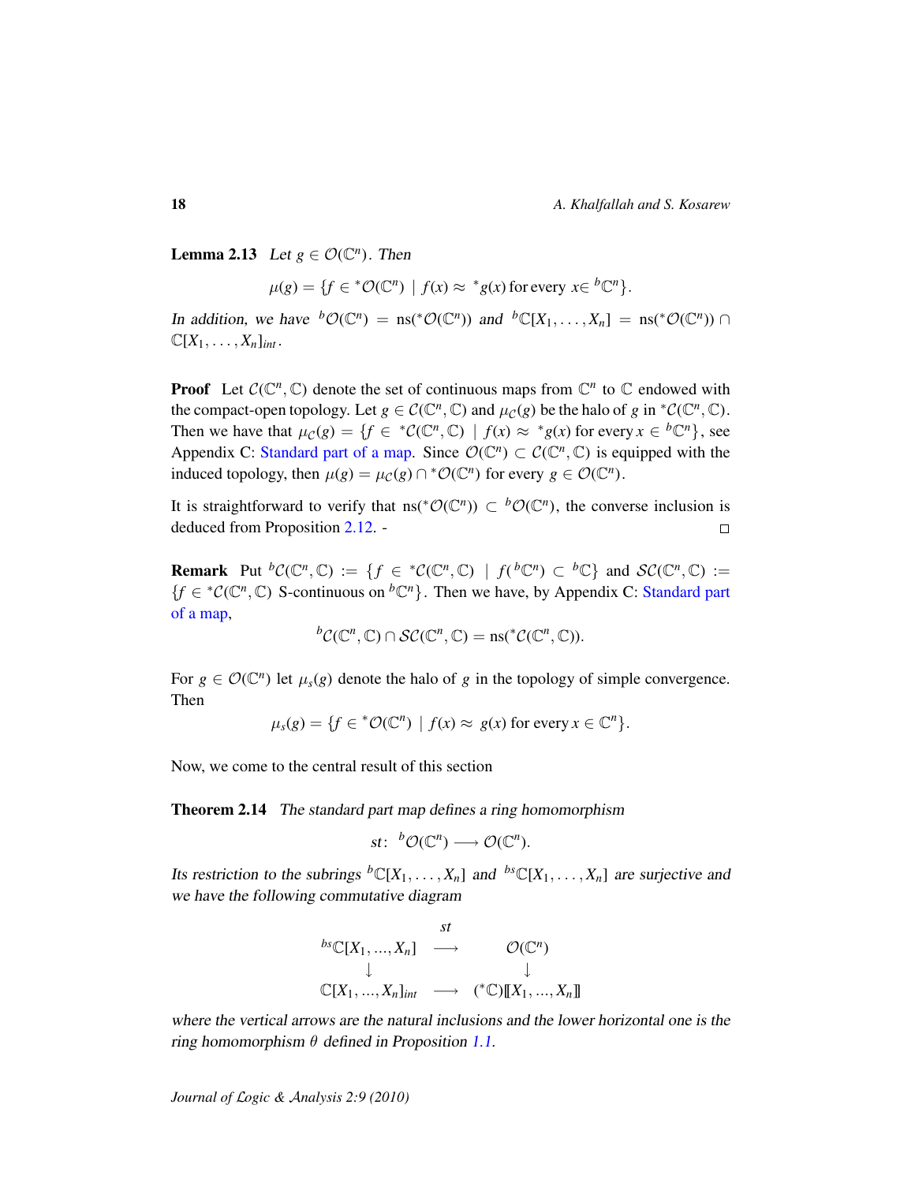**Lemma 2.13** *Let* $g \in \mathcal{O}(\mathbb{C}^n)$*. Then*

$$\mu(g) = \{f \in {}^*\mathcal{O}(\mathbb{C}^n) \mid f(x) \approx {}^*g(x) \text{ for every } x \in {}^b\mathbb{C}^n\}.$$

*In addition, we have* ${}^b\mathcal{O}(\mathbb{C}^n) = \mathrm{ns}({}^*\mathcal{O}(\mathbb{C}^n))$ *and* ${}^b\mathbb{C}[X_1, \ldots, X_n] = \mathrm{ns}({}^*\mathcal{O}(\mathbb{C}^n)) \cap \mathbb{C}[X_1, \ldots, X_n]_{int}$.

**Proof** Let $\mathcal{C}(\mathbb{C}^n, \mathbb{C})$ denote the set of continuous maps from $\mathbb{C}^n$ to $\mathbb{C}$ endowed with the compact-open topology. Let $g \in \mathcal{C}(\mathbb{C}^n, \mathbb{C})$ and $\mu_{\mathcal{C}}(g)$ be the halo of $g$ in ${}^*\mathcal{C}(\mathbb{C}^n, \mathbb{C})$. Then we have that $\mu_{\mathcal{C}}(g) = \{f \in {}^*\mathcal{C}(\mathbb{C}^n, \mathbb{C}) \mid f(x) \approx {}^*g(x) \text{ for every } x \in {}^b\mathbb{C}^n\}$, see Appendix C: Standard part of a map. Since $\mathcal{O}(\mathbb{C}^n) \subset \mathcal{C}(\mathbb{C}^n, \mathbb{C})$ is equipped with the induced topology, then $\mu(g) = \mu_{\mathcal{C}}(g) \cap {}^*\mathcal{O}(\mathbb{C}^n)$ for every $g \in \mathcal{O}(\mathbb{C}^n)$.

It is straightforward to verify that $\mathrm{ns}({}^*\mathcal{O}(\mathbb{C}^n)) \subset {}^b\mathcal{O}(\mathbb{C}^n)$, the converse inclusion is deduced from Proposition 2.12. - □

**Remark** Put ${}^b\mathcal{C}(\mathbb{C}^n, \mathbb{C}) := \{f \in {}^*\mathcal{C}(\mathbb{C}^n, \mathbb{C}) \mid f({}^b\mathbb{C}^n) \subset {}^b\mathbb{C}\}$ and $\mathcal{SC}(\mathbb{C}^n, \mathbb{C}) := \{f \in {}^*\mathcal{C}(\mathbb{C}^n, \mathbb{C}) \text{ S-continuous on } {}^b\mathbb{C}^n\}$. Then we have, by Appendix C: Standard part of a map,

$${}^b\mathcal{C}(\mathbb{C}^n, \mathbb{C}) \cap \mathcal{SC}(\mathbb{C}^n, \mathbb{C}) = \mathrm{ns}({}^*\mathcal{C}(\mathbb{C}^n, \mathbb{C})).$$

For $g \in \mathcal{O}(\mathbb{C}^n)$ let $\mu_s(g)$ denote the halo of $g$ in the topology of simple convergence. Then

$$\mu_s(g) = \{f \in {}^*\mathcal{O}(\mathbb{C}^n) \mid f(x) \approx g(x) \text{ for every } x \in \mathbb{C}^n\}.$$

Now, we come to the central result of this section

**Theorem 2.14** *The standard part map defines a ring homomorphism*

$$st\colon\ {}^b\mathcal{O}(\mathbb{C}^n) \longrightarrow \mathcal{O}(\mathbb{C}^n).$$

*Its restriction to the subrings* ${}^b\mathbb{C}[X_1, \ldots, X_n]$ *and* ${}^{bs}\mathbb{C}[X_1, \ldots, X_n]$ *are surjective and we have the following commutative diagram*

$$\begin{array}{ccc}
{}^{bs}\mathbb{C}[X_1, ..., X_n] & \overset{st}{\longrightarrow} & \mathcal{O}(\mathbb{C}^n) \\
\downarrow & & \downarrow \\
\mathbb{C}[X_1, ..., X_n]_{int} & \longrightarrow & ({}^*\mathbb{C})[\![X_1, ..., X_n]\!]
\end{array}$$

*where the vertical arrows are the natural inclusions and the lower horizontal one is the ring homomorphism* $\theta$ *defined in Proposition 1.1.*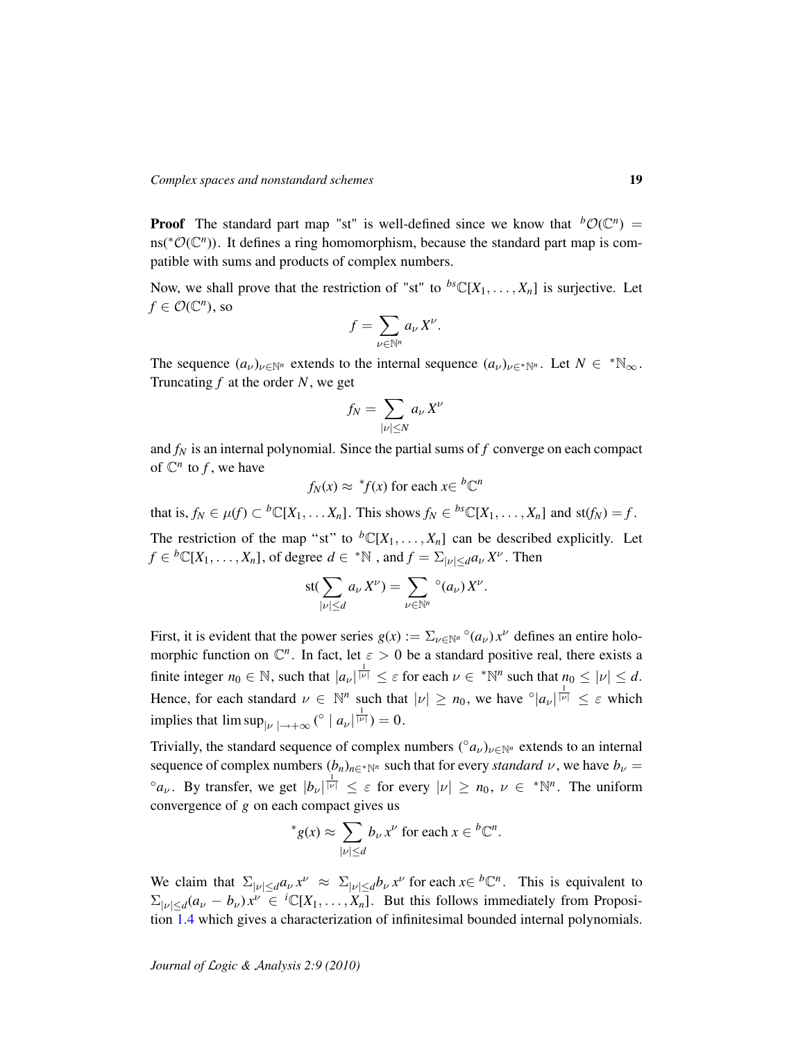**Proof** The standard part map "st" is well-defined since we know that ${}^b\mathcal{O}(\mathbb{C}^n) = \mathrm{ns}({}^*\mathcal{O}(\mathbb{C}^n))$. It defines a ring homomorphism, because the standard part map is compatible with sums and products of complex numbers.

Now, we shall prove that the restriction of "st" to ${}^{bs}\mathbb{C}[X_1, \ldots, X_n]$ is surjective. Let $f \in \mathcal{O}(\mathbb{C}^n)$, so

$$f = \sum_{\nu \in \mathbb{N}^n} a_\nu X^\nu.$$

The sequence $(a_\nu)_{\nu \in \mathbb{N}^n}$ extends to the internal sequence $(a_\nu)_{\nu \in {}^*\mathbb{N}^n}$. Let $N \in {}^*\mathbb{N}_\infty$. Truncating $f$ at the order $N$, we get

$$f_N = \sum_{|\nu| \leq N} a_\nu X^\nu$$

and $f_N$ is an internal polynomial. Since the partial sums of $f$ converge on each compact of $\mathbb{C}^n$ to $f$, we have

$$f_N(x) \approx {}^*f(x) \text{ for each } x \in {}^b\mathbb{C}^n$$

that is, $f_N \in \mu(f) \subset {}^b\mathbb{C}[X_1, \ldots X_n]$. This shows $f_N \in {}^{bs}\mathbb{C}[X_1, \ldots, X_n]$ and $\mathrm{st}(f_N) = f$.

The restriction of the map "st" to ${}^b\mathbb{C}[X_1, \ldots, X_n]$ can be described explicitly. Let $f \in {}^b\mathbb{C}[X_1, \ldots, X_n]$, of degree $d \in {}^*\mathbb{N}$ , and $f = \Sigma_{|\nu| \leq d} a_\nu X^\nu$. Then

$$\mathrm{st}(\sum_{|\nu| \leq d} a_\nu X^\nu) = \sum_{\nu \in \mathbb{N}^n} {}^\circ(a_\nu) X^\nu.$$

First, it is evident that the power series $g(x) := \Sigma_{\nu \in \mathbb{N}^n} {}^\circ(a_\nu) x^\nu$ defines an entire holomorphic function on $\mathbb{C}^n$. In fact, let $\varepsilon > 0$ be a standard positive real, there exists a finite integer $n_0 \in \mathbb{N}$, such that $|a_\nu|^{\frac{1}{|\nu|}} \leq \varepsilon$ for each $\nu \in {}^*\mathbb{N}^n$ such that $n_0 \leq |\nu| \leq d$. Hence, for each standard $\nu \in \mathbb{N}^n$ such that $|\nu| \geq n_0$, we have ${}^\circ|a_\nu|^{\frac{1}{|\nu|}} \leq \varepsilon$ which implies that $\limsup_{|\nu| \to +\infty} ({}^\circ \mid a_\nu|^{\frac{1}{|\nu|}}) = 0$.

Trivially, the standard sequence of complex numbers $({}^\circ a_\nu)_{\nu \in \mathbb{N}^n}$ extends to an internal sequence of complex numbers $(b_n)_{n \in {}^*\mathbb{N}^n}$ such that for every *standard* $\nu$, we have $b_\nu = {}^\circ a_\nu$. By transfer, we get $|b_\nu|^{\frac{1}{|\nu|}} \leq \varepsilon$ for every $|\nu| \geq n_0$, $\nu \in {}^*\mathbb{N}^n$. The uniform convergence of $g$ on each compact gives us

$${}^*g(x) \approx \sum_{|\nu| \leq d} b_\nu x^\nu \text{ for each } x \in {}^b\mathbb{C}^n.$$

We claim that $\Sigma_{|\nu| \leq d} a_\nu x^\nu \approx \Sigma_{|\nu| \leq d} b_\nu x^\nu$ for each $x \in {}^b\mathbb{C}^n$. This is equivalent to $\Sigma_{|\nu| \leq d}(a_\nu - b_\nu) x^\nu \in {}^i\mathbb{C}[X_1, \ldots, X_n]$. But this follows immediately from Proposition 1.4 which gives a characterization of infinitesimal bounded internal polynomials.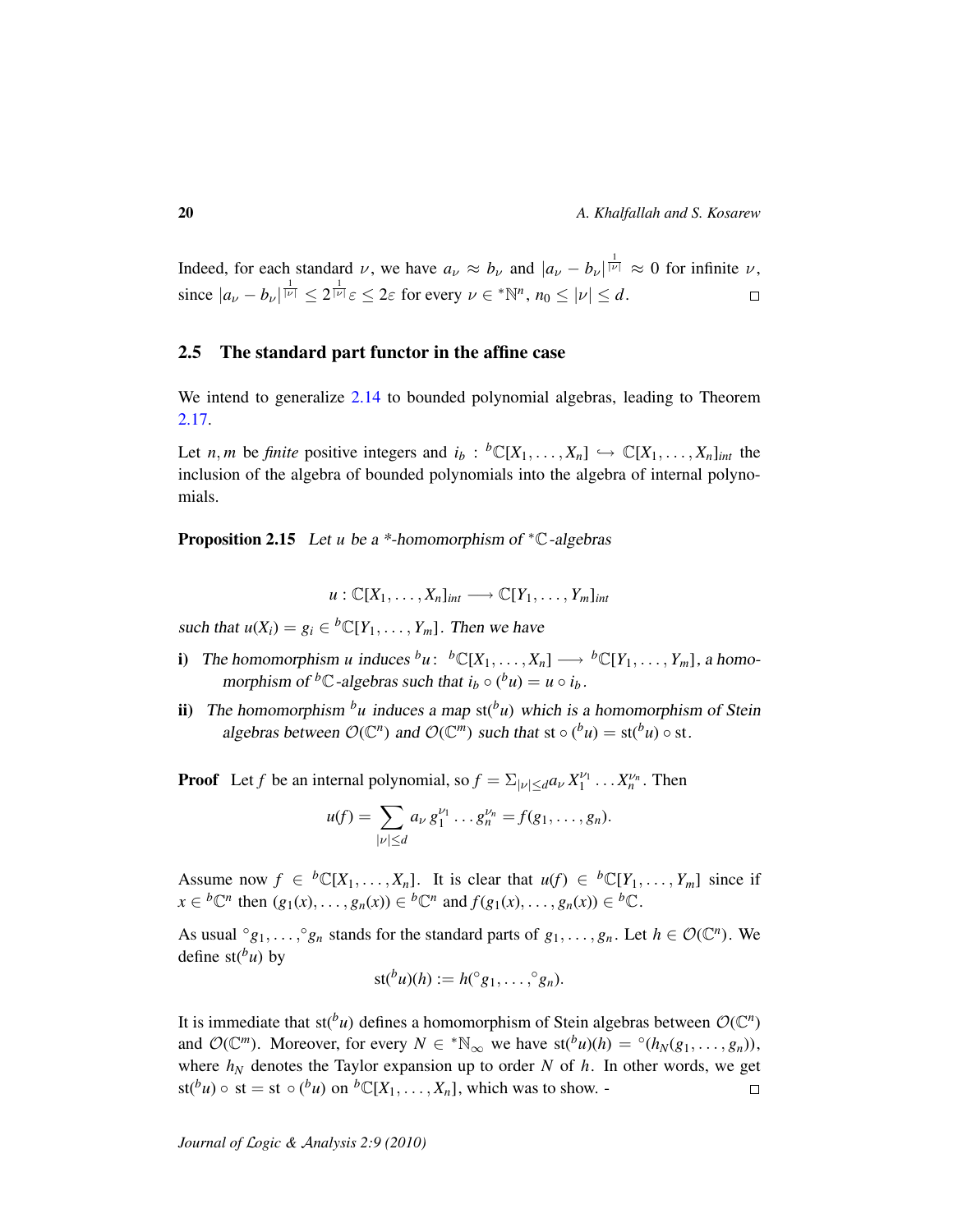Indeed, for each standard $\nu$, we have $a_\nu \approx b_\nu$ and $|a_\nu - b_\nu|^{\frac{1}{|\nu|}} \approx 0$ for infinite $\nu$, since $|a_\nu - b_\nu|^{\frac{1}{|\nu|}} \leq 2^{\frac{1}{|\nu|}}\varepsilon \leq 2\varepsilon$ for every $\nu \in {}^*\mathbb{N}^n$, $n_0 \leq |\nu| \leq d$. □

## 2.5 The standard part functor in the affine case

We intend to generalize 2.14 to bounded polynomial algebras, leading to Theorem 2.17.

Let $n, m$ be *finite* positive integers and $i_b : {}^b\mathbb{C}[X_1, \ldots, X_n] \hookrightarrow \mathbb{C}[X_1, \ldots, X_n]_{int}$ the inclusion of the algebra of bounded polynomials into the algebra of internal polynomials.

**Proposition 2.15** *Let $u$ be a \*-homomorphism of ${}^*\mathbb{C}$-algebras*

$$u : \mathbb{C}[X_1, \ldots, X_n]_{int} \longrightarrow \mathbb{C}[Y_1, \ldots, Y_m]_{int}$$

*such that $u(X_i) = g_i \in {}^b\mathbb{C}[Y_1, \ldots, Y_m]$. Then we have*

- **i)** *The homomorphism $u$ induces ${}^bu$: ${}^b\mathbb{C}[X_1, \ldots, X_n] \longrightarrow {}^b\mathbb{C}[Y_1, \ldots, Y_m]$, a homomorphism of ${}^b\mathbb{C}$-algebras such that $i_b \circ ({}^bu) = u \circ i_b$.*
- **ii)** *The homomorphism ${}^bu$ induces a map $\mathrm{st}({}^bu)$ which is a homomorphism of Stein algebras between $\mathcal{O}(\mathbb{C}^n)$ and $\mathcal{O}(\mathbb{C}^m)$ such that $\mathrm{st} \circ ({}^bu) = \mathrm{st}({}^bu) \circ \mathrm{st}$.*

**Proof** Let $f$ be an internal polynomial, so $f = \Sigma_{|\nu| \leq d} a_\nu X_1^{\nu_1} \ldots X_n^{\nu_n}$. Then

$$u(f) = \sum_{|\nu| \leq d} a_\nu \, g_1^{\nu_1} \ldots g_n^{\nu_n} = f(g_1, \ldots, g_n).$$

Assume now $f \in {}^b\mathbb{C}[X_1, \ldots, X_n]$. It is clear that $u(f) \in {}^b\mathbb{C}[Y_1, \ldots, Y_m]$ since if $x \in {}^b\mathbb{C}^n$ then $(g_1(x), \ldots, g_n(x)) \in {}^b\mathbb{C}^n$ and $f(g_1(x), \ldots, g_n(x)) \in {}^b\mathbb{C}$.

As usual ${}^\circ g_1, \ldots, {}^\circ g_n$ stands for the standard parts of $g_1, \ldots, g_n$. Let $h \in \mathcal{O}(\mathbb{C}^n)$. We define $\mathrm{st}({}^bu)$ by

$$\mathrm{st}({}^bu)(h) := h({}^\circ g_1, \ldots, {}^\circ g_n).$$

It is immediate that $\mathrm{st}({}^bu)$ defines a homomorphism of Stein algebras between $\mathcal{O}(\mathbb{C}^n)$ and $\mathcal{O}(\mathbb{C}^m)$. Moreover, for every $N \in {}^*\mathbb{N}_\infty$ we have $\mathrm{st}({}^bu)(h) = {}^\circ(h_N(g_1, \ldots, g_n))$, where $h_N$ denotes the Taylor expansion up to order $N$ of $h$. In other words, we get $\mathrm{st}({}^bu) \circ \mathrm{st} = \mathrm{st} \circ ({}^bu)$ on ${}^b\mathbb{C}[X_1, \ldots, X_n]$, which was to show. - □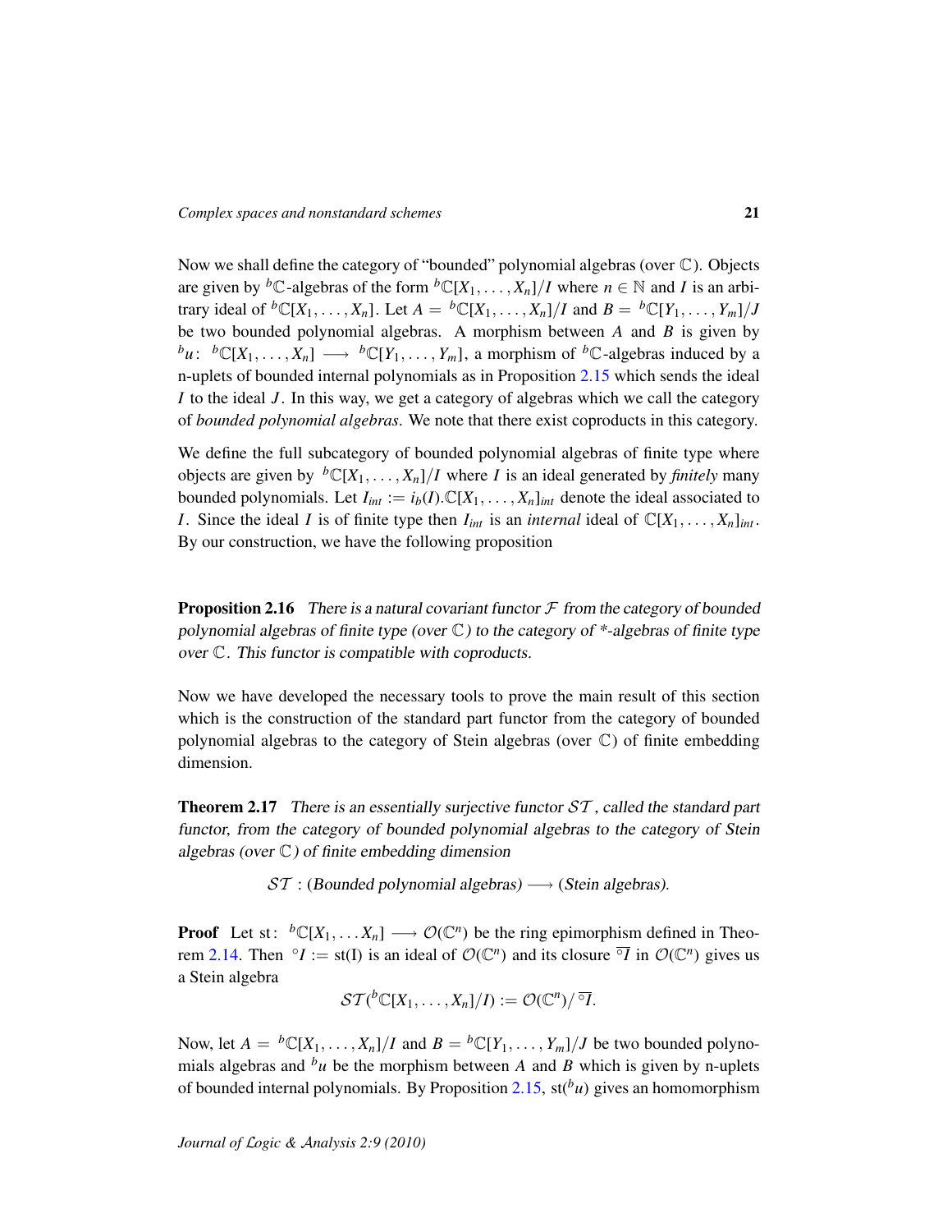Now we shall define the category of "bounded" polynomial algebras (over $\mathbb{C}$). Objects are given by ${}^b\mathbb{C}$-algebras of the form ${}^b\mathbb{C}[X_1,\dots,X_n]/I$ where $n\in\mathbb{N}$ and $I$ is an arbitrary ideal of ${}^b\mathbb{C}[X_1,\dots,X_n]$. Let $A = {}^b\mathbb{C}[X_1,\dots,X_n]/I$ and $B = {}^b\mathbb{C}[Y_1,\dots,Y_m]/J$ be two bounded polynomial algebras. A morphism between $A$ and $B$ is given by ${}^bu\colon\ {}^b\mathbb{C}[X_1,\dots,X_n] \longrightarrow {}^b\mathbb{C}[Y_1,\dots,Y_m]$, a morphism of ${}^b\mathbb{C}$-algebras induced by a n-uplets of bounded internal polynomials as in Proposition 2.15 which sends the ideal $I$ to the ideal $J$. In this way, we get a category of algebras which we call the category of *bounded polynomial algebras*. We note that there exist coproducts in this category.

We define the full subcategory of bounded polynomial algebras of finite type where objects are given by ${}^b\mathbb{C}[X_1,\dots,X_n]/I$ where $I$ is an ideal generated by *finitely* many bounded polynomials. Let $I_{int} := i_b(I).\mathbb{C}[X_1,\dots,X_n]_{int}$ denote the ideal associated to $I$. Since the ideal $I$ is of finite type then $I_{int}$ is an *internal* ideal of $\mathbb{C}[X_1,\dots,X_n]_{int}$. By our construction, we have the following proposition

**Proposition 2.16** *There is a natural covariant functor $\mathcal{F}$ from the category of bounded polynomial algebras of finite type (over $\mathbb{C}$) to the category of \*-algebras of finite type over $\mathbb{C}$. This functor is compatible with coproducts.*

Now we have developed the necessary tools to prove the main result of this section which is the construction of the standard part functor from the category of bounded polynomial algebras to the category of Stein algebras (over $\mathbb{C}$) of finite embedding dimension.

**Theorem 2.17** *There is an essentially surjective functor $\mathcal{ST}$, called the standard part functor, from the category of bounded polynomial algebras to the category of Stein algebras (over $\mathbb{C}$) of finite embedding dimension*

$$\mathcal{ST}:(\text{Bounded polynomial algebras}) \longrightarrow (\text{Stein algebras}).$$

**Proof** Let $\mathrm{st}\colon\ {}^b\mathbb{C}[X_1,\dots X_n] \longrightarrow \mathcal{O}(\mathbb{C}^n)$ be the ring epimorphism defined in Theorem 2.14. Then ${}^\circ I := \mathrm{st(I)}$ is an ideal of $\mathcal{O}(\mathbb{C}^n)$ and its closure $\overline{{}^\circ I}$ in $\mathcal{O}(\mathbb{C}^n)$ gives us a Stein algebra

$$\mathcal{ST}({}^b\mathbb{C}[X_1,\dots,X_n]/I) := \mathcal{O}(\mathbb{C}^n)/\overline{{}^\circ I}.$$

Now, let $A = {}^b\mathbb{C}[X_1,\dots,X_n]/I$ and $B = {}^b\mathbb{C}[Y_1,\dots,Y_m]/J$ be two bounded polynomials algebras and ${}^bu$ be the morphism between $A$ and $B$ which is given by n-uplets of bounded internal polynomials. By Proposition 2.15, $\mathrm{st}({}^bu)$ gives an homomorphism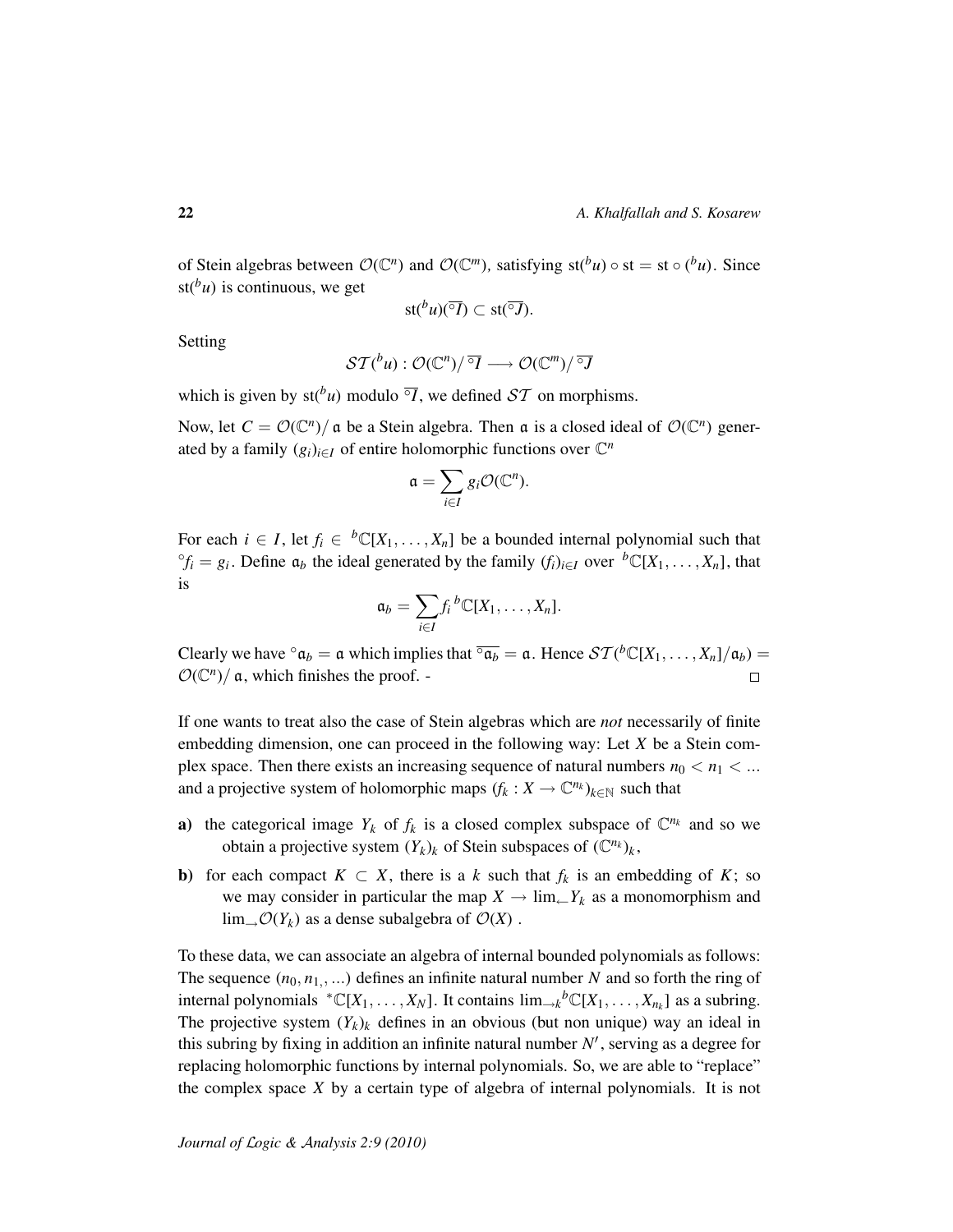of Stein algebras between $\mathcal{O}(\mathbb{C}^n)$ and $\mathcal{O}(\mathbb{C}^m)$, satisfying $\mathrm{st}({}^b u) \circ \mathrm{st} = \mathrm{st} \circ ({}^b u)$. Since $\mathrm{st}({}^b u)$ is continuous, we get

$$\mathrm{st}({}^b u)(\overline{{}^\circ I}) \subset \mathrm{st}(\overline{{}^\circ J}).$$

Setting

$$\mathcal{ST}({}^b u) : \mathcal{O}(\mathbb{C}^n)/\,\overline{{}^\circ I} \longrightarrow \mathcal{O}(\mathbb{C}^m)/\,\overline{{}^\circ J}$$

which is given by $\mathrm{st}({}^b u)$ modulo $\overline{{}^\circ I}$, we defined $\mathcal{ST}$ on morphisms.

Now, let $C = \mathcal{O}(\mathbb{C}^n)/\,\mathfrak{a}$ be a Stein algebra. Then $\mathfrak{a}$ is a closed ideal of $\mathcal{O}(\mathbb{C}^n)$ generated by a family $(g_i)_{i\in I}$ of entire holomorphic functions over $\mathbb{C}^n$

$$\mathfrak{a} = \sum_{i\in I} g_i \mathcal{O}(\mathbb{C}^n).$$

For each $i \in I$, let $f_i \in {}^b\mathbb{C}[X_1, \ldots, X_n]$ be a bounded internal polynomial such that ${}^\circ f_i = g_i$. Define $\mathfrak{a}_b$ the ideal generated by the family $(f_i)_{i\in I}$ over ${}^b\mathbb{C}[X_1, \ldots, X_n]$, that is

$$\mathfrak{a}_b = \sum_{i\in I} f_i\, {}^b\mathbb{C}[X_1, \ldots, X_n].$$

Clearly we have ${}^\circ\mathfrak{a}_b = \mathfrak{a}$ which implies that $\overline{{}^\circ\mathfrak{a}_b} = \mathfrak{a}$. Hence $\mathcal{ST}({}^b\mathbb{C}[X_1, \ldots, X_n]/\mathfrak{a}_b) = \mathcal{O}(\mathbb{C}^n)/\,\mathfrak{a}$, which finishes the proof. - $\square$

If one wants to treat also the case of Stein algebras which are *not* necessarily of finite embedding dimension, one can proceed in the following way: Let $X$ be a Stein complex space. Then there exists an increasing sequence of natural numbers $n_0 < n_1 < \ldots$ and a projective system of holomorphic maps $(f_k : X \to \mathbb{C}^{n_k})_{k\in\mathbb{N}}$ such that

**a)** the categorical image $Y_k$ of $f_k$ is a closed complex subspace of $\mathbb{C}^{n_k}$ and so we obtain a projective system $(Y_k)_k$ of Stein subspaces of $(\mathbb{C}^{n_k})_k$,

**b)** for each compact $K \subset X$, there is a $k$ such that $f_k$ is an embedding of $K$; so we may consider in particular the map $X \to \lim_{\leftarrow} Y_k$ as a monomorphism and $\lim_{\rightarrow} \mathcal{O}(Y_k)$ as a dense subalgebra of $\mathcal{O}(X)$.

To these data, we can associate an algebra of internal bounded polynomials as follows: The sequence $(n_0, n_1, \ldots)$ defines an infinite natural number $N$ and so forth the ring of internal polynomials ${}^*\mathbb{C}[X_1, \ldots, X_N]$. It contains $\lim_{\rightarrow k} {}^b\mathbb{C}[X_1, \ldots, X_{n_k}]$ as a subring. The projective system $(Y_k)_k$ defines in an obvious (but non unique) way an ideal in this subring by fixing in addition an infinite natural number $N'$, serving as a degree for replacing holomorphic functions by internal polynomials. So, we are able to "replace" the complex space $X$ by a certain type of algebra of internal polynomials. It is not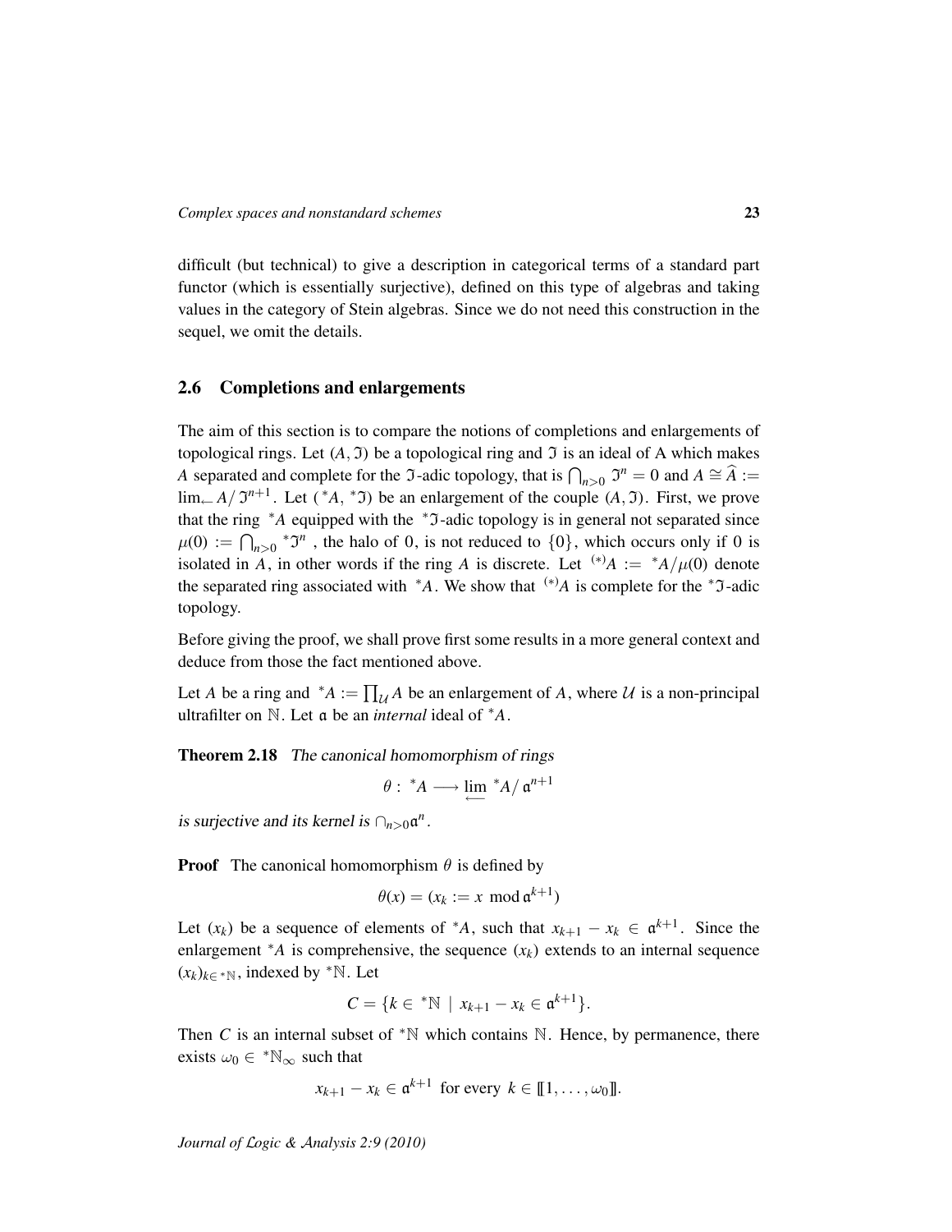difficult (but technical) to give a description in categorical terms of a standard part functor (which is essentially surjective), defined on this type of algebras and taking values in the category of Stein algebras. Since we do not need this construction in the sequel, we omit the details.

## 2.6 Completions and enlargements

The aim of this section is to compare the notions of completions and enlargements of topological rings. Let $(A, \mathfrak{I})$ be a topological ring and $\mathfrak{I}$ is an ideal of A which makes $A$ separated and complete for the $\mathfrak{I}$-adic topology, that is $\bigcap_{n>0} \mathfrak{I}^n = 0$ and $A \cong \widehat{A} := \lim_{\leftarrow} A/\mathfrak{I}^{n+1}$. Let $({}^*A, {}^*\mathfrak{I})$ be an enlargement of the couple $(A, \mathfrak{I})$. First, we prove that the ring ${}^*A$ equipped with the ${}^*\mathfrak{I}$-adic topology is in general not separated since $\mu(0) := \bigcap_{n>0} {}^*\mathfrak{I}^n$ , the halo of 0, is not reduced to $\{0\}$, which occurs only if 0 is isolated in $A$, in other words if the ring $A$ is discrete. Let ${}^{(*)}A := {}^*A/\mu(0)$ denote the separated ring associated with ${}^*A$. We show that ${}^{(*)}A$ is complete for the ${}^*\mathfrak{I}$-adic topology.

Before giving the proof, we shall prove first some results in a more general context and deduce from those the fact mentioned above.

Let $A$ be a ring and ${}^*A := \prod_{\mathcal{U}} A$ be an enlargement of $A$, where $\mathcal{U}$ is a non-principal ultrafilter on $\mathbb{N}$. Let $\mathfrak{a}$ be an *internal* ideal of ${}^*A$.

**Theorem 2.18** *The canonical homomorphism of rings*

$$\theta : {}^*A \longrightarrow \varprojlim {}^*A/\mathfrak{a}^{n+1}$$

*is surjective and its kernel is* $\cap_{n>0}\mathfrak{a}^n$.

**Proof** The canonical homomorphism $\theta$ is defined by

$$\theta(x) = (x_k := x \mod \mathfrak{a}^{k+1})$$

Let $(x_k)$ be a sequence of elements of ${}^*A$, such that $x_{k+1} - x_k \in \mathfrak{a}^{k+1}$. Since the enlargement ${}^*A$ is comprehensive, the sequence $(x_k)$ extends to an internal sequence $(x_k)_{k\in {}^*\mathbb{N}}$, indexed by ${}^*\mathbb{N}$. Let

$$C = \{k \in {}^*\mathbb{N} \mid x_{k+1} - x_k \in \mathfrak{a}^{k+1}\}.$$

Then $C$ is an internal subset of ${}^*\mathbb{N}$ which contains $\mathbb{N}$. Hence, by permanence, there exists $\omega_0 \in {}^*\mathbb{N}_\infty$ such that

$$x_{k+1} - x_k \in \mathfrak{a}^{k+1} \text{ for every } k \in [\![1, \dots, \omega_0]\!].$$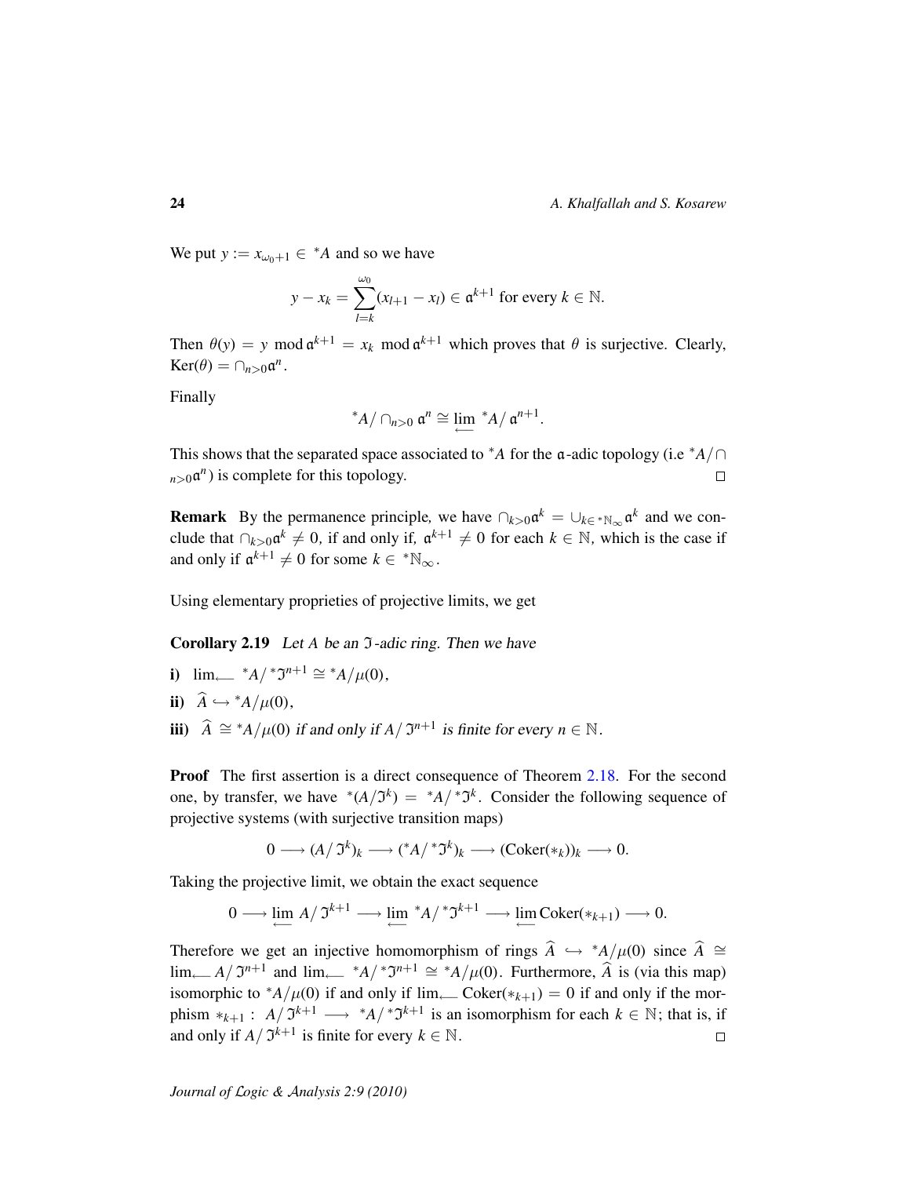We put $y := x_{\omega_0+1} \in {}^*A$ and so we have

$$y - x_k = \sum_{l=k}^{\omega_0} (x_{l+1} - x_l) \in \mathfrak{a}^{k+1} \text{ for every } k \in \mathbb{N}.$$

Then $\theta(y) = y \mod \mathfrak{a}^{k+1} = x_k \mod \mathfrak{a}^{k+1}$ which proves that $\theta$ is surjective. Clearly, $\mathrm{Ker}(\theta) = \cap_{n>0} \mathfrak{a}^n$.

Finally

$${}^*A / \cap_{n>0} \mathfrak{a}^n \cong \varprojlim {}^*A / \mathfrak{a}^{n+1}.$$

This shows that the separated space associated to ${}^*A$ for the $\mathfrak{a}$-adic topology (i.e ${}^*A/\cap_{n>0}\mathfrak{a}^n$) is complete for this topology. □

**Remark** By the permanence principle, we have $\cap_{k>0}\mathfrak{a}^k = \cup_{k \in {}^*\mathbb{N}_\infty} \mathfrak{a}^k$ and we conclude that $\cap_{k>0}\mathfrak{a}^k \neq 0$, if and only if, $\mathfrak{a}^{k+1} \neq 0$ for each $k \in \mathbb{N}$, which is the case if and only if $\mathfrak{a}^{k+1} \neq 0$ for some $k \in {}^*\mathbb{N}_\infty$.

Using elementary proprieties of projective limits, we get

**Corollary 2.19** *Let $A$ be an $\mathfrak{I}$-adic ring. Then we have*

**i)** $\lim_{\longleftarrow} {}^*A / {}^*\mathfrak{I}^{n+1} \cong {}^*A/\mu(0)$,

**ii)** $\widehat{A} \hookrightarrow {}^*A/\mu(0)$,

**iii)** $\widehat{A} \cong {}^*A/\mu(0)$ *if and only if $A/\mathfrak{I}^{n+1}$ is finite for every $n \in \mathbb{N}$.*

**Proof** The first assertion is a direct consequence of Theorem 2.18. For the second one, by transfer, we have ${}^*(A/\mathfrak{I}^k) = {}^*A/{}^*\mathfrak{I}^k$. Consider the following sequence of projective systems (with surjective transition maps)

$$0 \longrightarrow (A/\mathfrak{I}^k)_k \longrightarrow ({}^*A/{}^*\mathfrak{I}^k)_k \longrightarrow (\mathrm{Coker}(*_k))_k \longrightarrow 0.$$

Taking the projective limit, we obtain the exact sequence

$$0 \longrightarrow \varprojlim A/\mathfrak{I}^{k+1} \longrightarrow \varprojlim {}^*A/{}^*\mathfrak{I}^{k+1} \longrightarrow \varprojlim \mathrm{Coker}(*_{k+1}) \longrightarrow 0.$$

Therefore we get an injective homomorphism of rings $\widehat{A} \hookrightarrow {}^*A/\mu(0)$ since $\widehat{A} \cong \lim_{\longleftarrow} A/\mathfrak{I}^{n+1}$ and $\lim_{\longleftarrow} {}^*A/{}^*\mathfrak{I}^{n+1} \cong {}^*A/\mu(0)$. Furthermore, $\widehat{A}$ is (via this map) isomorphic to ${}^*A/\mu(0)$ if and only if $\lim_{\longleftarrow} \mathrm{Coker}(*_{k+1}) = 0$ if and only if the morphism $*_{k+1} : A/\mathfrak{I}^{k+1} \longrightarrow {}^*A/{}^*\mathfrak{I}^{k+1}$ is an isomorphism for each $k \in \mathbb{N}$; that is, if and only if $A/\mathfrak{I}^{k+1}$ is finite for every $k \in \mathbb{N}$. □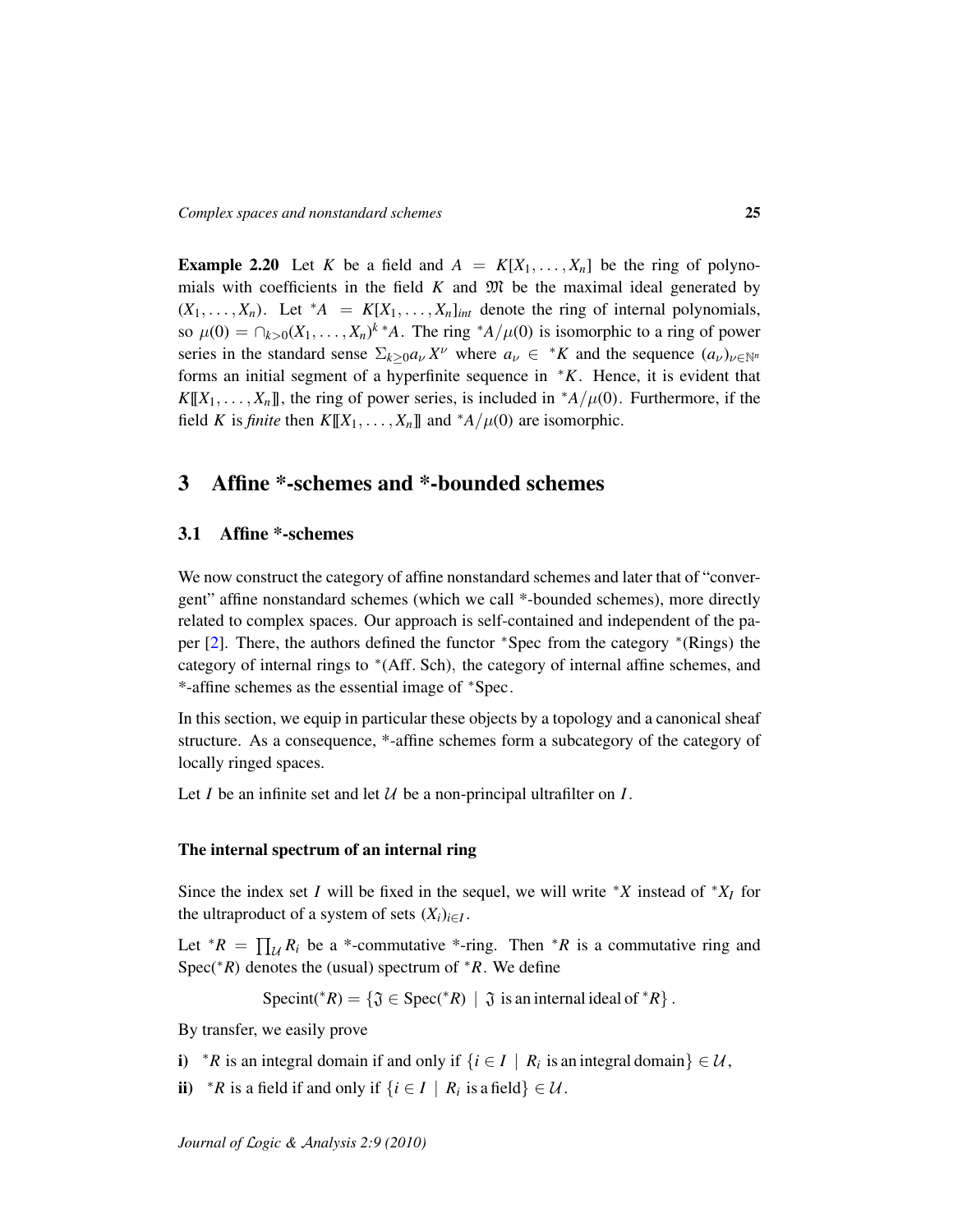**Example 2.20** Let $K$ be a field and $A = K[X_1, \dots, X_n]$ be the ring of polynomials with coefficients in the field $K$ and $\mathfrak{M}$ be the maximal ideal generated by $(X_1, \dots, X_n)$. Let ${}^*A = K[X_1, \dots, X_n]_{int}$ denote the ring of internal polynomials, so $\mu(0) = \cap_{k>0}(X_1, \dots, X_n)^k\, {}^*A$. The ring ${}^*A/\mu(0)$ is isomorphic to a ring of power series in the standard sense $\Sigma_{k\geq 0} a_\nu X^\nu$ where $a_\nu \in {}^*K$ and the sequence $(a_\nu)_{\nu\in\mathbb{N}^n}$ forms an initial segment of a hyperfinite sequence in ${}^*K$. Hence, it is evident that $K[\![X_1, \dots, X_n]\!]$, the ring of power series, is included in ${}^*A/\mu(0)$. Furthermore, if the field $K$ is *finite* then $K[\![X_1, \dots, X_n]\!]$ and ${}^*A/\mu(0)$ are isomorphic.

# 3 Affine *-schemes and *-bounded schemes

## 3.1 Affine *-schemes

We now construct the category of affine nonstandard schemes and later that of "convergent" affine nonstandard schemes (which we call *-bounded schemes), more directly related to complex spaces. Our approach is self-contained and independent of the paper [2]. There, the authors defined the functor ${}^*\mathrm{Spec}$ from the category ${}^*(\mathrm{Rings})$ the category of internal rings to ${}^*(\mathrm{Aff.\ Sch})$, the category of internal affine schemes, and *-affine schemes as the essential image of ${}^*\mathrm{Spec}$.

In this section, we equip in particular these objects by a topology and a canonical sheaf structure. As a consequence, *-affine schemes form a subcategory of the category of locally ringed spaces.

Let $I$ be an infinite set and let $\mathcal{U}$ be a non-principal ultrafilter on $I$.

#### The internal spectrum of an internal ring

Since the index set $I$ will be fixed in the sequel, we will write ${}^*X$ instead of ${}^*X_I$ for the ultraproduct of a system of sets $(X_i)_{i\in I}$.

Let ${}^*R = \prod_{\mathcal{U}} R_i$ be a *-commutative *-ring. Then ${}^*R$ is a commutative ring and $\mathrm{Spec}({}^*R)$ denotes the (usual) spectrum of ${}^*R$. We define

$$\mathrm{Specint}({}^*R) = \{\mathfrak{I} \in \mathrm{Spec}({}^*R) \mid \mathfrak{I} \text{ is an internal ideal of } {}^*R\}.$$

By transfer, we easily prove

**i)** ${}^*R$ is an integral domain if and only if $\{i \in I \mid R_i \text{ is an integral domain}\} \in \mathcal{U}$,

**ii)** ${}^*R$ is a field if and only if $\{i \in I \mid R_i \text{ is a field}\} \in \mathcal{U}$.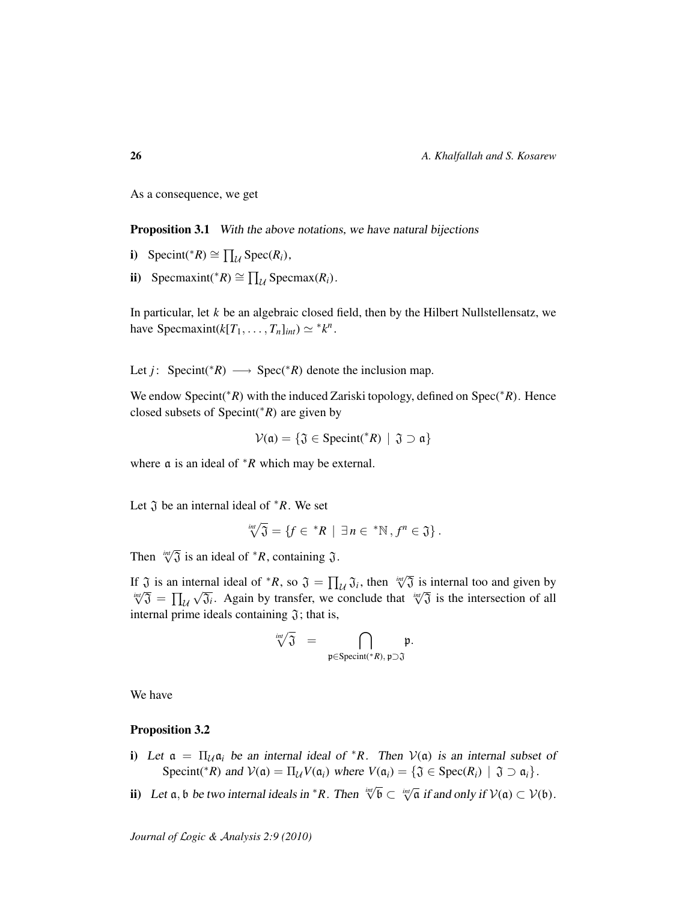As a consequence, we get

**Proposition 3.1** *With the above notations, we have natural bijections*

**i)** $\mathrm{Specint}({}^*R) \cong \prod_{\mathcal{U}} \mathrm{Spec}(R_i)$,

**ii)** $\mathrm{Specmaxint}({}^*R) \cong \prod_{\mathcal{U}} \mathrm{Specmax}(R_i)$.

In particular, let $k$ be an algebraic closed field, then by the Hilbert Nullstellensatz, we have $\mathrm{Specmaxint}(k[T_1, \ldots, T_n]_{int}) \simeq {}^*k^n$.

Let $j\colon\ \mathrm{Specint}({}^*R) \longrightarrow \mathrm{Spec}({}^*R)$ denote the inclusion map.

We endow $\mathrm{Specint}({}^*R)$ with the induced Zariski topology, defined on $\mathrm{Spec}({}^*R)$. Hence closed subsets of $\mathrm{Specint}({}^*R)$ are given by

$$\mathcal{V}(\mathfrak{a}) = \{\mathfrak{J} \in \mathrm{Specint}({}^*R) \mid \mathfrak{J} \supset \mathfrak{a}\}$$

where $\mathfrak{a}$ is an ideal of ${}^*R$ which may be external.

Let $\mathfrak{J}$ be an internal ideal of ${}^*R$. We set

$$\sqrt[int]{\mathfrak{J}} = \{f \in {}^*R \mid \exists\, n \in {}^*\mathbb{N}\,, f^n \in \mathfrak{J}\}\,.$$

Then $\sqrt[int]{\mathfrak{J}}$ is an ideal of ${}^*R$, containing $\mathfrak{J}$.

If $\mathfrak{J}$ is an internal ideal of ${}^*R$, so $\mathfrak{J} = \prod_{\mathcal{U}} \mathfrak{J}_i$, then $\sqrt[int]{\mathfrak{J}}$ is internal too and given by $\sqrt[int]{\mathfrak{J}} = \prod_{\mathcal{U}} \sqrt{\mathfrak{J}_i}$. Again by transfer, we conclude that $\sqrt[int]{\mathfrak{J}}$ is the intersection of all internal prime ideals containing $\mathfrak{J}$; that is,

$$\sqrt[int]{\mathfrak{J}} \quad = \bigcap_{\mathfrak{p} \in \mathrm{Specint}({}^*R),\, \mathfrak{p} \supset \mathfrak{J}} \mathfrak{p}.$$

We have

**Proposition 3.2**

**i)** *Let* $\mathfrak{a} = \Pi_{\mathcal{U}} \mathfrak{a}_i$ *be an internal ideal of* ${}^*R$*. Then* $\mathcal{V}(\mathfrak{a})$ *is an internal subset of* $\mathrm{Specint}({}^*R)$ *and* $\mathcal{V}(\mathfrak{a}) = \Pi_{\mathcal{U}} V(\mathfrak{a}_i)$ *where* $V(\mathfrak{a}_i) = \{\mathfrak{J} \in \mathrm{Spec}(R_i) \mid \mathfrak{J} \supset \mathfrak{a}_i\}$.

**ii)** *Let* $\mathfrak{a}, \mathfrak{b}$ *be two internal ideals in* ${}^*R$*. Then* $\sqrt[int]{\mathfrak{b}} \subset \sqrt[int]{\mathfrak{a}}$ *if and only if* $\mathcal{V}(\mathfrak{a}) \subset \mathcal{V}(\mathfrak{b})$.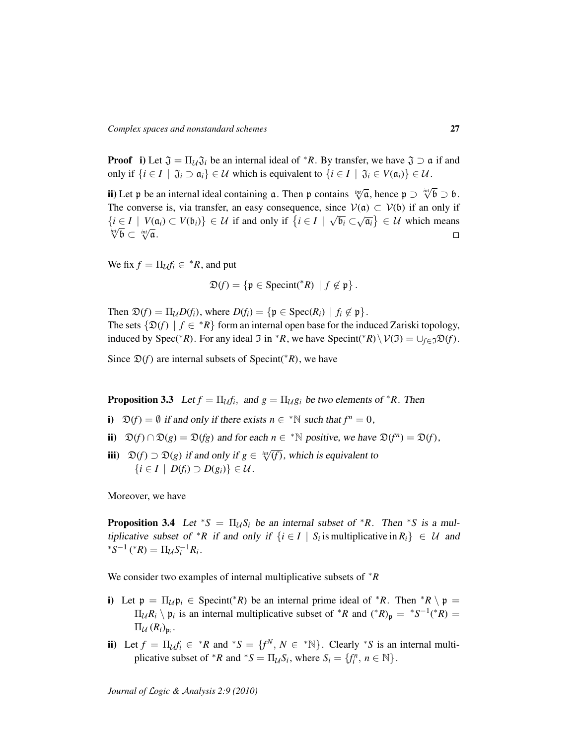**Proof** **i)** Let $\mathfrak{J} = \Pi_{\mathcal{U}}\mathfrak{J}_i$ be an internal ideal of ${}^*R$. By transfer, we have $\mathfrak{J} \supset \mathfrak{a}$ if and only if $\{i \in I \mid \mathfrak{J}_i \supset \mathfrak{a}_i\} \in \mathcal{U}$ which is equivalent to $\{i \in I \mid \mathfrak{J}_i \in V(\mathfrak{a}_i)\} \in \mathcal{U}$.

**ii)** Let $\mathfrak{p}$ be an internal ideal containing $\mathfrak{a}$. Then $\mathfrak{p}$ contains $\sqrt[int]{\mathfrak{a}}$, hence $\mathfrak{p} \supset \sqrt[int]{\mathfrak{b}} \supset \mathfrak{b}$. The converse is, via transfer, an easy consequence, since $\mathcal{V}(\mathfrak{a}) \subset \mathcal{V}(\mathfrak{b})$ if an only if $\{i \in I \mid V(\mathfrak{a}_i) \subset V(\mathfrak{b}_i)\} \in \mathcal{U}$ if and only if $\left\{i \in I \mid \sqrt{\mathfrak{b}_i} \subset \sqrt{\mathfrak{a}_i}\right\} \in \mathcal{U}$ which means $\sqrt[int]{\mathfrak{b}} \subset \sqrt[int]{\mathfrak{a}}$. □

We fix $f = \Pi_{\mathcal{U}}f_i \in {}^*R$, and put

$$\mathfrak{D}(f) = \{\mathfrak{p} \in \mathrm{Specint}({}^*R) \mid f \notin \mathfrak{p}\}.$$

Then $\mathfrak{D}(f) = \Pi_{\mathcal{U}}D(f_i)$, where $D(f_i) = \{\mathfrak{p} \in \mathrm{Spec}(R_i) \mid f_i \notin \mathfrak{p}\}$.
The sets $\{\mathfrak{D}(f) \mid f \in {}^*R\}$ form an internal open base for the induced Zariski topology, induced by $\mathrm{Spec}({}^*R)$. For any ideal $\mathfrak{J}$ in ${}^*R$, we have $\mathrm{Specint}({}^*R) \setminus \mathcal{V}(\mathfrak{J}) = \cup_{f \in \mathfrak{J}}\mathfrak{D}(f)$.

Since $\mathfrak{D}(f)$ are internal subsets of $\mathrm{Specint}({}^*R)$, we have

**Proposition 3.3** *Let $f = \Pi_{\mathcal{U}}f_i$, and $g = \Pi_{\mathcal{U}}g_i$ be two elements of ${}^*R$. Then*

**i)** $\mathfrak{D}(f) = \emptyset$ *if and only if there exists $n \in {}^*\mathbb{N}$ such that $f^n = 0$,*

**ii)** $\mathfrak{D}(f) \cap \mathfrak{D}(g) = \mathfrak{D}(fg)$ *and for each $n \in {}^*\mathbb{N}$ positive, we have $\mathfrak{D}(f^n) = \mathfrak{D}(f)$,*

**iii)** $\mathfrak{D}(f) \supset \mathfrak{D}(g)$ *if and only if $g \in \sqrt[int]{(f)}$, which is equivalent to* $\{i \in I \mid D(f_i) \supset D(g_i)\} \in \mathcal{U}$.

Moreover, we have

**Proposition 3.4** *Let ${}^*S = \Pi_{\mathcal{U}}S_i$ be an internal subset of ${}^*R$. Then ${}^*S$ is a multiplicative subset of ${}^*R$ if and only if $\{i \in I \mid S_i \text{ is multiplicative in } R_i\} \in \mathcal{U}$ and ${}^*S^{-1}({}^*R) = \Pi_{\mathcal{U}}S_i^{-1}R_i$.*

We consider two examples of internal multiplicative subsets of ${}^*R$

**i)** Let $\mathfrak{p} = \Pi_{\mathcal{U}}\mathfrak{p}_i \in \mathrm{Specint}({}^*R)$ be an internal prime ideal of ${}^*R$. Then ${}^*R \setminus \mathfrak{p} = \Pi_{\mathcal{U}}R_i \setminus \mathfrak{p}_i$ is an internal multiplicative subset of ${}^*R$ and $({}^*R)_{\mathfrak{p}} = {}^*S^{-1}({}^*R) = \Pi_{\mathcal{U}}(R_i)_{\mathfrak{p}_i}$.

**ii)** Let $f = \Pi_{\mathcal{U}}f_i \in {}^*R$ and ${}^*S = \{f^N, N \in {}^*\mathbb{N}\}$. Clearly ${}^*S$ is an internal multiplicative subset of ${}^*R$ and ${}^*S = \Pi_{\mathcal{U}}S_i$, where $S_i = \{f_i^n, n \in \mathbb{N}\}$.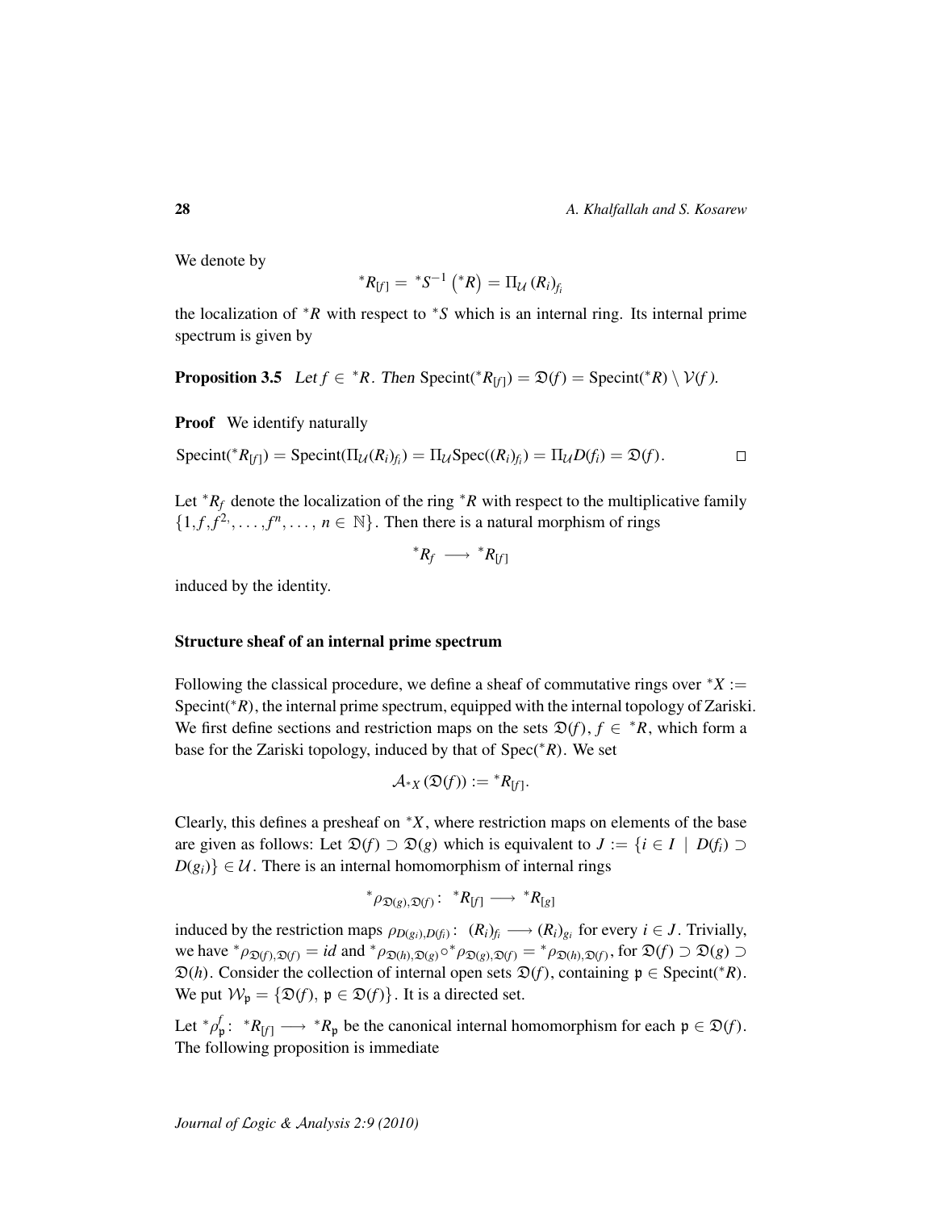We denote by

$$ {}^*R_{[f]} = {}^*S^{-1}\left({}^*R\right) = \Pi_{\mathcal{U}}\,(R_i)_{f_i} $$

the localization of ${}^*R$ with respect to ${}^*S$ which is an internal ring. Its internal prime spectrum is given by

**Proposition 3.5** *Let $f \in {}^*R$. Then* $\mathrm{Specint}({}^*R_{[f]}) = \mathfrak{D}(f) = \mathrm{Specint}({}^*R) \setminus \mathcal{V}(f)$.

**Proof** We identify naturally

$$ \mathrm{Specint}({}^*R_{[f]}) = \mathrm{Specint}(\Pi_{\mathcal{U}}(R_i)_{f_i}) = \Pi_{\mathcal{U}}\mathrm{Spec}((R_i)_{f_i}) = \Pi_{\mathcal{U}}D(f_i) = \mathfrak{D}(f). \qquad \square $$

Let ${}^*R_f$ denote the localization of the ring ${}^*R$ with respect to the multiplicative family $\{1, f, f^2, \ldots, f^n, \ldots,\, n \in \mathbb{N}\}$. Then there is a natural morphism of rings

$$ {}^*R_f \longrightarrow {}^*R_{[f]} $$

induced by the identity.

### Structure sheaf of an internal prime spectrum

Following the classical procedure, we define a sheaf of commutative rings over ${}^*X := \mathrm{Specint}({}^*R)$, the internal prime spectrum, equipped with the internal topology of Zariski. We first define sections and restriction maps on the sets $\mathfrak{D}(f)$, $f \in {}^*R$, which form a base for the Zariski topology, induced by that of $\mathrm{Spec}({}^*R)$. We set

$$ \mathcal{A}_{{}^*X}\left(\mathfrak{D}(f)\right) := {}^*R_{[f]}. $$

Clearly, this defines a presheaf on ${}^*X$, where restriction maps on elements of the base are given as follows: Let $\mathfrak{D}(f) \supset \mathfrak{D}(g)$ which is equivalent to $J := \{i \in I \mid D(f_i) \supset D(g_i)\} \in \mathcal{U}$. There is an internal homomorphism of internal rings

$$ {}^*\rho_{\mathfrak{D}(g),\mathfrak{D}(f)} :\ {}^*R_{[f]} \longrightarrow {}^*R_{[g]} $$

induced by the restriction maps $\rho_{D(g_i),D(f_i)} :\ (R_i)_{f_i} \longrightarrow (R_i)_{g_i}$ for every $i \in J$. Trivially, we have ${}^*\rho_{\mathfrak{D}(f),\mathfrak{D}(f)} = id$ and ${}^*\rho_{\mathfrak{D}(h),\mathfrak{D}(g)} \circ {}^*\rho_{\mathfrak{D}(g),\mathfrak{D}(f)} = {}^*\rho_{\mathfrak{D}(h),\mathfrak{D}(f)}$, for $\mathfrak{D}(f) \supset \mathfrak{D}(g) \supset \mathfrak{D}(h)$. Consider the collection of internal open sets $\mathfrak{D}(f)$, containing $\mathfrak{p} \in \mathrm{Specint}({}^*R)$. We put $\mathcal{W}_{\mathfrak{p}} = \{\mathfrak{D}(f),\ \mathfrak{p} \in \mathfrak{D}(f)\}$. It is a directed set.

Let ${}^*\rho^f_{\mathfrak{p}} :\ {}^*R_{[f]} \longrightarrow {}^*R_{\mathfrak{p}}$ be the canonical internal homomorphism for each $\mathfrak{p} \in \mathfrak{D}(f)$. The following proposition is immediate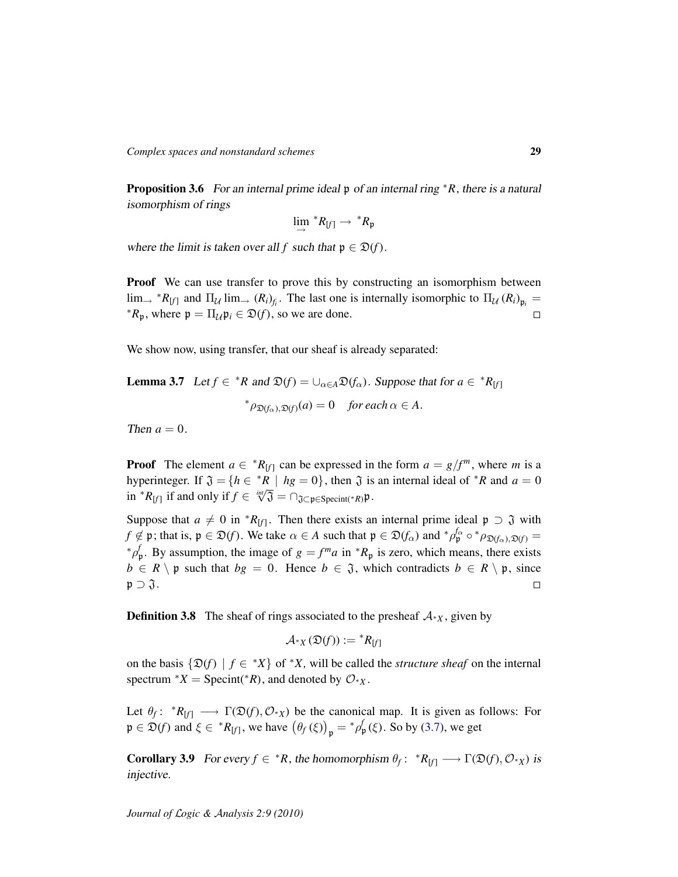**Proposition 3.6** *For an internal prime ideal $\mathfrak{p}$ of an internal ring ${}^*R$, there is a natural isomorphism of rings*

$$\lim_{\rightarrow} {}^*R_{[f]} \to {}^*R_{\mathfrak{p}}$$

*where the limit is taken over all $f$ such that $\mathfrak{p} \in \mathfrak{D}(f)$.*

**Proof** We can use transfer to prove this by constructing an isomorphism between $\lim_{\rightarrow} {}^*R_{[f]}$ and $\Pi_{\mathcal{U}} \lim_{\rightarrow} (R_i)_{f_i}$. The last one is internally isomorphic to $\Pi_{\mathcal{U}} (R_i)_{\mathfrak{p}_i} = {}^*R_{\mathfrak{p}}$, where $\mathfrak{p} = \Pi_{\mathcal{U}}\mathfrak{p}_i \in \mathfrak{D}(f)$, so we are done. □

We show now, using transfer, that our sheaf is already separated:

**Lemma 3.7** *Let $f \in {}^*R$ and $\mathfrak{D}(f) = \cup_{\alpha\in A}\mathfrak{D}(f_\alpha)$. Suppose that for $a \in {}^*R_{[f]}$*

$${}^*\rho_{\mathfrak{D}(f_\alpha),\mathfrak{D}(f)}(a) = 0 \quad \textit{for each } \alpha \in A.$$

*Then $a = 0$.*

**Proof** The element $a \in {}^*R_{[f]}$ can be expressed in the form $a = g/f^m$, where $m$ is a hyperinteger. If $\mathfrak{J} = \{h \in {}^*R \mid hg = 0\}$, then $\mathfrak{J}$ is an internal ideal of ${}^*R$ and $a = 0$ in ${}^*R_{[f]}$ if and only if $f \in \sqrt[int]{\mathfrak{J}} = \cap_{\mathfrak{J}\subset\mathfrak{p}\in \mathrm{Specint}({}^*R)}\mathfrak{p}$.

Suppose that $a \neq 0$ in ${}^*R_{[f]}$. Then there exists an internal prime ideal $\mathfrak{p} \supset \mathfrak{J}$ with $f \notin \mathfrak{p}$; that is, $\mathfrak{p} \in \mathfrak{D}(f)$. We take $\alpha \in A$ such that $\mathfrak{p} \in \mathfrak{D}(f_\alpha)$ and ${}^*\rho^{f_\alpha}_{\mathfrak{p}} \circ {}^*\rho_{\mathfrak{D}(f_\alpha),\mathfrak{D}(f)} = {}^*\rho^{f}_{\mathfrak{p}}$. By assumption, the image of $g = f^m a$ in ${}^*R_{\mathfrak{p}}$ is zero, which means, there exists $b \in R \setminus \mathfrak{p}$ such that $bg = 0$. Hence $b \in \mathfrak{J}$, which contradicts $b \in R \setminus \mathfrak{p}$, since $\mathfrak{p} \supset \mathfrak{J}$. □

**Definition 3.8** The sheaf of rings associated to the presheaf $\mathcal{A}_{{}^*X}$, given by

$$\mathcal{A}_{{}^*X}(\mathfrak{D}(f)) := {}^*R_{[f]}$$

on the basis $\{\mathfrak{D}(f) \mid f \in {}^*X\}$ of ${}^*X$, will be called the *structure sheaf* on the internal spectrum ${}^*X = \mathrm{Specint}({}^*R)$, and denoted by $\mathcal{O}_{{}^*X}$.

Let $\theta_f\colon\ {}^*R_{[f]} \longrightarrow \Gamma(\mathfrak{D}(f), \mathcal{O}_{{}^*X})$ be the canonical map. It is given as follows: For $\mathfrak{p} \in \mathfrak{D}(f)$ and $\xi \in {}^*R_{[f]}$, we have $\left(\theta_f(\xi)\right)_{\mathfrak{p}} = {}^*\rho^{f}_{\mathfrak{p}}(\xi)$. So by (3.7), we get

**Corollary 3.9** *For every $f \in {}^*R$, the homomorphism $\theta_f\colon\ {}^*R_{[f]} \longrightarrow \Gamma(\mathfrak{D}(f), \mathcal{O}_{{}^*X})$ is injective.*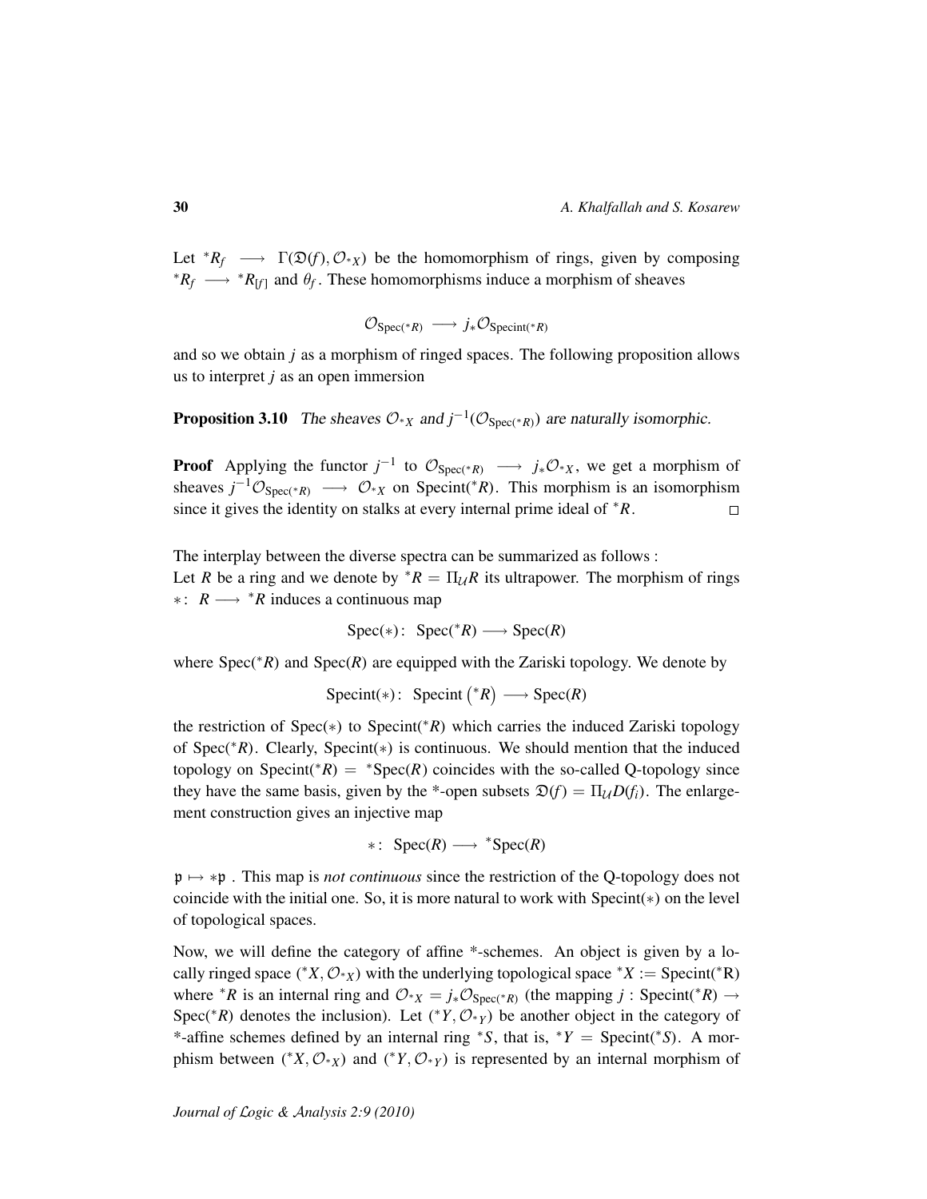Let ${}^*R_f \longrightarrow \Gamma(\mathfrak{D}(f), \mathcal{O}_{{}^*X})$ be the homomorphism of rings, given by composing ${}^*R_f \longrightarrow {}^*R_{[f]}$ and $\theta_f$. These homomorphisms induce a morphism of sheaves

$$\mathcal{O}_{\mathrm{Spec}({}^*R)} \longrightarrow j_*\mathcal{O}_{\mathrm{Specint}({}^*R)}$$

and so we obtain $j$ as a morphism of ringed spaces. The following proposition allows us to interpret $j$ as an open immersion

**Proposition 3.10** *The sheaves $\mathcal{O}_{{}^*X}$ and $j^{-1}(\mathcal{O}_{\mathrm{Spec}({}^*R)})$ are naturally isomorphic.*

**Proof** Applying the functor $j^{-1}$ to $\mathcal{O}_{\mathrm{Spec}({}^*R)} \longrightarrow j_*\mathcal{O}_{{}^*X}$, we get a morphism of sheaves $j^{-1}\mathcal{O}_{\mathrm{Spec}({}^*R)} \longrightarrow \mathcal{O}_{{}^*X}$ on $\mathrm{Specint}({}^*R)$. This morphism is an isomorphism since it gives the identity on stalks at every internal prime ideal of ${}^*R$. $\square$

The interplay between the diverse spectra can be summarized as follows :
Let $R$ be a ring and we denote by ${}^*R = \Pi_{\mathcal{U}}R$ its ultrapower. The morphism of rings $*\colon\ R \longrightarrow {}^*R$ induces a continuous map

$$\mathrm{Spec}(*)\colon\ \mathrm{Spec}({}^*R) \longrightarrow \mathrm{Spec}(R)$$

where $\mathrm{Spec}({}^*R)$ and $\mathrm{Spec}(R)$ are equipped with the Zariski topology. We denote by

$$\mathrm{Specint}(*)\colon\ \mathrm{Specint}\left({}^*R\right) \longrightarrow \mathrm{Spec}(R)$$

the restriction of $\mathrm{Spec}(*)$ to $\mathrm{Specint}({}^*R)$ which carries the induced Zariski topology of $\mathrm{Spec}({}^*R)$. Clearly, $\mathrm{Specint}(*)$ is continuous. We should mention that the induced topology on $\mathrm{Specint}({}^*R) = {}^*\mathrm{Spec}(R)$ coincides with the so-called Q-topology since they have the same basis, given by the *-open subsets $\mathfrak{D}(f) = \Pi_{\mathcal{U}}D(f_i)$. The enlargement construction gives an injective map

$$*\colon\ \mathrm{Spec}(R) \longrightarrow {}^*\mathrm{Spec}(R)$$

$\mathfrak{p} \mapsto *\mathfrak{p}$ . This map is *not continuous* since the restriction of the Q-topology does not coincide with the initial one. So, it is more natural to work with $\mathrm{Specint}(*)$ on the level of topological spaces.

Now, we will define the category of affine *-schemes. An object is given by a locally ringed space $({}^*X, \mathcal{O}_{{}^*X})$ with the underlying topological space ${}^*X := \mathrm{Specint}({}^*\mathrm{R})$ where ${}^*R$ is an internal ring and $\mathcal{O}_{{}^*X} = j_*\mathcal{O}_{\mathrm{Spec}({}^*R)}$ (the mapping $j : \mathrm{Specint}({}^*R) \rightarrow \mathrm{Spec}({}^*R)$ denotes the inclusion). Let $({}^*Y, \mathcal{O}_{{}^*Y})$ be another object in the category of *-affine schemes defined by an internal ring ${}^*S$, that is, ${}^*Y = \mathrm{Specint}({}^*S)$. A morphism between $({}^*X, \mathcal{O}_{{}^*X})$ and $({}^*Y, \mathcal{O}_{{}^*Y})$ is represented by an internal morphism of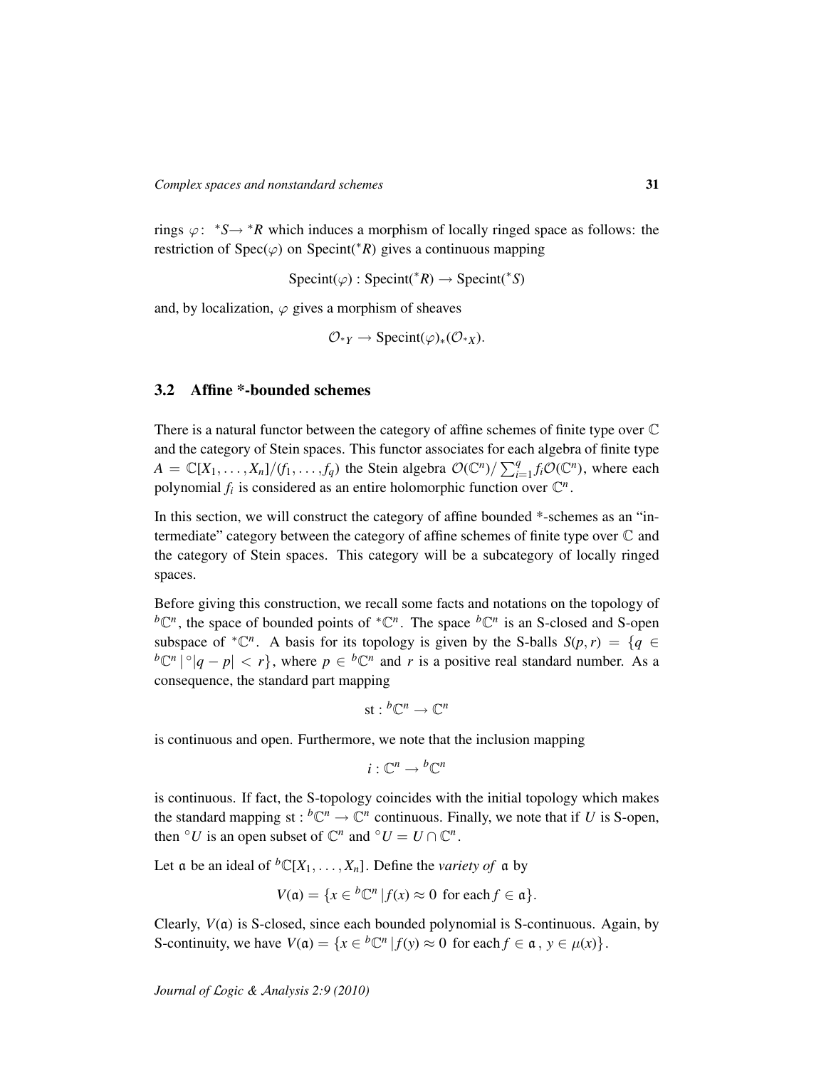rings $\varphi\colon\ {}^*S \to {}^*R$ which induces a morphism of locally ringed space as follows: the restriction of $\mathrm{Spec}(\varphi)$ on $\mathrm{Specint}({}^*R)$ gives a continuous mapping

$$\mathrm{Specint}(\varphi) : \mathrm{Specint}({}^*R) \to \mathrm{Specint}({}^*S)$$

and, by localization, $\varphi$ gives a morphism of sheaves

$$\mathcal{O}_{{}^*Y} \to \mathrm{Specint}(\varphi)_*(\mathcal{O}_{{}^*X}).$$

## 3.2 Affine *-bounded schemes

There is a natural functor between the category of affine schemes of finite type over $\mathbb{C}$ and the category of Stein spaces. This functor associates for each algebra of finite type $A = \mathbb{C}[X_1, \ldots, X_n]/(f_1, \ldots, f_q)$ the Stein algebra $\mathcal{O}(\mathbb{C}^n)/\sum_{i=1}^q f_i \mathcal{O}(\mathbb{C}^n)$, where each polynomial $f_i$ is considered as an entire holomorphic function over $\mathbb{C}^n$.

In this section, we will construct the category of affine bounded *-schemes as an "intermediate" category between the category of affine schemes of finite type over $\mathbb{C}$ and the category of Stein spaces. This category will be a subcategory of locally ringed spaces.

Before giving this construction, we recall some facts and notations on the topology of ${}^b\mathbb{C}^n$, the space of bounded points of ${}^*\mathbb{C}^n$. The space ${}^b\mathbb{C}^n$ is an S-closed and S-open subspace of ${}^*\mathbb{C}^n$. A basis for its topology is given by the S-balls $S(p, r) = \{q \in {}^b\mathbb{C}^n \,|\, {}^\circ|q - p| < r\}$, where $p \in {}^b\mathbb{C}^n$ and $r$ is a positive real standard number. As a consequence, the standard part mapping

$$\mathrm{st} : {}^b\mathbb{C}^n \to \mathbb{C}^n$$

is continuous and open. Furthermore, we note that the inclusion mapping

$$i : \mathbb{C}^n \to {}^b\mathbb{C}^n$$

is continuous. If fact, the S-topology coincides with the initial topology which makes the standard mapping $\mathrm{st} : {}^b\mathbb{C}^n \to \mathbb{C}^n$ continuous. Finally, we note that if $U$ is S-open, then ${}^\circ U$ is an open subset of $\mathbb{C}^n$ and ${}^\circ U = U \cap \mathbb{C}^n$.

Let $\mathfrak{a}$ be an ideal of ${}^b\mathbb{C}[X_1, \ldots, X_n]$. Define the *variety of* $\mathfrak{a}$ by

$$V(\mathfrak{a}) = \{x \in {}^b\mathbb{C}^n \,|\, f(x) \approx 0 \text{ for each } f \in \mathfrak{a}\}.$$

Clearly, $V(\mathfrak{a})$ is S-closed, since each bounded polynomial is S-continuous. Again, by S-continuity, we have $V(\mathfrak{a}) = \{x \in {}^b\mathbb{C}^n \,|\, f(y) \approx 0 \text{ for each } f \in \mathfrak{a},\ y \in \mu(x)\}$.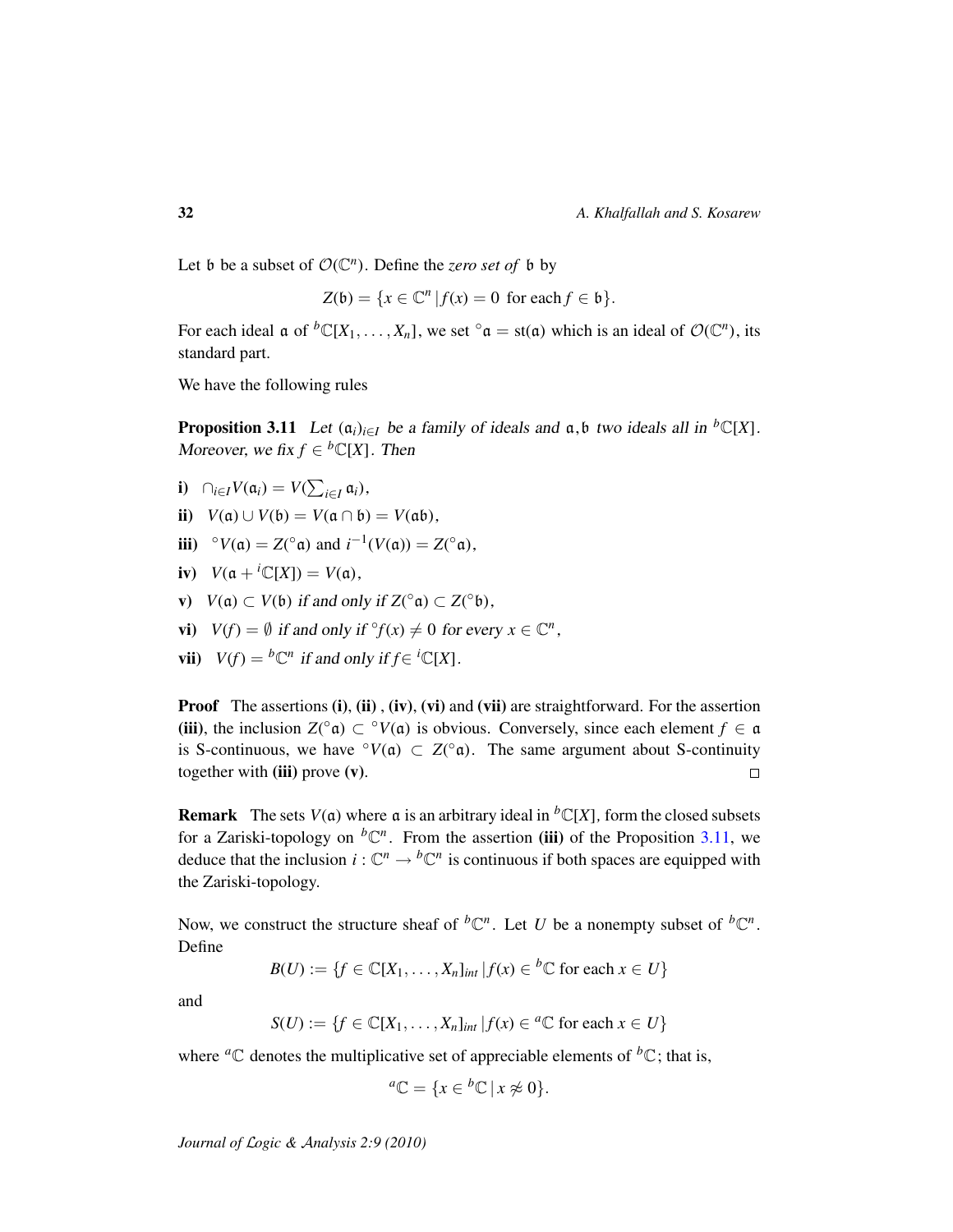Let $\mathfrak{b}$ be a subset of $\mathcal{O}(\mathbb{C}^n)$. Define the *zero set of* $\mathfrak{b}$ by

$$Z(\mathfrak{b}) = \{x \in \mathbb{C}^n \,|\, f(x) = 0 \text{ for each } f \in \mathfrak{b}\}.$$

For each ideal $\mathfrak{a}$ of ${}^b\mathbb{C}[X_1, \ldots, X_n]$, we set ${}^\circ\mathfrak{a} = \mathrm{st}(\mathfrak{a})$ which is an ideal of $\mathcal{O}(\mathbb{C}^n)$, its standard part.

We have the following rules

**Proposition 3.11** *Let $(\mathfrak{a}_i)_{i\in I}$ be a family of ideals and $\mathfrak{a}, \mathfrak{b}$ two ideals all in ${}^b\mathbb{C}[X]$. Moreover, we fix $f \in {}^b\mathbb{C}[X]$. Then*

- **i)** $\cap_{i\in I} V(\mathfrak{a}_i) = V(\sum_{i\in I} \mathfrak{a}_i)$,
- **ii)** $V(\mathfrak{a}) \cup V(\mathfrak{b}) = V(\mathfrak{a} \cap \mathfrak{b}) = V(\mathfrak{a}\mathfrak{b})$,
- **iii)** ${}^\circ V(\mathfrak{a}) = Z({}^\circ\mathfrak{a})$ and $i^{-1}(V(\mathfrak{a})) = Z({}^\circ\mathfrak{a})$,
- **iv)** $V(\mathfrak{a} + {}^i\mathbb{C}[X]) = V(\mathfrak{a})$,
- **v)** *$V(\mathfrak{a}) \subset V(\mathfrak{b})$ if and only if $Z({}^\circ\mathfrak{a}) \subset Z({}^\circ\mathfrak{b})$,*
- **vi)** *$V(f) = \emptyset$ if and only if ${}^\circ f(x) \neq 0$ for every $x \in \mathbb{C}^n$,*
- **vii)** *$V(f) = {}^b\mathbb{C}^n$ if and only if $f \in {}^i\mathbb{C}[X]$.*

**Proof** The assertions **(i)**, **(ii)** , **(iv)**, **(vi)** and **(vii)** are straightforward. For the assertion **(iii)**, the inclusion $Z({}^\circ\mathfrak{a}) \subset {}^\circ V(\mathfrak{a})$ is obvious. Conversely, since each element $f \in \mathfrak{a}$ is S-continuous, we have ${}^\circ V(\mathfrak{a}) \subset Z({}^\circ\mathfrak{a})$. The same argument about S-continuity together with **(iii)** prove **(v)**. □

**Remark** The sets $V(\mathfrak{a})$ where $\mathfrak{a}$ is an arbitrary ideal in ${}^b\mathbb{C}[X]$, form the closed subsets for a Zariski-topology on ${}^b\mathbb{C}^n$. From the assertion **(iii)** of the Proposition 3.11, we deduce that the inclusion $i : \mathbb{C}^n \to {}^b\mathbb{C}^n$ is continuous if both spaces are equipped with the Zariski-topology.

Now, we construct the structure sheaf of ${}^b\mathbb{C}^n$. Let $U$ be a nonempty subset of ${}^b\mathbb{C}^n$. Define

$$B(U) := \{f \in \mathbb{C}[X_1, \ldots, X_n]_{int} \,|\, f(x) \in {}^b\mathbb{C} \text{ for each } x \in U\}$$

and

$$S(U) := \{f \in \mathbb{C}[X_1, \ldots, X_n]_{int} \,|\, f(x) \in {}^a\mathbb{C} \text{ for each } x \in U\}$$

where ${}^a\mathbb{C}$ denotes the multiplicative set of appreciable elements of ${}^b\mathbb{C}$; that is,

$${}^a\mathbb{C} = \{x \in {}^b\mathbb{C} \,|\, x \not\approx 0\}.$$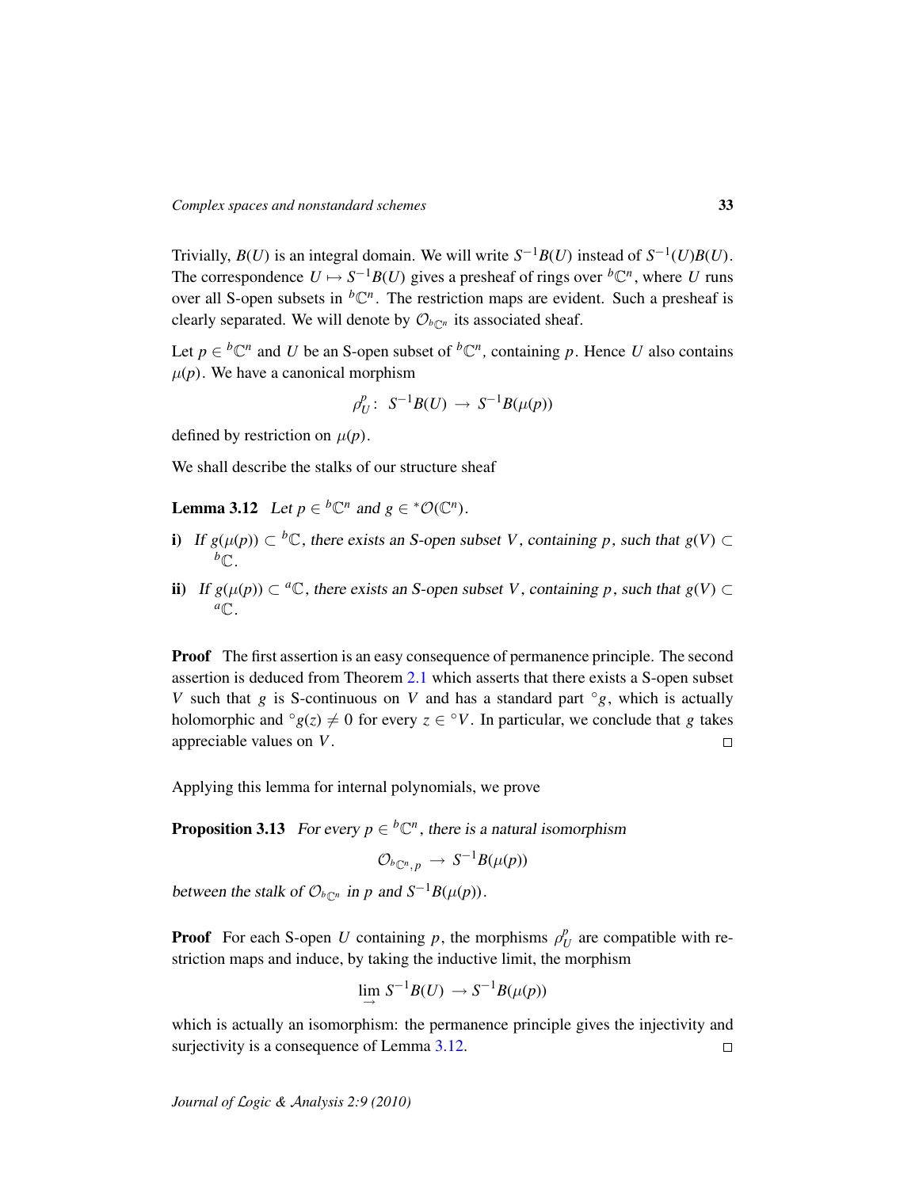Trivially, $B(U)$ is an integral domain. We will write $S^{-1}B(U)$ instead of $S^{-1}(U)B(U)$. The correspondence $U \mapsto S^{-1}B(U)$ gives a presheaf of rings over ${}^b\mathbb{C}^n$, where $U$ runs over all S-open subsets in ${}^b\mathbb{C}^n$. The restriction maps are evident. Such a presheaf is clearly separated. We will denote by $\mathcal{O}_{{}^b\mathbb{C}^n}$ its associated sheaf.

Let $p \in {}^b\mathbb{C}^n$ and $U$ be an S-open subset of ${}^b\mathbb{C}^n$, containing $p$. Hence $U$ also contains $\mu(p)$. We have a canonical morphism

$$\rho_U^p : \; S^{-1}B(U) \;\to\; S^{-1}B(\mu(p))$$

defined by restriction on $\mu(p)$.

We shall describe the stalks of our structure sheaf

**Lemma 3.12** *Let $p \in {}^b\mathbb{C}^n$ and $g \in {}^*\mathcal{O}(\mathbb{C}^n)$.*

**i)** *If $g(\mu(p)) \subset {}^b\mathbb{C}$, there exists an S-open subset $V$, containing $p$, such that $g(V) \subset {}^b\mathbb{C}$.*

**ii)** *If $g(\mu(p)) \subset {}^a\mathbb{C}$, there exists an S-open subset $V$, containing $p$, such that $g(V) \subset {}^a\mathbb{C}$.*

**Proof** The first assertion is an easy consequence of permanence principle. The second assertion is deduced from Theorem 2.1 which asserts that there exists a S-open subset $V$ such that $g$ is S-continuous on $V$ and has a standard part ${}^\circ g$, which is actually holomorphic and ${}^\circ g(z) \neq 0$ for every $z \in {}^\circ V$. In particular, we conclude that $g$ takes appreciable values on $V$. $\square$

Applying this lemma for internal polynomials, we prove

**Proposition 3.13** *For every $p \in {}^b\mathbb{C}^n$, there is a natural isomorphism*

$$\mathcal{O}_{{}^b\mathbb{C}^n,p} \;\to\; S^{-1}B(\mu(p))$$

*between the stalk of $\mathcal{O}_{{}^b\mathbb{C}^n}$ in $p$ and $S^{-1}B(\mu(p))$.*

**Proof** For each S-open $U$ containing $p$, the morphisms $\rho_U^p$ are compatible with restriction maps and induce, by taking the inductive limit, the morphism

$$\varinjlim S^{-1}B(U) \;\to S^{-1}B(\mu(p))$$

which is actually an isomorphism: the permanence principle gives the injectivity and surjectivity is a consequence of Lemma 3.12. $\square$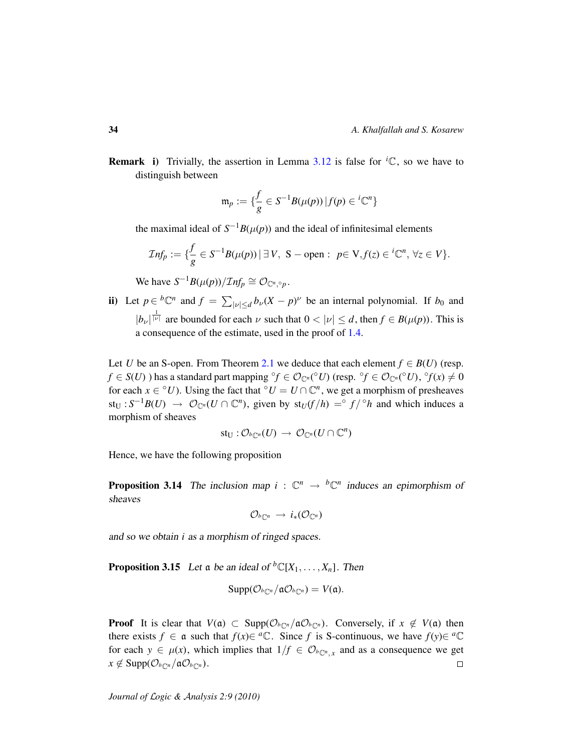**Remark** **i)** Trivially, the assertion in Lemma 3.12 is false for ${}^{i}\mathbb{C}$, so we have to distinguish between

$$\mathfrak{m}_p := \{\frac{f}{g} \in S^{-1}B(\mu(p)) \,|\, f(p) \in {}^{i}\mathbb{C}^n\}$$

the maximal ideal of $S^{-1}B(\mu(p))$ and the ideal of infinitesimal elements

$$\mathcal{I}nf_p := \{\frac{f}{g} \in S^{-1}B(\mu(p)) \,|\, \exists\, V,\ \mathrm{S-open}:\ p\in \mathrm{V}, f(z) \in {}^{i}\mathbb{C}^n,\ \forall z \in V\}.$$

We have $S^{-1}B(\mu(p))/\mathcal{I}nf_p \cong \mathcal{O}_{\mathbb{C}^n, {}^{\circ}p}$.

**ii)** Let $p \in {}^{b}\mathbb{C}^n$ and $f = \sum_{|\nu|\leq d} b_\nu (X-p)^\nu$ be an internal polynomial. If $b_0$ and $|b_\nu|^{\frac{1}{|\nu|}}$ are bounded for each $\nu$ such that $0 < |\nu| \leq d$, then $f \in B(\mu(p))$. This is a consequence of the estimate, used in the proof of 1.4.

Let $U$ be an S-open. From Theorem 2.1 we deduce that each element $f \in B(U)$ (resp. $f \in S(U)$ ) has a standard part mapping ${}^{\circ}f \in \mathcal{O}_{\mathbb{C}^n}({}^{\circ}U)$ (resp. ${}^{\circ}f \in \mathcal{O}_{\mathbb{C}^n}({}^{\circ}U)$, ${}^{\circ}f(x) \neq 0$ for each $x \in {}^{\circ}U$). Using the fact that ${}^{\circ}U = U \cap \mathbb{C}^n$, we get a morphism of presheaves $\mathrm{st_U} : S^{-1}B(U) \;\to\; \mathcal{O}_{\mathbb{C}^n}(U \cap \mathbb{C}^n)$, given by $\mathrm{st}_U(f/h) = {}^{\circ} f/{}^{\circ}h$ and which induces a morphism of sheaves

$$\mathrm{st_U} : \mathcal{O}_{{}^{b}\mathbb{C}^n}(U) \;\to\; \mathcal{O}_{\mathbb{C}^n}(U \cap \mathbb{C}^n)$$

Hence, we have the following proposition

**Proposition 3.14** *The inclusion map $i : \mathbb{C}^n \to {}^{b}\mathbb{C}^n$ induces an epimorphism of sheaves*

$$\mathcal{O}_{{}^{b}\mathbb{C}^n} \;\to\; i_*(\mathcal{O}_{\mathbb{C}^n})$$

*and so we obtain $i$ as a morphism of ringed spaces.*

**Proposition 3.15** *Let $\mathfrak{a}$ be an ideal of ${}^{b}\mathbb{C}[X_1,\ldots,X_n]$. Then*

$$\mathrm{Supp}(\mathcal{O}_{{}^{b}\mathbb{C}^n}/\mathfrak{a}\mathcal{O}_{{}^{b}\mathbb{C}^n}) = V(\mathfrak{a}).$$

**Proof** It is clear that $V(\mathfrak{a}) \subset \mathrm{Supp}(\mathcal{O}_{{}^{b}\mathbb{C}^n}/\mathfrak{a}\mathcal{O}_{{}^{b}\mathbb{C}^n})$. Conversely, if $x \notin V(\mathfrak{a})$ then there exists $f \in \mathfrak{a}$ such that $f(x) \in {}^{a}\mathbb{C}$. Since $f$ is S-continuous, we have $f(y) \in {}^{a}\mathbb{C}$ for each $y \in \mu(x)$, which implies that $1/f \in \mathcal{O}_{{}^{b}\mathbb{C}^n, x}$ and as a consequence we get $x \notin \mathrm{Supp}(\mathcal{O}_{{}^{b}\mathbb{C}^n}/\mathfrak{a}\mathcal{O}_{{}^{b}\mathbb{C}^n})$. □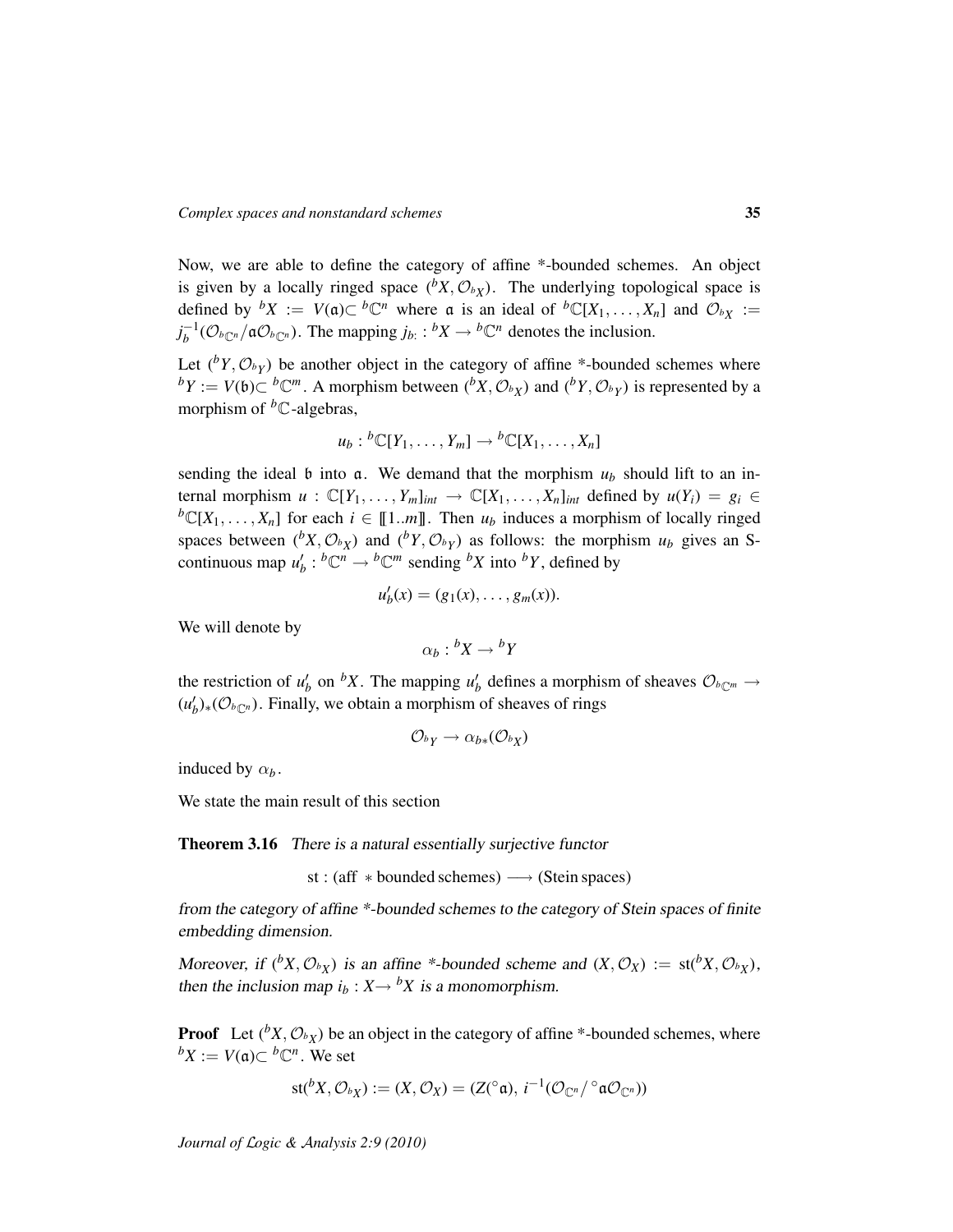Now, we are able to define the category of affine *-bounded schemes. An object is given by a locally ringed space $({}^b X, \mathcal{O}_{{}^b X})$. The underlying topological space is defined by ${}^b X := V(\mathfrak{a}) \subset {}^b\mathbb{C}^n$ where $\mathfrak{a}$ is an ideal of ${}^b\mathbb{C}[X_1, \ldots, X_n]$ and $\mathcal{O}_{{}^b X} := j_b^{-1}(\mathcal{O}_{{}^b\mathbb{C}^n}/\mathfrak{a}\mathcal{O}_{{}^b\mathbb{C}^n})$. The mapping $j_b : {}^b X \to {}^b\mathbb{C}^n$ denotes the inclusion.

Let $({}^b Y, \mathcal{O}_{{}^b Y})$ be another object in the category of affine *-bounded schemes where ${}^b Y := V(\mathfrak{b}) \subset {}^b\mathbb{C}^m$. A morphism between $({}^b X, \mathcal{O}_{{}^b X})$ and $({}^b Y, \mathcal{O}_{{}^b Y})$ is represented by a morphism of ${}^b\mathbb{C}$-algebras,

$$u_b : {}^b\mathbb{C}[Y_1, \ldots, Y_m] \to {}^b\mathbb{C}[X_1, \ldots, X_n]$$

sending the ideal $\mathfrak{b}$ into $\mathfrak{a}$. We demand that the morphism $u_b$ should lift to an internal morphism $u : \mathbb{C}[Y_1, \ldots, Y_m]_{int} \to \mathbb{C}[X_1, \ldots, X_n]_{int}$ defined by $u(Y_i) = g_i \in {}^b\mathbb{C}[X_1, \ldots, X_n]$ for each $i \in [\![1..m]\!]$. Then $u_b$ induces a morphism of locally ringed spaces between $({}^b X, \mathcal{O}_{{}^b X})$ and $({}^b Y, \mathcal{O}_{{}^b Y})$ as follows: the morphism $u_b$ gives an S-continuous map $u'_b : {}^b\mathbb{C}^n \to {}^b\mathbb{C}^m$ sending ${}^b X$ into ${}^b Y$, defined by

$$u'_b(x) = (g_1(x), \ldots, g_m(x)).$$

We will denote by

$$\alpha_b : {}^b X \to {}^b Y$$

the restriction of $u'_b$ on ${}^b X$. The mapping $u'_b$ defines a morphism of sheaves $\mathcal{O}_{{}^b\mathbb{C}^m} \to (u'_b)_*(\mathcal{O}_{{}^b\mathbb{C}^n})$. Finally, we obtain a morphism of sheaves of rings

$$\mathcal{O}_{{}^b Y} \to \alpha_{b*}(\mathcal{O}_{{}^b X})$$

induced by $\alpha_b$.

We state the main result of this section

**Theorem 3.16** *There is a natural essentially surjective functor*

$$\text{st} : (\text{aff } * \text{bounded schemes}) \longrightarrow (\text{Stein spaces})$$

*from the category of affine *-bounded schemes to the category of Stein spaces of finite embedding dimension.*

*Moreover, if $({}^b X, \mathcal{O}_{{}^b X})$ is an affine *-bounded scheme and $(X, \mathcal{O}_X) := \text{st}({}^b X, \mathcal{O}_{{}^b X})$, then the inclusion map $i_b : X \to {}^b X$ is a monomorphism.*

**Proof** Let $({}^b X, \mathcal{O}_{{}^b X})$ be an object in the category of affine *-bounded schemes, where ${}^b X := V(\mathfrak{a}) \subset {}^b\mathbb{C}^n$. We set

$$\text{st}({}^b X, \mathcal{O}_{{}^b X}) := (X, \mathcal{O}_X) = (Z({}^\circ\mathfrak{a}),\, i^{-1}(\mathcal{O}_{\mathbb{C}^n}/{}^\circ\mathfrak{a}\mathcal{O}_{\mathbb{C}^n}))$$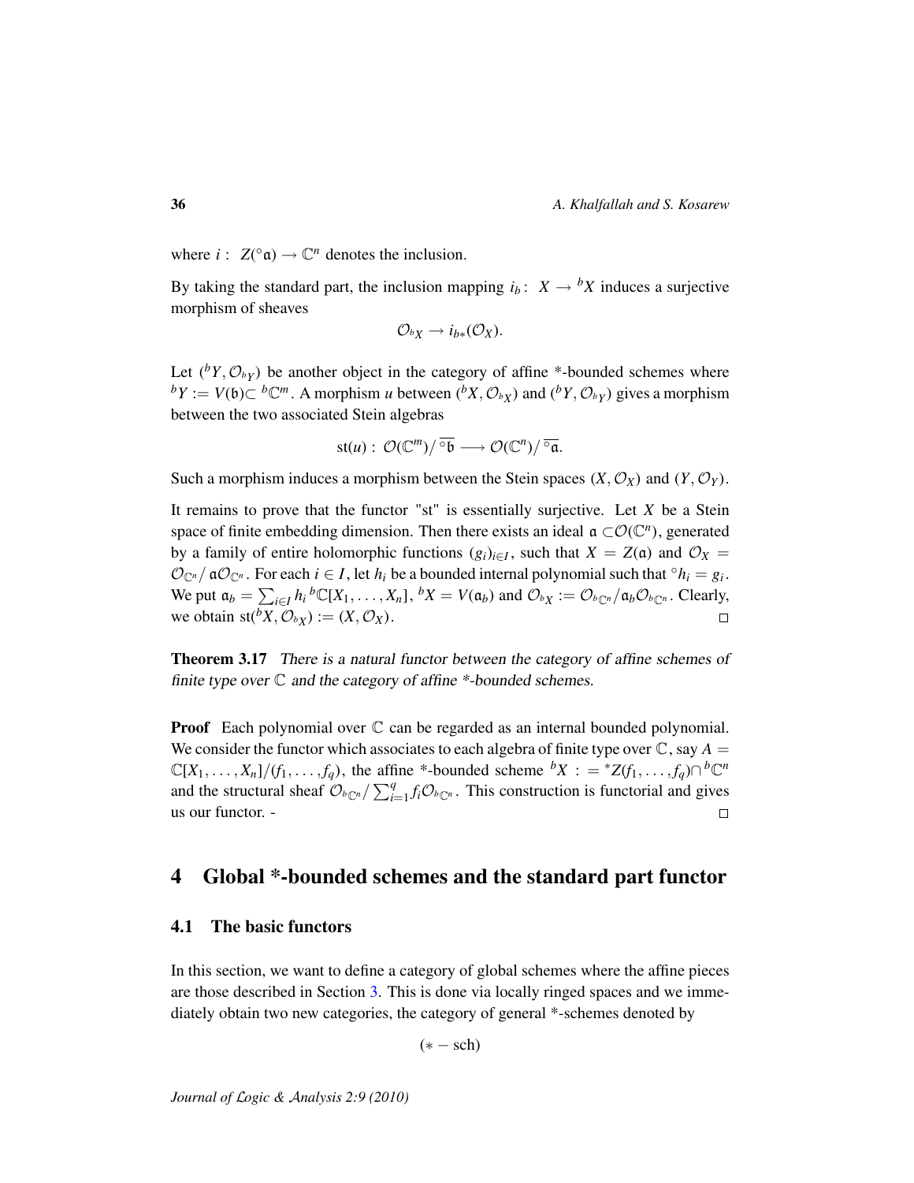where $i: \ Z(^\circ\mathfrak{a}) \to \mathbb{C}^n$ denotes the inclusion.

By taking the standard part, the inclusion mapping $i_b\colon \ X \to {}^bX$ induces a surjective morphism of sheaves

$$\mathcal{O}_{^bX} \to i_{b*}(\mathcal{O}_X).$$

Let $({}^bY, \mathcal{O}_{^bY})$ be another object in the category of affine *-bounded schemes where ${}^bY := V(\mathfrak{b}) \subset {}^b\mathbb{C}^m$. A morphism $u$ between $({}^bX, \mathcal{O}_{^bX})$ and $({}^bY, \mathcal{O}_{^bY})$ gives a morphism between the two associated Stein algebras

$$\mathrm{st}(u): \ \mathcal{O}(\mathbb{C}^m)/\,\overline{^\circ\mathfrak{b}} \longrightarrow \mathcal{O}(\mathbb{C}^n)/\,\overline{^\circ\mathfrak{a}}.$$

Such a morphism induces a morphism between the Stein spaces $(X, \mathcal{O}_X)$ and $(Y, \mathcal{O}_Y)$.

It remains to prove that the functor "st" is essentially surjective. Let $X$ be a Stein space of finite embedding dimension. Then there exists an ideal $\mathfrak{a} \subset \mathcal{O}(\mathbb{C}^n)$, generated by a family of entire holomorphic functions $(g_i)_{i\in I}$, such that $X = Z(\mathfrak{a})$ and $\mathcal{O}_X = \mathcal{O}_{\mathbb{C}^n}/\,\mathfrak{a}\mathcal{O}_{\mathbb{C}^n}$. For each $i \in I$, let $h_i$ be a bounded internal polynomial such that $^\circ h_i = g_i$. We put $\mathfrak{a}_b = \sum_{i\in I} h_i\, {}^b\mathbb{C}[X_1,\ldots,X_n]$, ${}^bX = V(\mathfrak{a}_b)$ and $\mathcal{O}_{^bX} := \mathcal{O}_{^b\mathbb{C}^n}/\mathfrak{a}_b\mathcal{O}_{^b\mathbb{C}^n}$. Clearly, we obtain $\mathrm{st}({}^bX, \mathcal{O}_{^bX}) := (X, \mathcal{O}_X)$. □

**Theorem 3.17** *There is a natural functor between the category of affine schemes of finite type over $\mathbb{C}$ and the category of affine *-bounded schemes.*

**Proof** Each polynomial over $\mathbb{C}$ can be regarded as an internal bounded polynomial. We consider the functor which associates to each algebra of finite type over $\mathbb{C}$, say $A = \mathbb{C}[X_1,\ldots,X_n]/(f_1,\ldots,f_q)$, the affine *-bounded scheme ${}^bX := {}^*Z(f_1,\ldots,f_q) \cap {}^b\mathbb{C}^n$ and the structural sheaf $\mathcal{O}_{^b\mathbb{C}^n}/\sum_{i=1}^q f_i\mathcal{O}_{^b\mathbb{C}^n}$. This construction is functorial and gives us our functor. - □

## 4 Global *-bounded schemes and the standard part functor

### 4.1 The basic functors

In this section, we want to define a category of global schemes where the affine pieces are those described in Section 3. This is done via locally ringed spaces and we immediately obtain two new categories, the category of general *-schemes denoted by

$$(* - \mathrm{sch})$$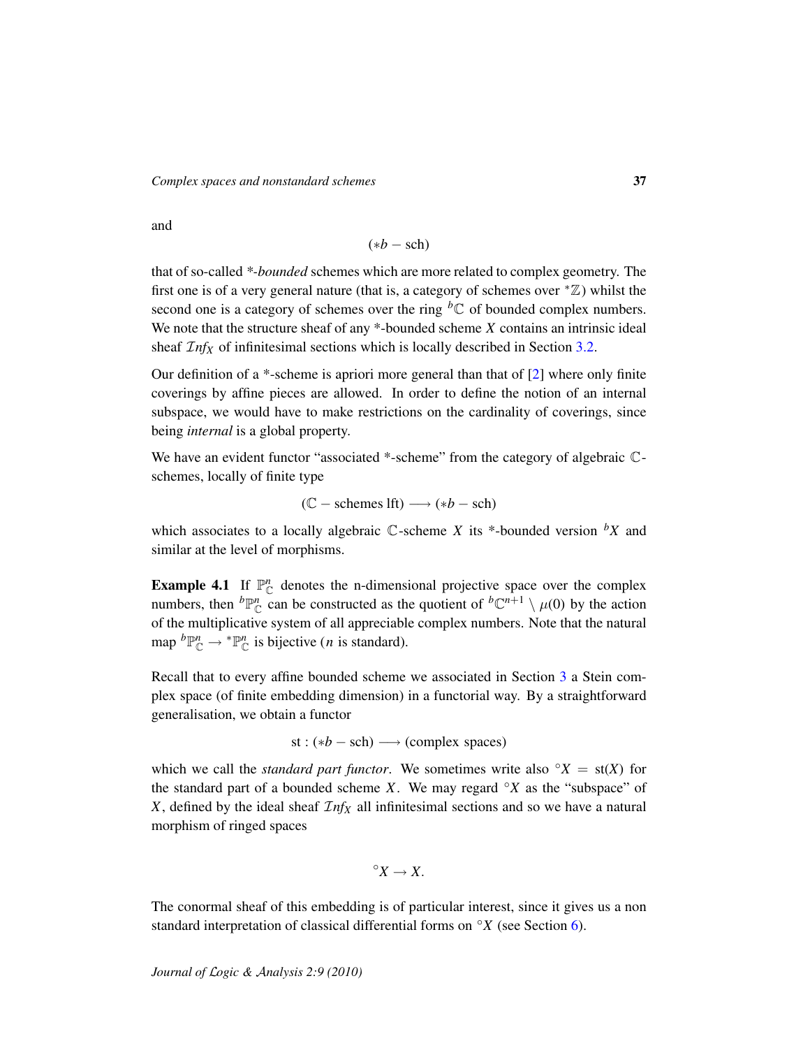and

$$(*b - \mathrm{sch})$$

that of so-called *\*-bounded* schemes which are more related to complex geometry. The first one is of a very general nature (that is, a category of schemes over ${}^*\mathbb{Z}$) whilst the second one is a category of schemes over the ring ${}^b\mathbb{C}$ of bounded complex numbers. We note that the structure sheaf of any *-bounded scheme $X$ contains an intrinsic ideal sheaf $\mathcal{I}nf_X$ of infinitesimal sections which is locally described in Section 3.2.

Our definition of a *-scheme is apriori more general than that of [2] where only finite coverings by affine pieces are allowed. In order to define the notion of an internal subspace, we would have to make restrictions on the cardinality of coverings, since being *internal* is a global property.

We have an evident functor "associated *-scheme" from the category of algebraic $\mathbb{C}$-schemes, locally of finite type

$$(\mathbb{C} - \text{schemes lft}) \longrightarrow (*b - \mathrm{sch})$$

which associates to a locally algebraic $\mathbb{C}$-scheme $X$ its *-bounded version ${}^bX$ and similar at the level of morphisms.

**Example 4.1** If $\mathbb{P}^n_{\mathbb{C}}$ denotes the n-dimensional projective space over the complex numbers, then ${}^b\mathbb{P}^n_{\mathbb{C}}$ can be constructed as the quotient of ${}^b\mathbb{C}^{n+1} \setminus \mu(0)$ by the action of the multiplicative system of all appreciable complex numbers. Note that the natural map ${}^b\mathbb{P}^n_{\mathbb{C}} \to {}^*\mathbb{P}^n_{\mathbb{C}}$ is bijective ($n$ is standard).

Recall that to every affine bounded scheme we associated in Section 3 a Stein complex space (of finite embedding dimension) in a functorial way. By a straightforward generalisation, we obtain a functor

$$\mathrm{st} : (*b - \mathrm{sch}) \longrightarrow (\text{complex spaces})$$

which we call the *standard part functor*. We sometimes write also ${}^\circ X = \mathrm{st}(X)$ for the standard part of a bounded scheme $X$. We may regard ${}^\circ X$ as the "subspace" of $X$, defined by the ideal sheaf $\mathcal{I}nf_X$ all infinitesimal sections and so we have a natural morphism of ringed spaces

$${}^\circ X \to X.$$

The conormal sheaf of this embedding is of particular interest, since it gives us a non standard interpretation of classical differential forms on ${}^\circ X$ (see Section 6).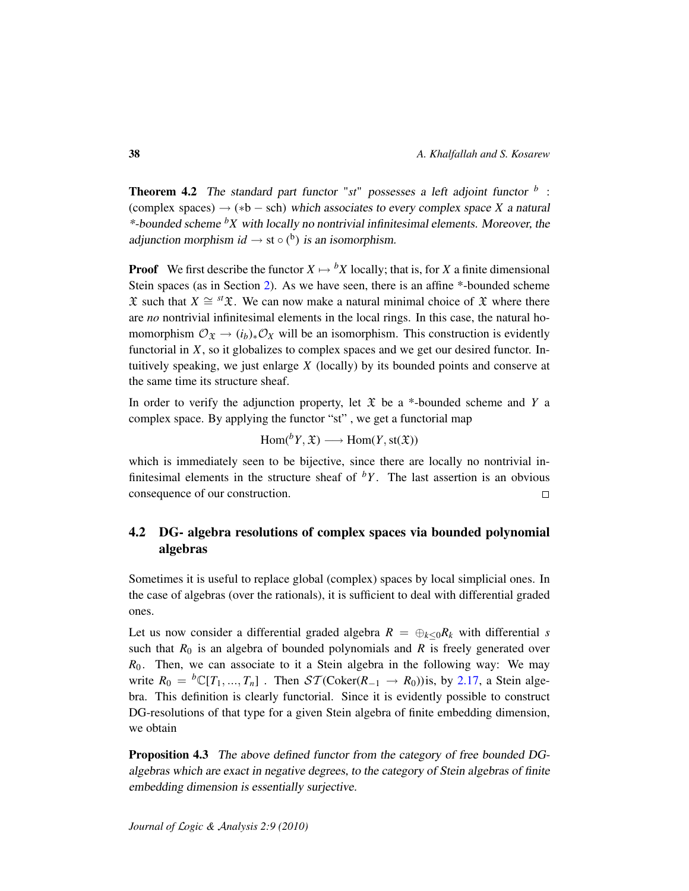**Theorem 4.2** *The standard part functor "st" possesses a left adjoint functor* $^b$ : (complex spaces) $\rightarrow$ ($*$b $-$ sch) *which associates to every complex space* $X$ *a natural \*-bounded scheme* $^bX$ *with locally no nontrivial infinitesimal elements. Moreover, the adjunction morphism* $id \rightarrow \mathrm{st} \circ (^b)$ *is an isomorphism.*

**Proof** We first describe the functor $X \mapsto {}^bX$ locally; that is, for $X$ a finite dimensional Stein spaces (as in Section 2). As we have seen, there is an affine \*-bounded scheme $\mathfrak{X}$ such that $X \cong {}^{st}\mathfrak{X}$. We can now make a natural minimal choice of $\mathfrak{X}$ where there are *no* nontrivial infinitesimal elements in the local rings. In this case, the natural homomorphism $\mathcal{O}_{\mathfrak{X}} \rightarrow (i_b)_*\mathcal{O}_X$ will be an isomorphism. This construction is evidently functorial in $X$, so it globalizes to complex spaces and we get our desired functor. Intuitively speaking, we just enlarge $X$ (locally) by its bounded points and conserve at the same time its structure sheaf.

In order to verify the adjunction property, let $\mathfrak{X}$ be a \*-bounded scheme and $Y$ a complex space. By applying the functor "st" , we get a functorial map

$$\mathrm{Hom}(^bY, \mathfrak{X}) \longrightarrow \mathrm{Hom}(Y, \mathrm{st}(\mathfrak{X}))$$

which is immediately seen to be bijective, since there are locally no nontrivial infinitesimal elements in the structure sheaf of $^bY$. The last assertion is an obvious consequence of our construction. □

## 4.2 DG- algebra resolutions of complex spaces via bounded polynomial algebras

Sometimes it is useful to replace global (complex) spaces by local simplicial ones. In the case of algebras (over the rationals), it is sufficient to deal with differential graded ones.

Let us now consider a differential graded algebra $R = \oplus_{k \leq 0} R_k$ with differential $s$ such that $R_0$ is an algebra of bounded polynomials and $R$ is freely generated over $R_0$. Then, we can associate to it a Stein algebra in the following way: We may write $R_0 = {}^b\mathbb{C}[T_1, ..., T_n]$ . Then $\mathcal{ST}(\mathrm{Coker}(R_{-1} \rightarrow R_0))$is, by 2.17, a Stein algebra. This definition is clearly functorial. Since it is evidently possible to construct DG-resolutions of that type for a given Stein algebra of finite embedding dimension, we obtain

**Proposition 4.3** *The above defined functor from the category of free bounded DG-algebras which are exact in negative degrees, to the category of Stein algebras of finite embedding dimension is essentially surjective.*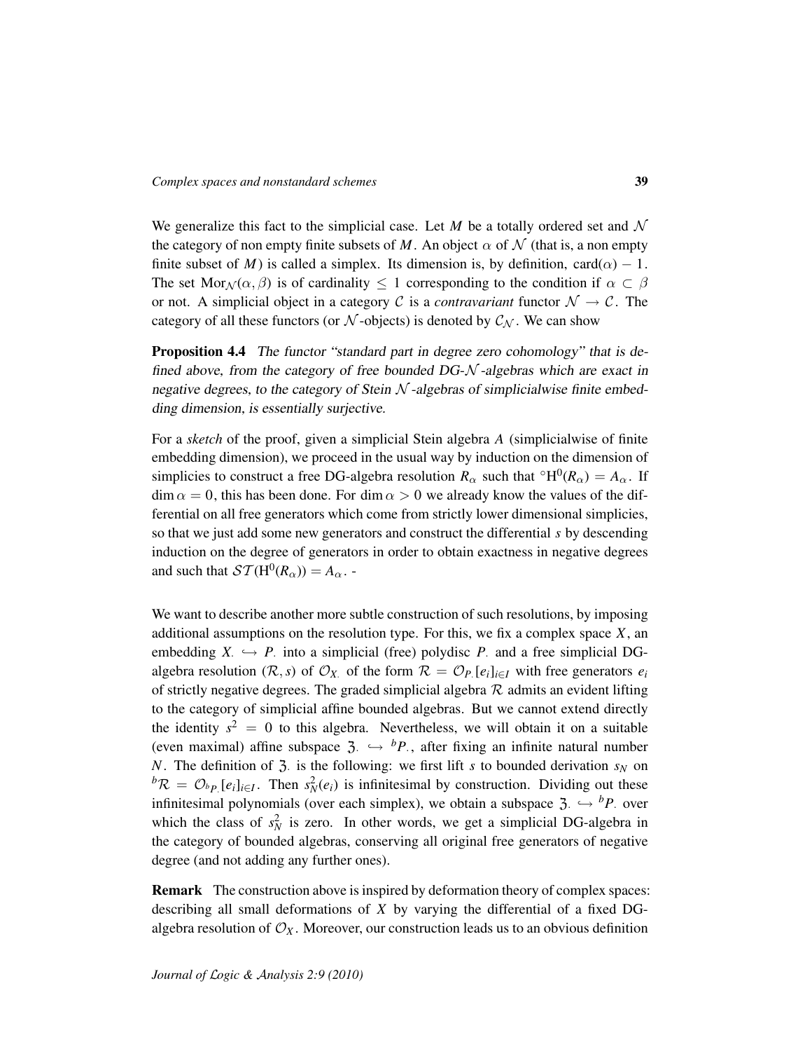We generalize this fact to the simplicial case. Let $M$ be a totally ordered set and $\mathcal{N}$ the category of non empty finite subsets of $M$. An object $\alpha$ of $\mathcal{N}$ (that is, a non empty finite subset of $M$) is called a simplex. Its dimension is, by definition, $\mathrm{card}(\alpha) - 1$. The set $\mathrm{Mor}_{\mathcal{N}}(\alpha, \beta)$ is of cardinality $\leq 1$ corresponding to the condition if $\alpha \subset \beta$ or not. A simplicial object in a category $\mathcal{C}$ is a *contravariant* functor $\mathcal{N} \to \mathcal{C}$. The category of all these functors (or $\mathcal{N}$-objects) is denoted by $\mathcal{C}_{\mathcal{N}}$. We can show

**Proposition 4.4** *The functor "standard part in degree zero cohomology" that is defined above, from the category of free bounded DG-$\mathcal{N}$-algebras which are exact in negative degrees, to the category of Stein $\mathcal{N}$-algebras of simplicialwise finite embedding dimension, is essentially surjective.*

For a *sketch* of the proof, given a simplicial Stein algebra $A$ (simplicialwise of finite embedding dimension), we proceed in the usual way by induction on the dimension of simplicies to construct a free DG-algebra resolution $R_\alpha$ such that ${}^\circ\mathrm{H}^0(R_\alpha) = A_\alpha$. If $\dim \alpha = 0$, this has been done. For $\dim \alpha > 0$ we already know the values of the differential on all free generators which come from strictly lower dimensional simplicies, so that we just add some new generators and construct the differential $s$ by descending induction on the degree of generators in order to obtain exactness in negative degrees and such that $\mathcal{ST}(\mathrm{H}^0(R_\alpha)) = A_\alpha$. -

We want to describe another more subtle construction of such resolutions, by imposing additional assumptions on the resolution type. For this, we fix a complex space $X$, an embedding $X_\cdot \hookrightarrow P_\cdot$ into a simplicial (free) polydisc $P_\cdot$ and a free simplicial DG-algebra resolution $(\mathcal{R}, s)$ of $\mathcal{O}_{X_\cdot}$ of the form $\mathcal{R} = \mathcal{O}_{P_\cdot}[e_i]_{i \in I}$ with free generators $e_i$ of strictly negative degrees. The graded simplicial algebra $\mathcal{R}$ admits an evident lifting to the category of simplicial affine bounded algebras. But we cannot extend directly the identity $s^2 = 0$ to this algebra. Nevertheless, we will obtain it on a suitable (even maximal) affine subspace $\mathfrak{Z}_\cdot \hookrightarrow {}^bP_\cdot$, after fixing an infinite natural number $N$. The definition of $\mathfrak{Z}_\cdot$ is the following: we first lift $s$ to bounded derivation $s_N$ on ${}^b\mathcal{R} = \mathcal{O}_{{}^bP_\cdot}[e_i]_{i \in I}$. Then $s_N^2(e_i)$ is infinitesimal by construction. Dividing out these infinitesimal polynomials (over each simplex), we obtain a subspace $\mathfrak{Z}_\cdot \hookrightarrow {}^bP_\cdot$ over which the class of $s_N^2$ is zero. In other words, we get a simplicial DG-algebra in the category of bounded algebras, conserving all original free generators of negative degree (and not adding any further ones).

**Remark** The construction above is inspired by deformation theory of complex spaces: describing all small deformations of $X$ by varying the differential of a fixed DG-algebra resolution of $\mathcal{O}_X$. Moreover, our construction leads us to an obvious definition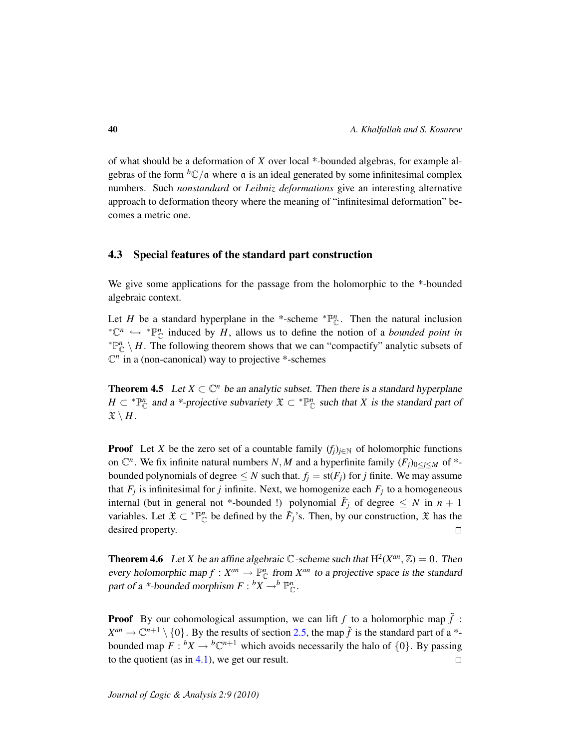of what should be a deformation of $X$ over local *-bounded algebras, for example algebras of the form ${}^b\mathbb{C}/\mathfrak{a}$ where $\mathfrak{a}$ is an ideal generated by some infinitesimal complex numbers. Such *nonstandard* or *Leibniz deformations* give an interesting alternative approach to deformation theory where the meaning of "infinitesimal deformation" becomes a metric one.

## 4.3 Special features of the standard part construction

We give some applications for the passage from the holomorphic to the *-bounded algebraic context.

Let $H$ be a standard hyperplane in the *-scheme ${}^*\mathbb{P}^n_{\mathbb{C}}$. Then the natural inclusion ${}^*\mathbb{C}^n \hookrightarrow {}^*\mathbb{P}^n_{\mathbb{C}}$ induced by $H$, allows us to define the notion of a *bounded point in* ${}^*\mathbb{P}^n_{\mathbb{C}} \setminus H$. The following theorem shows that we can "compactify" analytic subsets of $\mathbb{C}^n$ in a (non-canonical) way to projective *-schemes

**Theorem 4.5** *Let $X \subset \mathbb{C}^n$ be an analytic subset. Then there is a standard hyperplane $H \subset {}^*\mathbb{P}^n_{\mathbb{C}}$ and a *-projective subvariety $\mathfrak{X} \subset {}^*\mathbb{P}^n_{\mathbb{C}}$ such that $X$ is the standard part of $\mathfrak{X} \setminus H$.*

**Proof** Let $X$ be the zero set of a countable family $(f_j)_{j \in \mathbb{N}}$ of holomorphic functions on $\mathbb{C}^n$. We fix infinite natural numbers $N, M$ and a hyperfinite family $(F_j)_{0 \leq j \leq M}$ of *-bounded polynomials of degree $\leq N$ such that. $f_j = \mathrm{st}(F_j)$ for $j$ finite. We may assume that $F_j$ is infinitesimal for $j$ infinite. Next, we homogenize each $F_j$ to a homogeneous internal (but in general not *-bounded !) polynomial $\tilde{F}_j$ of degree $\leq N$ in $n+1$ variables. Let $\mathfrak{X} \subset {}^*\mathbb{P}^n_{\mathbb{C}}$ be defined by the $\tilde{F}_j$'s. Then, by our construction, $\mathfrak{X}$ has the desired property. $\square$

**Theorem 4.6** *Let $X$ be an affine algebraic $\mathbb{C}$-scheme such that $\mathrm{H}^2(X^{an}, \mathbb{Z}) = 0$. Then every holomorphic map $f : X^{an} \to \mathbb{P}^n_{\mathbb{C}}$ from $X^{an}$ to a projective space is the standard part of a *-bounded morphism $F : {}^bX \to^b \mathbb{P}^n_{\mathbb{C}}$.*

**Proof** By our cohomological assumption, we can lift $f$ to a holomorphic map $\tilde{f} : X^{an} \to \mathbb{C}^{n+1} \setminus \{0\}$. By the results of section 2.5, the map $\tilde{f}$ is the standard part of a *-bounded map $F : {}^bX \to {}^b\mathbb{C}^{n+1}$ which avoids necessarily the halo of $\{0\}$. By passing to the quotient (as in 4.1), we get our result. $\square$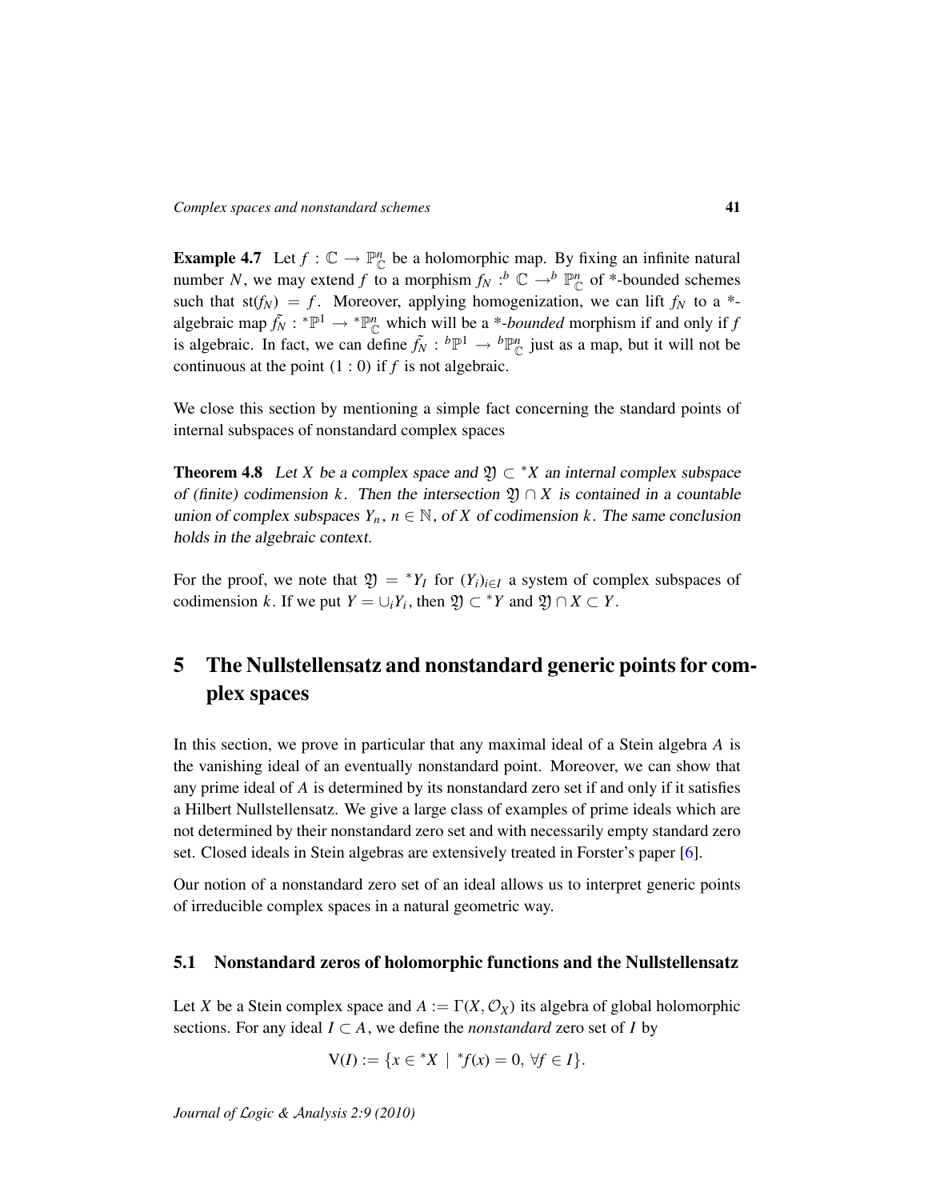**Example 4.7** Let $f : \mathbb{C} \to \mathbb{P}^n_{\mathbb{C}}$ be a holomorphic map. By fixing an infinite natural number $N$, we may extend $f$ to a morphism $f_N :^b \mathbb{C} \to^b \mathbb{P}^n_{\mathbb{C}}$ of *-bounded schemes such that $\mathrm{st}(f_N) = f$. Moreover, applying homogenization, we can lift $f_N$ to a *-algebraic map $\tilde{f_N} : {}^*\mathbb{P}^1 \to {}^*\mathbb{P}^n_{\mathbb{C}}$ which will be a *\*-bounded* morphism if and only if $f$ is algebraic. In fact, we can define $\tilde{f_N} : {}^b\mathbb{P}^1 \to {}^b\mathbb{P}^n_{\mathbb{C}}$ just as a map, but it will not be continuous at the point $(1 : 0)$ if $f$ is not algebraic.

We close this section by mentioning a simple fact concerning the standard points of internal subspaces of nonstandard complex spaces

**Theorem 4.8** *Let $X$ be a complex space and $\mathfrak{Y} \subset {}^*X$ an internal complex subspace of (finite) codimension $k$. Then the intersection $\mathfrak{Y} \cap X$ is contained in a countable union of complex subspaces $Y_n$, $n \in \mathbb{N}$, of $X$ of codimension $k$. The same conclusion holds in the algebraic context.*

For the proof, we note that $\mathfrak{Y} = {}^*Y_I$ for $(Y_i)_{i \in I}$ a system of complex subspaces of codimension $k$. If we put $Y = \cup_i Y_i$, then $\mathfrak{Y} \subset {}^*Y$ and $\mathfrak{Y} \cap X \subset Y$.

# 5 The Nullstellensatz and nonstandard generic points for complex spaces

In this section, we prove in particular that any maximal ideal of a Stein algebra $A$ is the vanishing ideal of an eventually nonstandard point. Moreover, we can show that any prime ideal of $A$ is determined by its nonstandard zero set if and only if it satisfies a Hilbert Nullstellensatz. We give a large class of examples of prime ideals which are not determined by their nonstandard zero set and with necessarily empty standard zero set. Closed ideals in Stein algebras are extensively treated in Forster's paper [6].

Our notion of a nonstandard zero set of an ideal allows us to interpret generic points of irreducible complex spaces in a natural geometric way.

## 5.1 Nonstandard zeros of holomorphic functions and the Nullstellensatz

Let $X$ be a Stein complex space and $A := \Gamma(X, \mathcal{O}_X)$ its algebra of global holomorphic sections. For any ideal $I \subset A$, we define the *nonstandard* zero set of $I$ by

$$\mathrm{V}(I) := \{x \in {}^*X \mid {}^*f(x) = 0, \, \forall f \in I\}.$$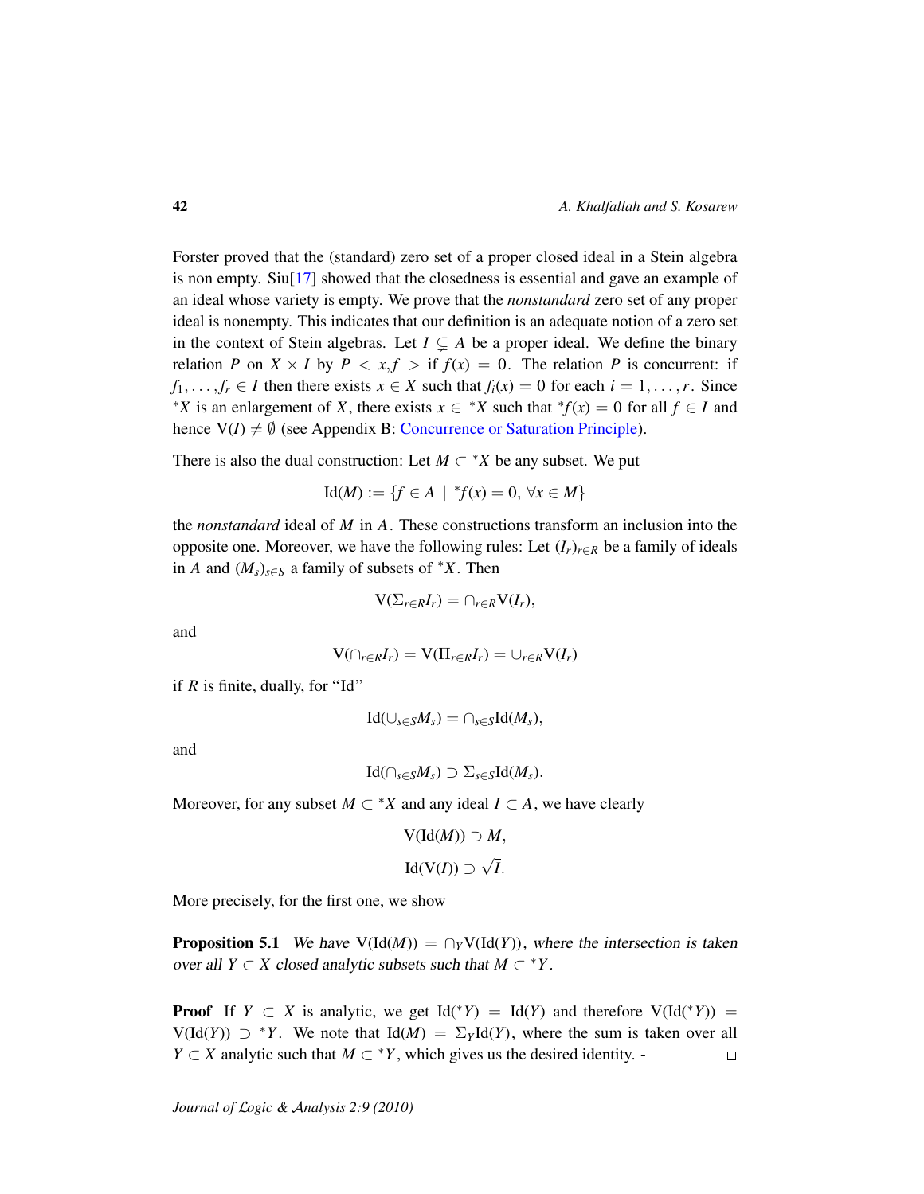Forster proved that the (standard) zero set of a proper closed ideal in a Stein algebra is non empty. Siu[17] showed that the closedness is essential and gave an example of an ideal whose variety is empty. We prove that the *nonstandard* zero set of any proper ideal is nonempty. This indicates that our definition is an adequate notion of a zero set in the context of Stein algebras. Let $I \subsetneq A$ be a proper ideal. We define the binary relation $P$ on $X \times I$ by $P < x, f >$ if $f(x) = 0$. The relation $P$ is concurrent: if $f_1, \ldots, f_r \in I$ then there exists $x \in X$ such that $f_i(x) = 0$ for each $i = 1, \ldots, r$. Since ${}^*X$ is an enlargement of $X$, there exists $x \in {}^*X$ such that ${}^*f(x) = 0$ for all $f \in I$ and hence $\mathrm{V}(I) \neq \emptyset$ (see Appendix B: Concurrence or Saturation Principle).

There is also the dual construction: Let $M \subset {}^*X$ be any subset. We put

$$\mathrm{Id}(M) := \{f \in A \mid {}^*f(x) = 0, \ \forall x \in M\}$$

the *nonstandard* ideal of $M$ in $A$. These constructions transform an inclusion into the opposite one. Moreover, we have the following rules: Let $(I_r)_{r \in R}$ be a family of ideals in $A$ and $(M_s)_{s \in S}$ a family of subsets of ${}^*X$. Then

$$\mathrm{V}(\Sigma_{r \in R} I_r) = \cap_{r \in R} \mathrm{V}(I_r),$$

and

$$\mathrm{V}(\cap_{r \in R} I_r) = \mathrm{V}(\Pi_{r \in R} I_r) = \cup_{r \in R} \mathrm{V}(I_r)$$

if $R$ is finite, dually, for "Id"

$$\mathrm{Id}(\cup_{s \in S} M_s) = \cap_{s \in S} \mathrm{Id}(M_s),$$

and

$$\mathrm{Id}(\cap_{s \in S} M_s) \supset \Sigma_{s \in S} \mathrm{Id}(M_s).$$

Moreover, for any subset $M \subset {}^*X$ and any ideal $I \subset A$, we have clearly

$$\mathrm{V}(\mathrm{Id}(M)) \supset M,$$

$$\mathrm{Id}(\mathrm{V}(I)) \supset \sqrt{I}.$$

More precisely, for the first one, we show

**Proposition 5.1** *We have* $\mathrm{V}(\mathrm{Id}(M)) = \cap_Y \mathrm{V}(\mathrm{Id}(Y))$, *where the intersection is taken over all* $Y \subset X$ *closed analytic subsets such that* $M \subset {}^*Y$.

**Proof** If $Y \subset X$ is analytic, we get $\mathrm{Id}({}^*Y) = \mathrm{Id}(Y)$ and therefore $\mathrm{V}(\mathrm{Id}({}^*Y)) = \mathrm{V}(\mathrm{Id}(Y)) \supset {}^*Y$. We note that $\mathrm{Id}(M) = \Sigma_Y \mathrm{Id}(Y)$, where the sum is taken over all $Y \subset X$ analytic such that $M \subset {}^*Y$, which gives us the desired identity. - □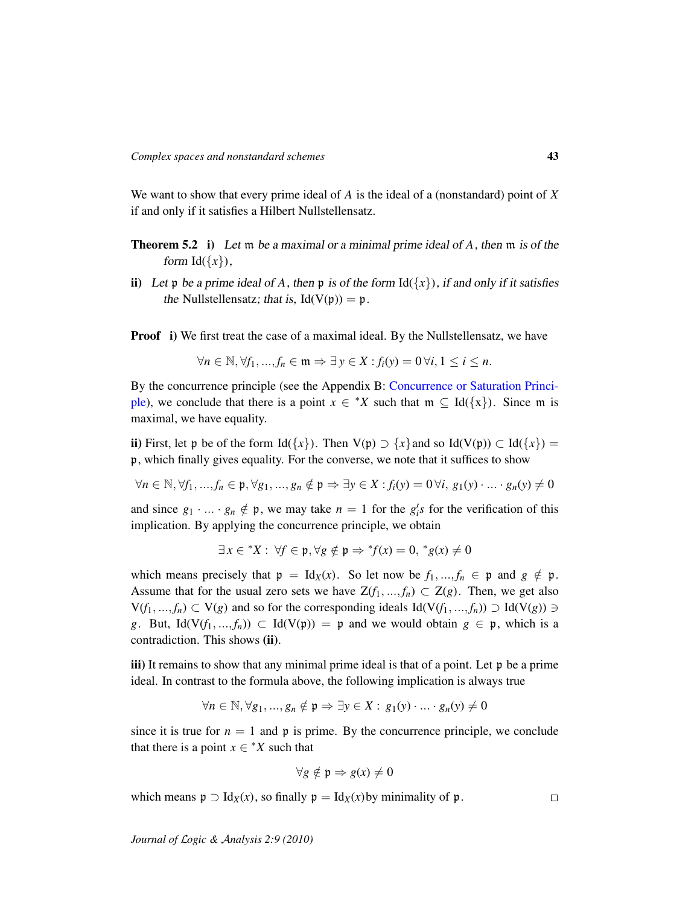We want to show that every prime ideal of $A$ is the ideal of a (nonstandard) point of $X$ if and only if it satisfies a Hilbert Nullstellensatz.

**Theorem 5.2** **i)** *Let* $\mathfrak{m}$ *be a maximal or a minimal prime ideal of* $A$, *then* $\mathfrak{m}$ *is of the form* $\mathrm{Id}(\{x\})$,

**ii)** *Let* $\mathfrak{p}$ *be a prime ideal of* $A$, *then* $\mathfrak{p}$ *is of the form* $\mathrm{Id}(\{x\})$, *if and only if it satisfies the* Nullstellensatz*; that is,* $\mathrm{Id}(\mathrm{V}(\mathfrak{p})) = \mathfrak{p}$.

**Proof** **i)** We first treat the case of a maximal ideal. By the Nullstellensatz, we have

$$\forall n \in \mathbb{N}, \forall f_1, ..., f_n \in \mathfrak{m} \Rightarrow \exists\, y \in X : f_i(y) = 0\, \forall i, 1 \leq i \leq n.$$

By the concurrence principle (see the Appendix B: Concurrence or Saturation Principle), we conclude that there is a point $x \in {}^*X$ such that $\mathfrak{m} \subseteq \mathrm{Id}(\{\mathrm{x}\})$. Since $\mathfrak{m}$ is maximal, we have equality.

**ii)** First, let $\mathfrak{p}$ be of the form $\mathrm{Id}(\{x\})$. Then $\mathrm{V}(\mathfrak{p}) \supset \{x\}$and so $\mathrm{Id}(\mathrm{V}(\mathfrak{p})) \subset \mathrm{Id}(\{x\}) = \mathfrak{p}$, which finally gives equality. For the converse, we note that it suffices to show

$$\forall n \in \mathbb{N}, \forall f_1, ..., f_n \in \mathfrak{p}, \forall g_1, ..., g_n \notin \mathfrak{p} \Rightarrow \exists y \in X : f_i(y) = 0\, \forall i,\; g_1(y) \cdot ... \cdot g_n(y) \neq 0$$

and since $g_1 \cdot ... \cdot g_n \notin \mathfrak{p}$, we may take $n = 1$ for the $g_i's$ for the verification of this implication. By applying the concurrence principle, we obtain

$$\exists x \in {}^*X :\; \forall f \in \mathfrak{p}, \forall g \notin \mathfrak{p} \Rightarrow {}^*f(x) = 0,\; {}^*g(x) \neq 0$$

which means precisely that $\mathfrak{p} = \mathrm{Id}_X(x)$. So let now be $f_1, ..., f_n \in \mathfrak{p}$ and $g \notin \mathfrak{p}$. Assume that for the usual zero sets we have $\mathrm{Z}(f_1, ..., f_n) \subset \mathrm{Z}(g)$. Then, we get also $\mathrm{V}(f_1, ..., f_n) \subset \mathrm{V}(g)$ and so for the corresponding ideals $\mathrm{Id}(\mathrm{V}(f_1, ..., f_n)) \supset \mathrm{Id}(\mathrm{V}(g)) \ni g$. But, $\mathrm{Id}(\mathrm{V}(f_1, ..., f_n)) \subset \mathrm{Id}(\mathrm{V}(\mathfrak{p})) = \mathfrak{p}$ and we would obtain $g \in \mathfrak{p}$, which is a contradiction. This shows **(ii)**.

**iii)** It remains to show that any minimal prime ideal is that of a point. Let $\mathfrak{p}$ be a prime ideal. In contrast to the formula above, the following implication is always true

$$\forall n \in \mathbb{N}, \forall g_1, ..., g_n \notin \mathfrak{p} \Rightarrow \exists y \in X :\; g_1(y) \cdot ... \cdot g_n(y) \neq 0$$

since it is true for $n = 1$ and $\mathfrak{p}$ is prime. By the concurrence principle, we conclude that there is a point $x \in {}^*X$ such that

$$\forall g \notin \mathfrak{p} \Rightarrow g(x) \neq 0$$

which means $\mathfrak{p} \supset \mathrm{Id}_X(x)$, so finally $\mathfrak{p} = \mathrm{Id}_X(x)$by minimality of $\mathfrak{p}$. $\square$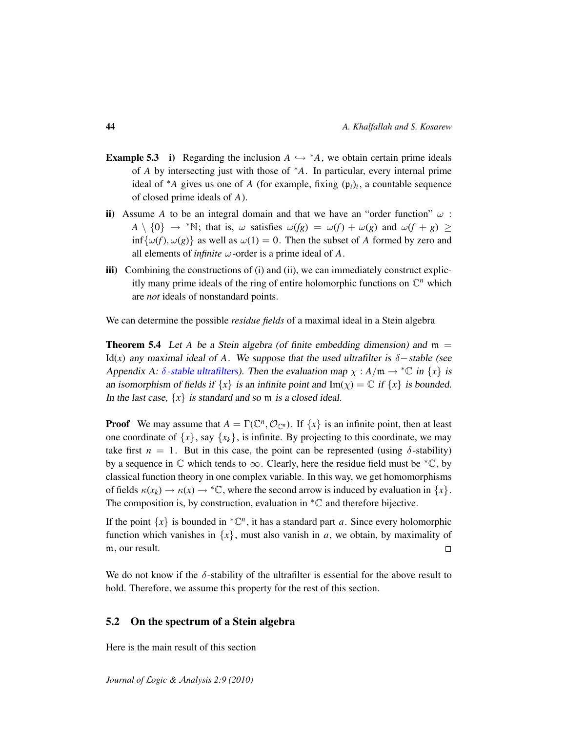**Example 5.3** **i)** Regarding the inclusion $A \hookrightarrow {}^*A$, we obtain certain prime ideals of $A$ by intersecting just with those of ${}^*A$. In particular, every internal prime ideal of ${}^*A$ gives us one of $A$ (for example, fixing $(\mathfrak{p}_i)_i$, a countable sequence of closed prime ideals of $A$).

**ii)** Assume $A$ to be an integral domain and that we have an "order function" $\omega : A \setminus \{0\} \to {}^*\mathbb{N}$; that is, $\omega$ satisfies $\omega(fg) = \omega(f) + \omega(g)$ and $\omega(f + g) \geq \inf\{\omega(f), \omega(g)\}$ as well as $\omega(1) = 0$. Then the subset of $A$ formed by zero and all elements of *infinite* $\omega$-order is a prime ideal of $A$.

**iii)** Combining the constructions of (i) and (ii), we can immediately construct explicitly many prime ideals of the ring of entire holomorphic functions on $\mathbb{C}^n$ which are *not* ideals of nonstandard points.

We can determine the possible *residue fields* of a maximal ideal in a Stein algebra

**Theorem 5.4** *Let $A$ be a Stein algebra (of finite embedding dimension) and $\mathfrak{m} = \mathrm{Id}(x)$ any maximal ideal of $A$. We suppose that the used ultrafilter is $\delta-$stable (see Appendix A: $\delta$-stable ultrafilters). Then the evaluation map $\chi : A/\mathfrak{m} \to {}^*\mathbb{C}$ in $\{x\}$ is an isomorphism of fields if $\{x\}$ is an infinite point and $\mathrm{Im}(\chi) = \mathbb{C}$ if $\{x\}$ is bounded. In the last case, $\{x\}$ is standard and so $\mathfrak{m}$ is a closed ideal.*

**Proof** We may assume that $A = \Gamma(\mathbb{C}^n, \mathcal{O}_{\mathbb{C}^n})$. If $\{x\}$ is an infinite point, then at least one coordinate of $\{x\}$, say $\{x_k\}$, is infinite. By projecting to this coordinate, we may take first $n = 1$. But in this case, the point can be represented (using $\delta$-stability) by a sequence in $\mathbb{C}$ which tends to $\infty$. Clearly, here the residue field must be ${}^*\mathbb{C}$, by classical function theory in one complex variable. In this way, we get homomorphisms of fields $\kappa(x_k) \to \kappa(x) \to {}^*\mathbb{C}$, where the second arrow is induced by evaluation in $\{x\}$. The composition is, by construction, evaluation in ${}^*\mathbb{C}$ and therefore bijective.

If the point $\{x\}$ is bounded in ${}^*\mathbb{C}^n$, it has a standard part $a$. Since every holomorphic function which vanishes in $\{x\}$, must also vanish in $a$, we obtain, by maximality of $\mathfrak{m}$, our result. $\square$

We do not know if the $\delta$-stability of the ultrafilter is essential for the above result to hold. Therefore, we assume this property for the rest of this section.

## 5.2 On the spectrum of a Stein algebra

Here is the main result of this section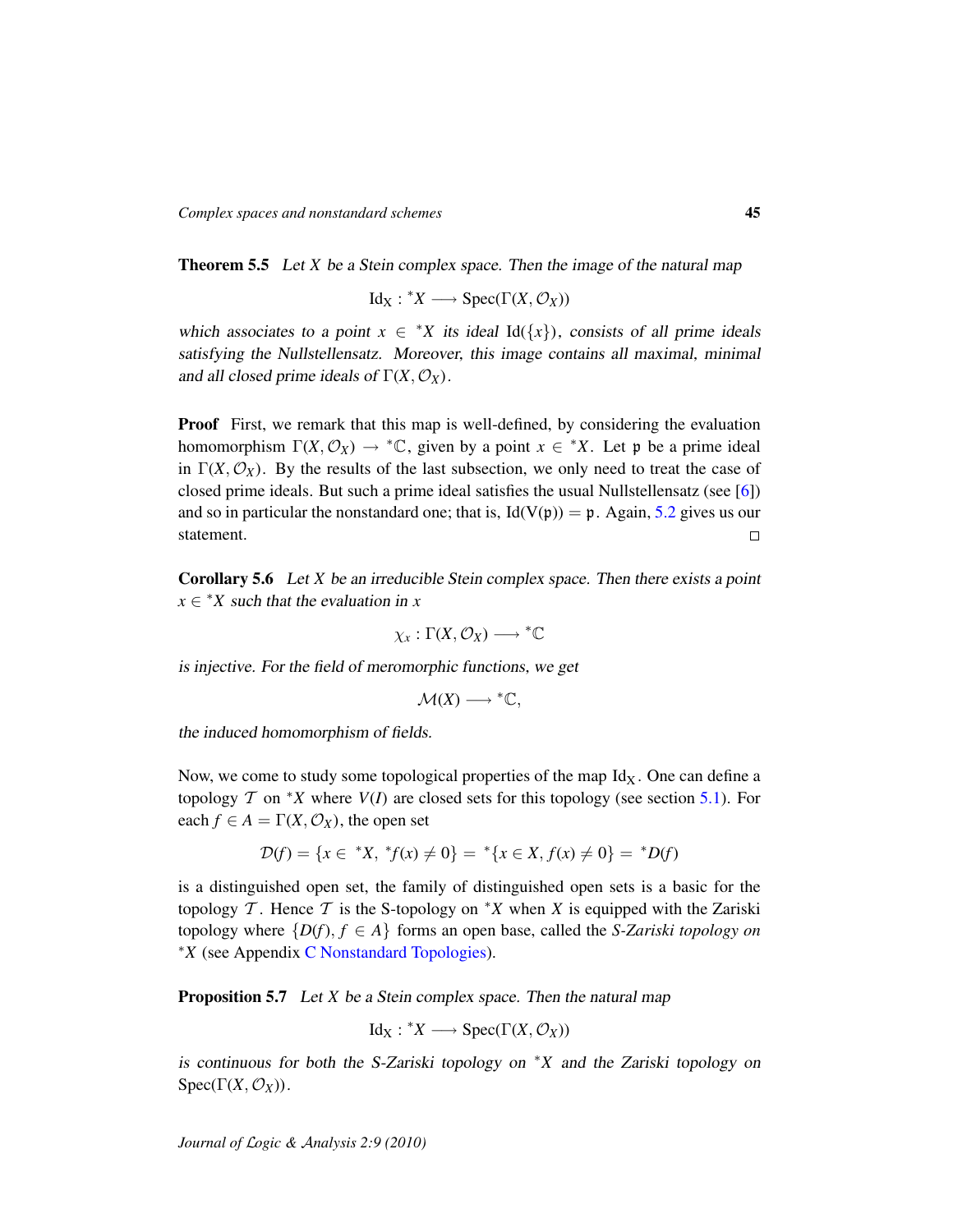**Theorem 5.5** *Let $X$ be a Stein complex space. Then the image of the natural map*

$$\mathrm{Id}_X : {}^*X \longrightarrow \mathrm{Spec}(\Gamma(X, \mathcal{O}_X))$$

*which associates to a point $x \in {}^*X$ its ideal $\mathrm{Id}(\{x\})$, consists of all prime ideals satisfying the Nullstellensatz. Moreover, this image contains all maximal, minimal and all closed prime ideals of $\Gamma(X, \mathcal{O}_X)$.*

**Proof** First, we remark that this map is well-defined, by considering the evaluation homomorphism $\Gamma(X, \mathcal{O}_X) \to {}^*\mathbb{C}$, given by a point $x \in {}^*X$. Let $\mathfrak{p}$ be a prime ideal in $\Gamma(X, \mathcal{O}_X)$. By the results of the last subsection, we only need to treat the case of closed prime ideals. But such a prime ideal satisfies the usual Nullstellensatz (see [6]) and so in particular the nonstandard one; that is, $\mathrm{Id}(\mathrm{V}(\mathfrak{p})) = \mathfrak{p}$. Again, 5.2 gives us our statement. □

**Corollary 5.6** *Let $X$ be an irreducible Stein complex space. Then there exists a point $x \in {}^*X$ such that the evaluation in $x$*

$$\chi_x : \Gamma(X, \mathcal{O}_X) \longrightarrow {}^*\mathbb{C}$$

*is injective. For the field of meromorphic functions, we get*

$$\mathcal{M}(X) \longrightarrow {}^*\mathbb{C},$$

*the induced homomorphism of fields.*

Now, we come to study some topological properties of the map $\mathrm{Id}_X$. One can define a topology $\mathcal{T}$ on ${}^*X$ where $V(I)$ are closed sets for this topology (see section 5.1). For each $f \in A = \Gamma(X, \mathcal{O}_X)$, the open set

$$\mathcal{D}(f) = \{x \in {}^*X,\ {}^*f(x) \neq 0\} = {}^*\{x \in X, f(x) \neq 0\} = {}^*D(f)$$

is a distinguished open set, the family of distinguished open sets is a basic for the topology $\mathcal{T}$. Hence $\mathcal{T}$ is the S-topology on ${}^*X$ when $X$ is equipped with the Zariski topology where $\{D(f), f \in A\}$ forms an open base, called the *S-Zariski topology on* ${}^*X$ (see Appendix C Nonstandard Topologies).

**Proposition 5.7** *Let $X$ be a Stein complex space. Then the natural map*

$$\mathrm{Id}_X : {}^*X \longrightarrow \mathrm{Spec}(\Gamma(X, \mathcal{O}_X))$$

*is continuous for both the S-Zariski topology on ${}^*X$ and the Zariski topology on $\mathrm{Spec}(\Gamma(X, \mathcal{O}_X))$.*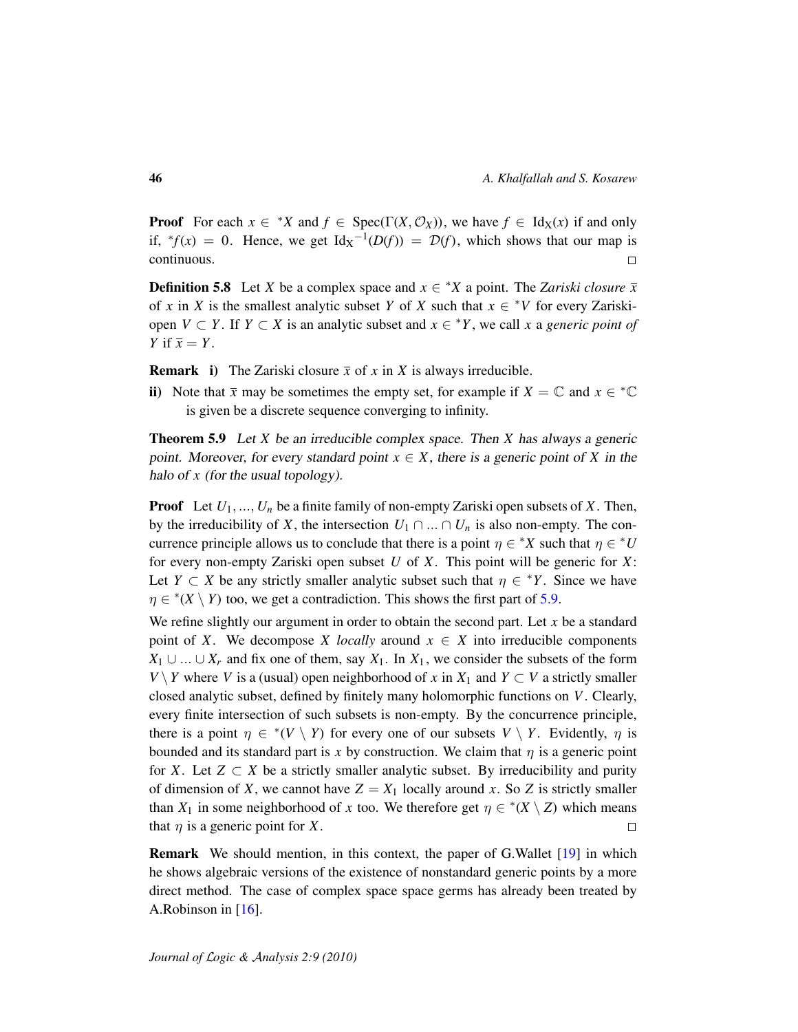**Proof** For each $x \in {}^*X$ and $f \in \mathrm{Spec}(\Gamma(X, \mathcal{O}_X))$, we have $f \in \mathrm{Id_X}(x)$ if and only if, ${}^*f(x) = 0$. Hence, we get ${\mathrm{Id_X}}^{-1}(D(f)) = \mathcal{D}(f)$, which shows that our map is continuous. □

**Definition 5.8** Let $X$ be a complex space and $x \in {}^*X$ a point. The *Zariski closure* $\bar{x}$ of $x$ in $X$ is the smallest analytic subset $Y$ of $X$ such that $x \in {}^*V$ for every Zariski-open $V \subset Y$. If $Y \subset X$ is an analytic subset and $x \in {}^*Y$, we call $x$ a *generic point of* $Y$ if $\bar{x} = Y$.

**Remark** **i)** The Zariski closure $\bar{x}$ of $x$ in $X$ is always irreducible.

**ii)** Note that $\bar{x}$ may be sometimes the empty set, for example if $X = \mathbb{C}$ and $x \in {}^*\mathbb{C}$ is given be a discrete sequence converging to infinity.

**Theorem 5.9** *Let $X$ be an irreducible complex space. Then $X$ has always a generic point. Moreover, for every standard point $x \in X$, there is a generic point of $X$ in the halo of $x$ (for the usual topology).*

**Proof** Let $U_1, ..., U_n$ be a finite family of non-empty Zariski open subsets of $X$. Then, by the irreducibility of $X$, the intersection $U_1 \cap ... \cap U_n$ is also non-empty. The concurrence principle allows us to conclude that there is a point $\eta \in {}^*X$ such that $\eta \in {}^*U$ for every non-empty Zariski open subset $U$ of $X$. This point will be generic for $X$: Let $Y \subset X$ be any strictly smaller analytic subset such that $\eta \in {}^*Y$. Since we have $\eta \in {}^*(X \setminus Y)$ too, we get a contradiction. This shows the first part of 5.9.

We refine slightly our argument in order to obtain the second part. Let $x$ be a standard point of $X$. We decompose $X$ *locally* around $x \in X$ into irreducible components $X_1 \cup ... \cup X_r$ and fix one of them, say $X_1$. In $X_1$, we consider the subsets of the form $V \setminus Y$ where $V$ is a (usual) open neighborhood of $x$ in $X_1$ and $Y \subset V$ a strictly smaller closed analytic subset, defined by finitely many holomorphic functions on $V$. Clearly, every finite intersection of such subsets is non-empty. By the concurrence principle, there is a point $\eta \in {}^*(V \setminus Y)$ for every one of our subsets $V \setminus Y$. Evidently, $\eta$ is bounded and its standard part is $x$ by construction. We claim that $\eta$ is a generic point for $X$. Let $Z \subset X$ be a strictly smaller analytic subset. By irreducibility and purity of dimension of $X$, we cannot have $Z = X_1$ locally around $x$. So $Z$ is strictly smaller than $X_1$ in some neighborhood of $x$ too. We therefore get $\eta \in {}^*(X \setminus Z)$ which means that $\eta$ is a generic point for $X$. □

**Remark** We should mention, in this context, the paper of G.Wallet [19] in which he shows algebraic versions of the existence of nonstandard generic points by a more direct method. The case of complex space space germs has already been treated by A.Robinson in [16].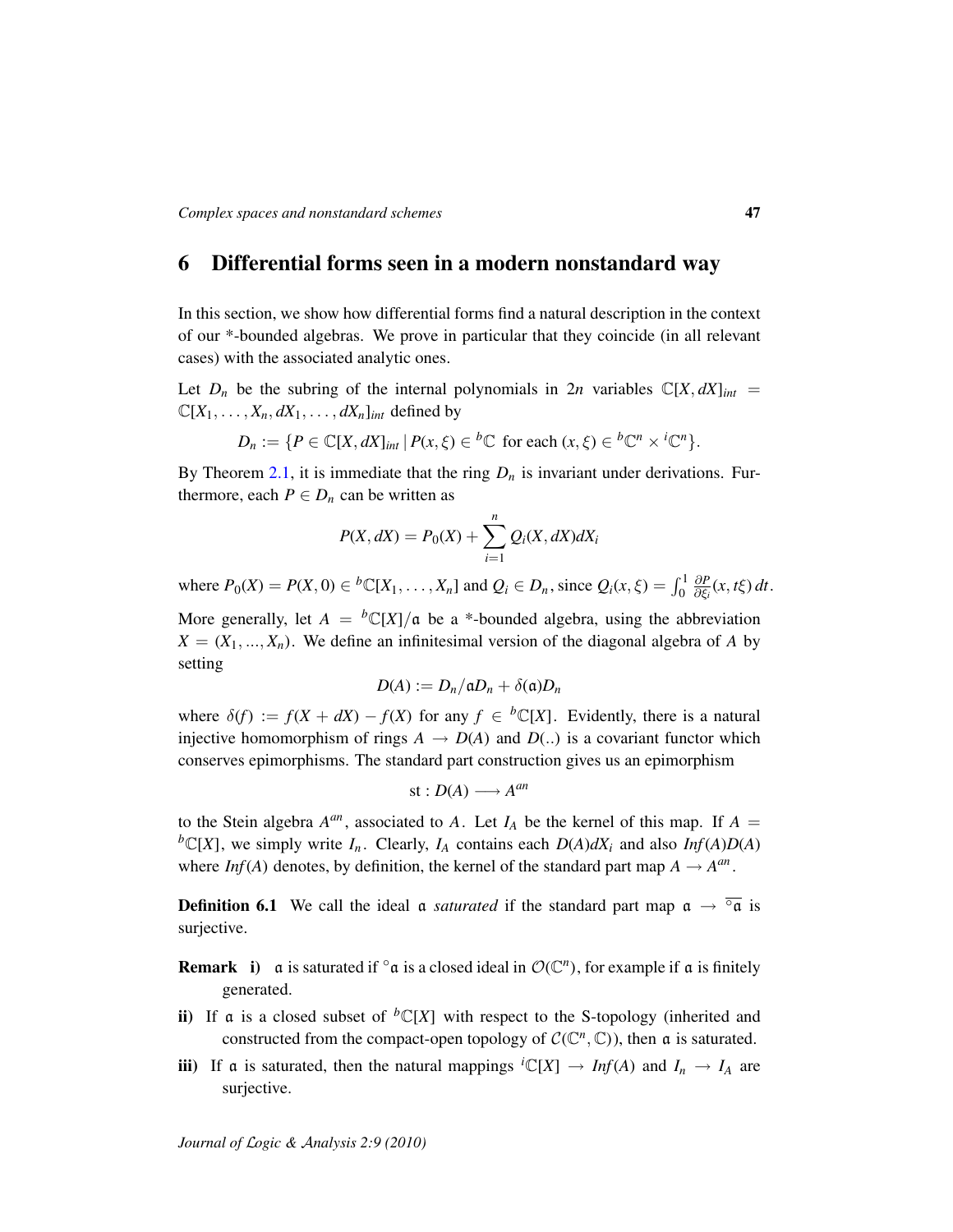## 6 Differential forms seen in a modern nonstandard way

In this section, we show how differential forms find a natural description in the context of our *-bounded algebras. We prove in particular that they coincide (in all relevant cases) with the associated analytic ones.

Let $D_n$ be the subring of the internal polynomials in $2n$ variables $\mathbb{C}[X, dX]_{int} = \mathbb{C}[X_1, \ldots, X_n, dX_1, \ldots, dX_n]_{int}$ defined by

$$D_n := \{P \in \mathbb{C}[X, dX]_{int} \,|\, P(x, \xi) \in {}^b\mathbb{C} \text{ for each } (x, \xi) \in {}^b\mathbb{C}^n \times {}^i\mathbb{C}^n\}.$$

By Theorem 2.1, it is immediate that the ring $D_n$ is invariant under derivations. Furthermore, each $P \in D_n$ can be written as

$$P(X, dX) = P_0(X) + \sum_{i=1}^{n} Q_i(X, dX) dX_i$$

where $P_0(X) = P(X, 0) \in {}^b\mathbb{C}[X_1, \ldots, X_n]$ and $Q_i \in D_n$, since $Q_i(x, \xi) = \int_0^1 \frac{\partial P}{\partial \xi_i}(x, t\xi)\, dt$.

More generally, let $A = {}^b\mathbb{C}[X]/\mathfrak{a}$ be a *-bounded algebra, using the abbreviation $X = (X_1, ..., X_n)$. We define an infinitesimal version of the diagonal algebra of $A$ by setting

$$D(A) := D_n / \mathfrak{a} D_n + \delta(\mathfrak{a}) D_n$$

where $\delta(f) := f(X + dX) - f(X)$ for any $f \in {}^b\mathbb{C}[X]$. Evidently, there is a natural injective homomorphism of rings $A \to D(A)$ and $D(..)$ is a covariant functor which conserves epimorphisms. The standard part construction gives us an epimorphism

$$\text{st} : D(A) \longrightarrow A^{an}$$

to the Stein algebra $A^{an}$, associated to $A$. Let $I_A$ be the kernel of this map. If $A = {}^b\mathbb{C}[X]$, we simply write $I_n$. Clearly, $I_A$ contains each $D(A)dX_i$ and also $Inf(A)D(A)$ where $Inf(A)$ denotes, by definition, the kernel of the standard part map $A \to A^{an}$.

**Definition 6.1** We call the ideal $\mathfrak{a}$ *saturated* if the standard part map $\mathfrak{a} \to \overline{{}^\circ\mathfrak{a}}$ is surjective.

**Remark i)** $\mathfrak{a}$ is saturated if ${}^\circ\mathfrak{a}$ is a closed ideal in $\mathcal{O}(\mathbb{C}^n)$, for example if $\mathfrak{a}$ is finitely generated.

**ii)** If $\mathfrak{a}$ is a closed subset of ${}^b\mathbb{C}[X]$ with respect to the S-topology (inherited and constructed from the compact-open topology of $\mathcal{C}(\mathbb{C}^n, \mathbb{C})$), then $\mathfrak{a}$ is saturated.

**iii)** If $\mathfrak{a}$ is saturated, then the natural mappings ${}^i\mathbb{C}[X] \to Inf(A)$ and $I_n \to I_A$ are surjective.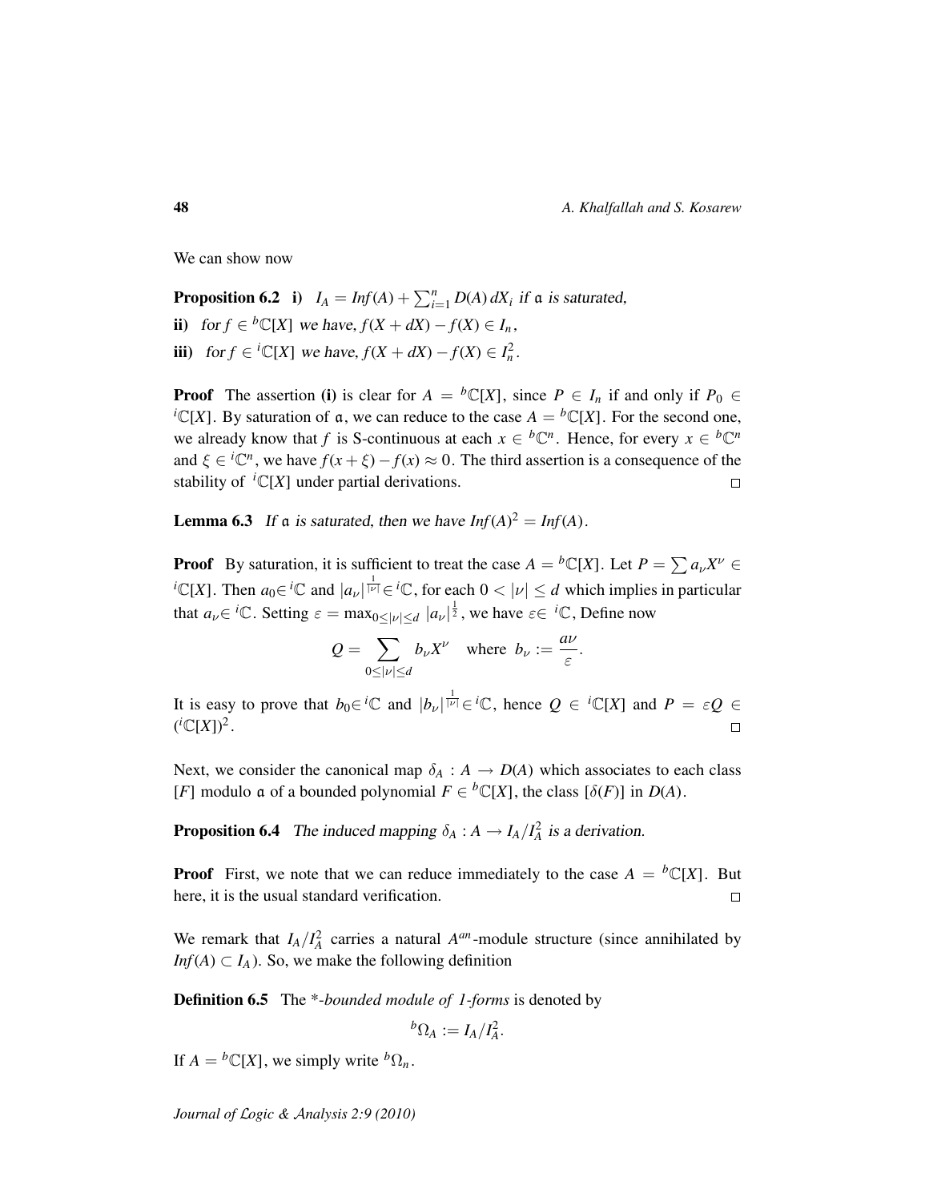We can show now

**Proposition 6.2** **i)** $I_A = Inf(A) + \sum_{i=1}^{n} D(A)\, dX_i$ *if* $\mathfrak{a}$ *is saturated,*

**ii)** *for* $f \in {}^b\mathbb{C}[X]$ *we have,* $f(X + dX) - f(X) \in I_n$*,*

**iii)** *for* $f \in {}^i\mathbb{C}[X]$ *we have,* $f(X + dX) - f(X) \in I_n^2$*.*

**Proof** The assertion **(i)** is clear for $A = {}^b\mathbb{C}[X]$, since $P \in I_n$ if and only if $P_0 \in {}^i\mathbb{C}[X]$. By saturation of $\mathfrak{a}$, we can reduce to the case $A = {}^b\mathbb{C}[X]$. For the second one, we already know that $f$ is S-continuous at each $x \in {}^b\mathbb{C}^n$. Hence, for every $x \in {}^b\mathbb{C}^n$ and $\xi \in {}^i\mathbb{C}^n$, we have $f(x+\xi) - f(x) \approx 0$. The third assertion is a consequence of the stability of ${}^i\mathbb{C}[X]$ under partial derivations. □

**Lemma 6.3** *If* $\mathfrak{a}$ *is saturated, then we have* $Inf(A)^2 = Inf(A)$*.*

**Proof** By saturation, it is sufficient to treat the case $A = {}^b\mathbb{C}[X]$. Let $P = \sum a_\nu X^\nu \in {}^i\mathbb{C}[X]$. Then $a_0 \in {}^i\mathbb{C}$ and $|a_\nu|^{\frac{1}{|\nu|}} \in {}^i\mathbb{C}$, for each $0 < |\nu| \leq d$ which implies in particular that $a_\nu \in {}^i\mathbb{C}$. Setting $\varepsilon = \max_{0 \leq |\nu| \leq d} |a_\nu|^{\frac{1}{2}}$, we have $\varepsilon \in {}^i\mathbb{C}$, Define now

$$Q = \sum_{0 \leq |\nu| \leq d} b_\nu X^\nu \quad \text{where } b_\nu := \frac{a\nu}{\varepsilon}.$$

It is easy to prove that $b_0 \in {}^i\mathbb{C}$ and $|b_\nu|^{\frac{1}{|\nu|}} \in {}^i\mathbb{C}$, hence $Q \in {}^i\mathbb{C}[X]$ and $P = \varepsilon Q \in ({}^i\mathbb{C}[X])^2$. □

Next, we consider the canonical map $\delta_A : A \to D(A)$ which associates to each class $[F]$ modulo $\mathfrak{a}$ of a bounded polynomial $F \in {}^b\mathbb{C}[X]$, the class $[\delta(F)]$ in $D(A)$.

**Proposition 6.4** *The induced mapping* $\delta_A : A \to I_A/I_A^2$ *is a derivation.*

**Proof** First, we note that we can reduce immediately to the case $A = {}^b\mathbb{C}[X]$. But here, it is the usual standard verification. □

We remark that $I_A/I_A^2$ carries a natural $A^{an}$-module structure (since annihilated by $Inf(A) \subset I_A$). So, we make the following definition

**Definition 6.5** The *\*-bounded module of 1-forms* is denoted by

$${}^b\Omega_A := I_A/I_A^2.$$

If $A = {}^b\mathbb{C}[X]$, we simply write ${}^b\Omega_n$.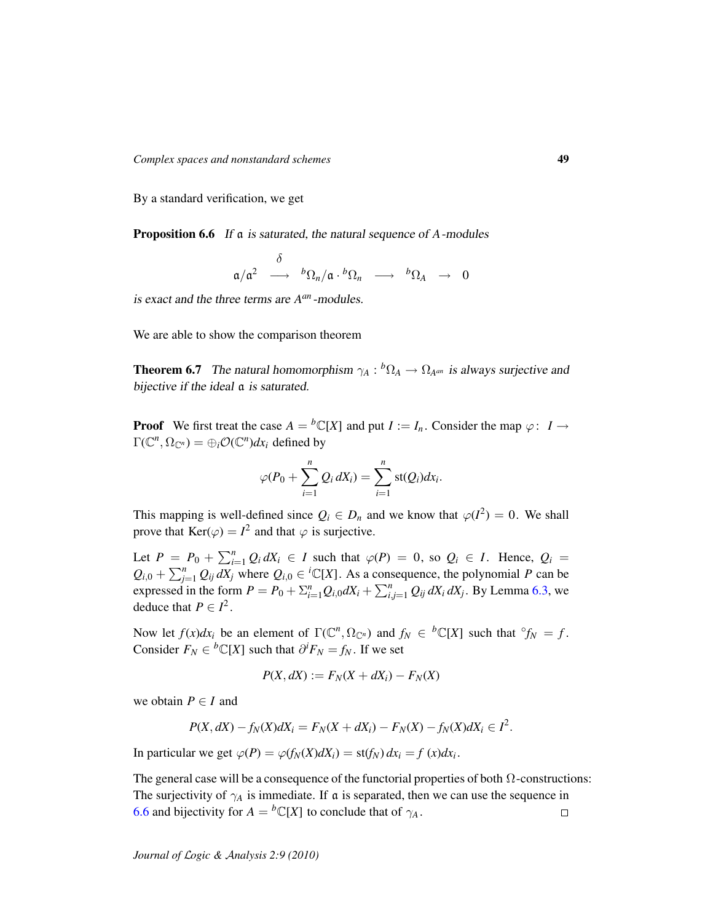By a standard verification, we get

**Proposition 6.6** *If $\mathfrak{a}$ is saturated, the natural sequence of $A$-modules*

$$\mathfrak{a}/\mathfrak{a}^2 \xrightarrow{\delta} {}^b\Omega_n/\mathfrak{a}\cdot{}^b\Omega_n \longrightarrow {}^b\Omega_A \to 0$$

*is exact and the three terms are $A^{an}$-modules.*

We are able to show the comparison theorem

**Theorem 6.7** *The natural homomorphism $\gamma_A : {}^b\Omega_A \to \Omega_{A^{an}}$ is always surjective and bijective if the ideal $\mathfrak{a}$ is saturated.*

**Proof** We first treat the case $A = {}^b\mathbb{C}[X]$ and put $I := I_n$. Consider the map $\varphi\colon\ I \to \Gamma(\mathbb{C}^n, \Omega_{\mathbb{C}^n}) = \oplus_i \mathcal{O}(\mathbb{C}^n)dx_i$ defined by

$$\varphi(P_0 + \sum_{i=1}^n Q_i\, dX_i) = \sum_{i=1}^n \mathrm{st}(Q_i)dx_i.$$

This mapping is well-defined since $Q_i \in D_n$ and we know that $\varphi(I^2) = 0$. We shall prove that $\mathrm{Ker}(\varphi) = I^2$ and that $\varphi$ is surjective.

Let $P = P_0 + \sum_{i=1}^n Q_i\, dX_i \in I$ such that $\varphi(P) = 0$, so $Q_i \in I$. Hence, $Q_i = Q_{i,0} + \sum_{j=1}^n Q_{ij}\, dX_j$ where $Q_{i,0} \in {}^i\mathbb{C}[X]$. As a consequence, the polynomial $P$ can be expressed in the form $P = P_0 + \Sigma_{i=1}^n Q_{i,0} dX_i + \sum_{i,j=1}^n Q_{ij}\, dX_i\, dX_j$. By Lemma 6.3, we deduce that $P \in I^2$.

Now let $f(x)dx_i$ be an element of $\Gamma(\mathbb{C}^n, \Omega_{\mathbb{C}^n})$ and $f_N \in {}^b\mathbb{C}[X]$ such that ${}^\circ f_N = f$. Consider $F_N \in {}^b\mathbb{C}[X]$ such that $\partial^i F_N = f_N$. If we set

$$P(X, dX) := F_N(X + dX_i) - F_N(X)$$

we obtain $P \in I$ and

$$P(X, dX) - f_N(X)dX_i = F_N(X + dX_i) - F_N(X) - f_N(X)dX_i \in I^2.$$

In particular we get $\varphi(P) = \varphi(f_N(X)dX_i) = \mathrm{st}(f_N)\, dx_i = f\,(x)dx_i$.

The general case will be a consequence of the functorial properties of both $\Omega$-constructions: The surjectivity of $\gamma_A$ is immediate. If $\mathfrak{a}$ is separated, then we can use the sequence in 6.6 and bijectivity for $A = {}^b\mathbb{C}[X]$ to conclude that of $\gamma_A$. □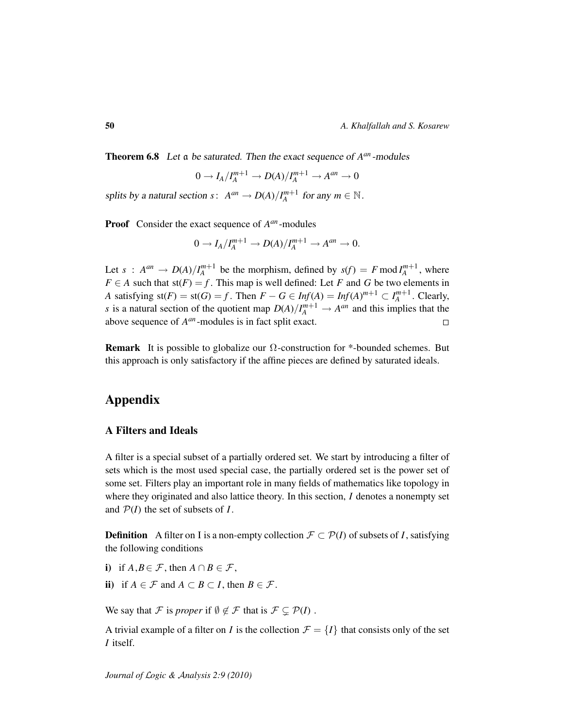**Theorem 6.8** *Let $\mathfrak{a}$ be saturated. Then the exact sequence of $A^{an}$-modules*

$$0 \to I_A/I_A^{m+1} \to D(A)/I_A^{m+1} \to A^{an} \to 0$$

*splits by a natural section $s\colon\ A^{an} \to D(A)/I_A^{m+1}$ for any $m \in \mathbb{N}$.*

**Proof** Consider the exact sequence of $A^{an}$-modules

$$0 \to I_A/I_A^{m+1} \to D(A)/I_A^{m+1} \to A^{an} \to 0.$$

Let $s : A^{an} \to D(A)/I_A^{m+1}$ be the morphism, defined by $s(f) = F \bmod I_A^{m+1}$, where $F \in A$ such that $\mathrm{st}(F) = f$. This map is well defined: Let $F$ and $G$ be two elements in $A$ satisfying $\mathrm{st}(F) = \mathrm{st}(G) = f$. Then $F - G \in \mathit{Inf}(A) = \mathit{Inf}(A)^{m+1} \subset I_A^{m+1}$. Clearly, $s$ is a natural section of the quotient map $D(A)/I_A^{m+1} \to A^{an}$ and this implies that the above sequence of $A^{an}$-modules is in fact split exact. □

**Remark** It is possible to globalize our $\Omega$-construction for *-bounded schemes. But this approach is only satisfactory if the affine pieces are defined by saturated ideals.

# Appendix

## A Filters and Ideals

A filter is a special subset of a partially ordered set. We start by introducing a filter of sets which is the most used special case, the partially ordered set is the power set of some set. Filters play an important role in many fields of mathematics like topology in where they originated and also lattice theory. In this section, $I$ denotes a nonempty set and $\mathcal{P}(I)$ the set of subsets of $I$.

**Definition** A filter on I is a non-empty collection $\mathcal{F} \subset \mathcal{P}(I)$ of subsets of $I$, satisfying the following conditions

**i)** if $A, B \in \mathcal{F}$, then $A \cap B \in \mathcal{F}$,

**ii)** if $A \in \mathcal{F}$ and $A \subset B \subset I$, then $B \in \mathcal{F}$.

We say that $\mathcal{F}$ is *proper* if $\emptyset \notin \mathcal{F}$ that is $\mathcal{F} \subsetneq \mathcal{P}(I)$ .

A trivial example of a filter on $I$ is the collection $\mathcal{F} = \{I\}$ that consists only of the set $I$ itself.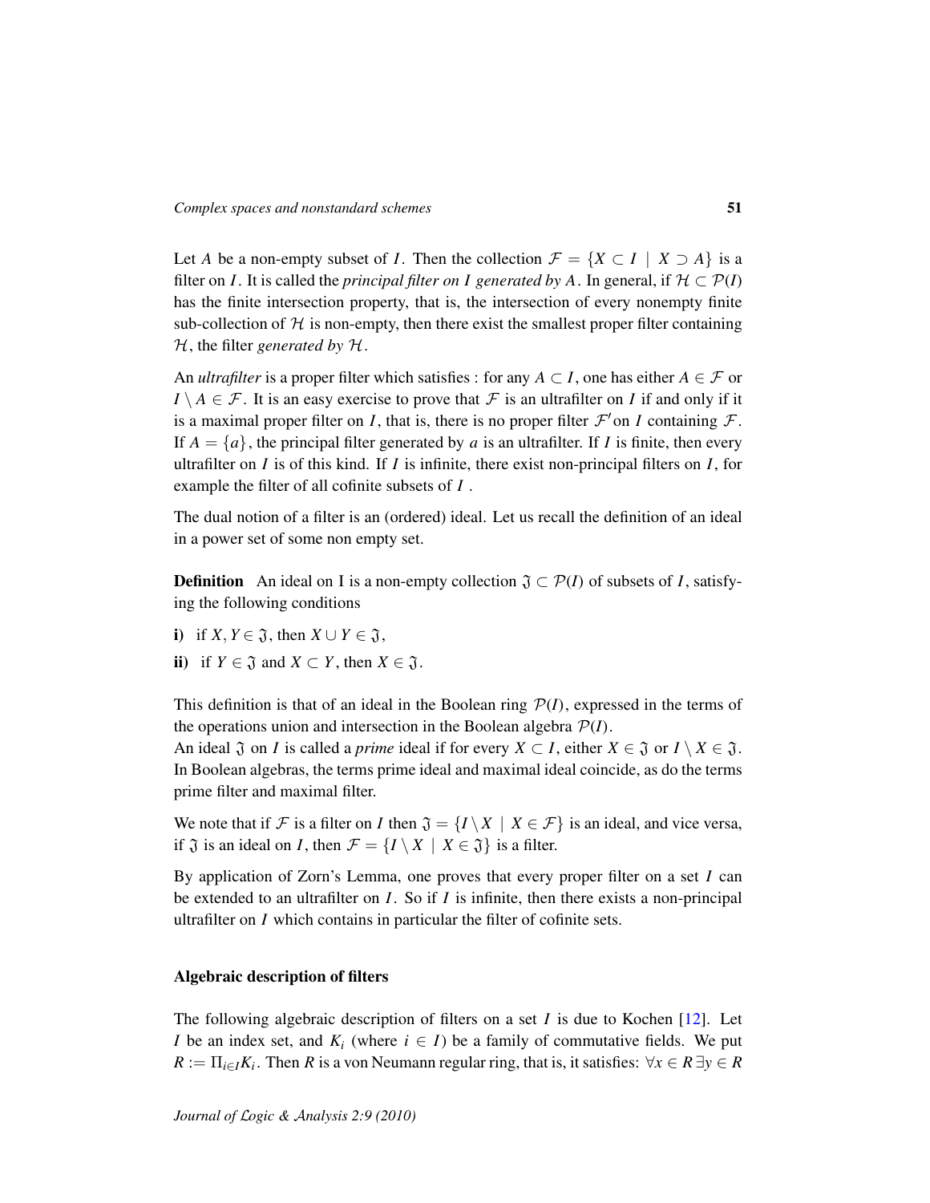Let $A$ be a non-empty subset of $I$. Then the collection $\mathcal{F} = \{X \subset I \mid X \supset A\}$ is a filter on $I$. It is called the *principal filter on $I$ generated by $A$*. In general, if $\mathcal{H} \subset \mathcal{P}(I)$ has the finite intersection property, that is, the intersection of every nonempty finite sub-collection of $\mathcal{H}$ is non-empty, then there exist the smallest proper filter containing $\mathcal{H}$, the filter *generated by* $\mathcal{H}$.

An *ultrafilter* is a proper filter which satisfies : for any $A \subset I$, one has either $A \in \mathcal{F}$ or $I \setminus A \in \mathcal{F}$. It is an easy exercise to prove that $\mathcal{F}$ is an ultrafilter on $I$ if and only if it is a maximal proper filter on $I$, that is, there is no proper filter $\mathcal{F}'$on $I$ containing $\mathcal{F}$. If $A = \{a\}$, the principal filter generated by $a$ is an ultrafilter. If $I$ is finite, then every ultrafilter on $I$ is of this kind. If $I$ is infinite, there exist non-principal filters on $I$, for example the filter of all cofinite subsets of $I$ .

The dual notion of a filter is an (ordered) ideal. Let us recall the definition of an ideal in a power set of some non empty set.

**Definition** An ideal on I is a non-empty collection $\mathfrak{J} \subset \mathcal{P}(I)$ of subsets of $I$, satisfying the following conditions

**i)** if $X, Y \in \mathfrak{J}$, then $X \cup Y \in \mathfrak{J}$,

**ii)** if $Y \in \mathfrak{J}$ and $X \subset Y$, then $X \in \mathfrak{J}$.

This definition is that of an ideal in the Boolean ring $\mathcal{P}(I)$, expressed in the terms of the operations union and intersection in the Boolean algebra $\mathcal{P}(I)$.
An ideal $\mathfrak{J}$ on $I$ is called a *prime* ideal if for every $X \subset I$, either $X \in \mathfrak{J}$ or $I \setminus X \in \mathfrak{J}$. In Boolean algebras, the terms prime ideal and maximal ideal coincide, as do the terms prime filter and maximal filter.

We note that if $\mathcal{F}$ is a filter on $I$ then $\mathfrak{J} = \{I \setminus X \mid X \in \mathcal{F}\}$ is an ideal, and vice versa, if $\mathfrak{J}$ is an ideal on $I$, then $\mathcal{F} = \{I \setminus X \mid X \in \mathfrak{J}\}$ is a filter.

By application of Zorn's Lemma, one proves that every proper filter on a set $I$ can be extended to an ultrafilter on $I$. So if $I$ is infinite, then there exists a non-principal ultrafilter on $I$ which contains in particular the filter of cofinite sets.

### Algebraic description of filters

The following algebraic description of filters on a set $I$ is due to Kochen [12]. Let $I$ be an index set, and $K_i$ (where $i \in I$) be a family of commutative fields. We put $R := \Pi_{i \in I} K_i$. Then $R$ is a von Neumann regular ring, that is, it satisfies: $\forall x \in R \, \exists y \in R$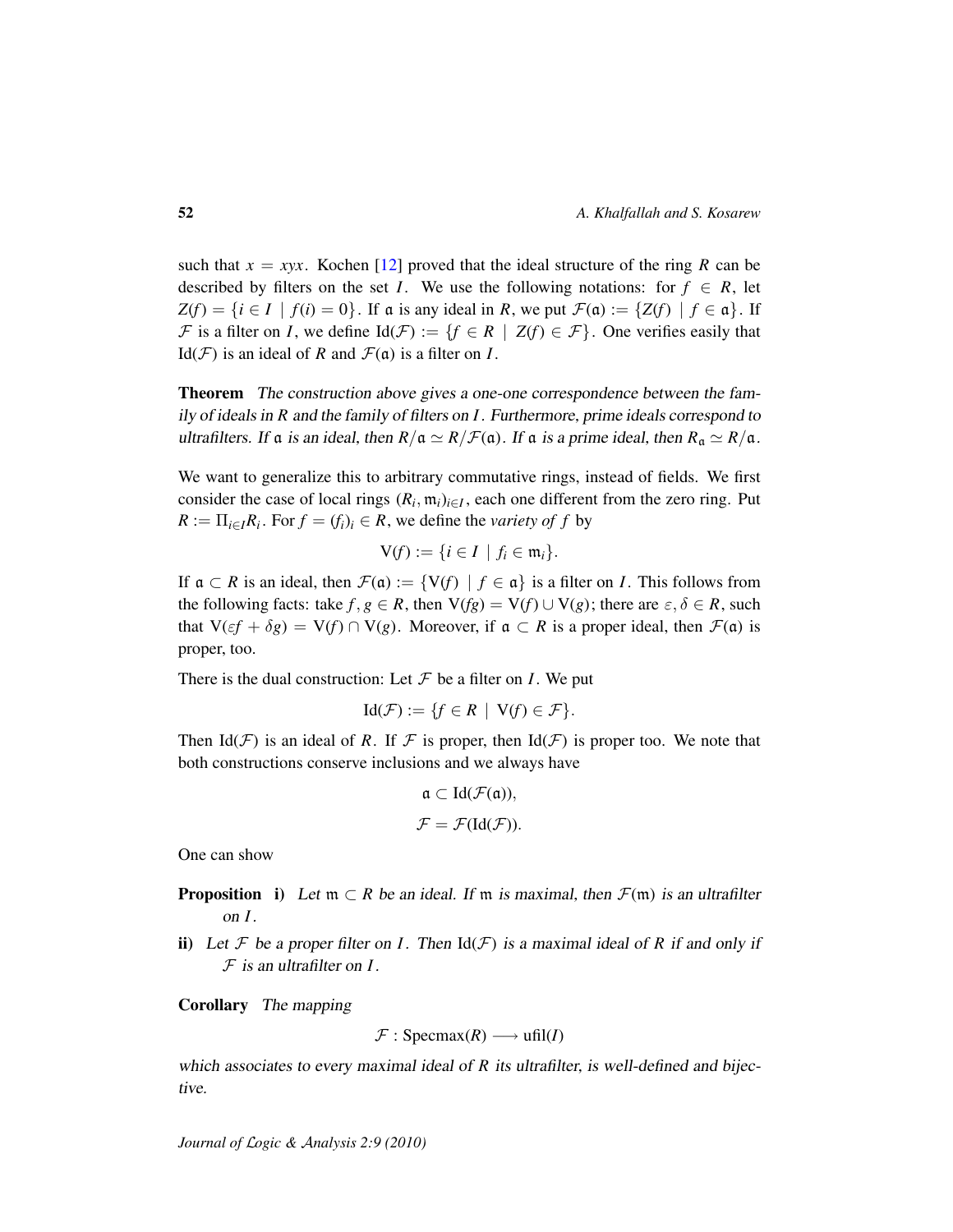such that $x = xyx$. Kochen [12] proved that the ideal structure of the ring $R$ can be described by filters on the set $I$. We use the following notations: for $f \in R$, let $Z(f) = \{i \in I \mid f(i) = 0\}$. If $\mathfrak{a}$ is any ideal in $R$, we put $\mathcal{F}(\mathfrak{a}) := \{Z(f) \mid f \in \mathfrak{a}\}$. If $\mathcal{F}$ is a filter on $I$, we define $\mathrm{Id}(\mathcal{F}) := \{f \in R \mid Z(f) \in \mathcal{F}\}$. One verifies easily that $\mathrm{Id}(\mathcal{F})$ is an ideal of $R$ and $\mathcal{F}(\mathfrak{a})$ is a filter on $I$.

**Theorem** *The construction above gives a one-one correspondence between the family of ideals in $R$ and the family of filters on $I$. Furthermore, prime ideals correspond to ultrafilters. If $\mathfrak{a}$ is an ideal, then $R/\mathfrak{a} \simeq R/\mathcal{F}(\mathfrak{a})$. If $\mathfrak{a}$ is a prime ideal, then $R_\mathfrak{a} \simeq R/\mathfrak{a}$.*

We want to generalize this to arbitrary commutative rings, instead of fields. We first consider the case of local rings $(R_i, \mathfrak{m}_i)_{i \in I}$, each one different from the zero ring. Put $R := \Pi_{i \in I} R_i$. For $f = (f_i)_i \in R$, we define the *variety of $f$* by

$$\mathrm{V}(f) := \{i \in I \mid f_i \in \mathfrak{m}_i\}.$$

If $\mathfrak{a} \subset R$ is an ideal, then $\mathcal{F}(\mathfrak{a}) := \{\mathrm{V}(f) \mid f \in \mathfrak{a}\}$ is a filter on $I$. This follows from the following facts: take $f, g \in R$, then $\mathrm{V}(fg) = \mathrm{V}(f) \cup \mathrm{V}(g)$; there are $\varepsilon, \delta \in R$, such that $\mathrm{V}(\varepsilon f + \delta g) = \mathrm{V}(f) \cap \mathrm{V}(g)$. Moreover, if $\mathfrak{a} \subset R$ is a proper ideal, then $\mathcal{F}(\mathfrak{a})$ is proper, too.

There is the dual construction: Let $\mathcal{F}$ be a filter on $I$. We put

$$\mathrm{Id}(\mathcal{F}) := \{f \in R \mid \mathrm{V}(f) \in \mathcal{F}\}.$$

Then $\mathrm{Id}(\mathcal{F})$ is an ideal of $R$. If $\mathcal{F}$ is proper, then $\mathrm{Id}(\mathcal{F})$ is proper too. We note that both constructions conserve inclusions and we always have

$$\mathfrak{a} \subset \mathrm{Id}(\mathcal{F}(\mathfrak{a})),$$
$$\mathcal{F} = \mathcal{F}(\mathrm{Id}(\mathcal{F})).$$

One can show

**Proposition** **i)** *Let $\mathfrak{m} \subset R$ be an ideal. If $\mathfrak{m}$ is maximal, then $\mathcal{F}(\mathfrak{m})$ is an ultrafilter on $I$.*

**ii)** *Let $\mathcal{F}$ be a proper filter on $I$. Then $\mathrm{Id}(\mathcal{F})$ is a maximal ideal of $R$ if and only if $\mathcal{F}$ is an ultrafilter on $I$.*

**Corollary** *The mapping*

$$\mathcal{F} : \mathrm{Specmax}(R) \longrightarrow \mathrm{ufil}(I)$$

*which associates to every maximal ideal of $R$ its ultrafilter, is well-defined and bijective.*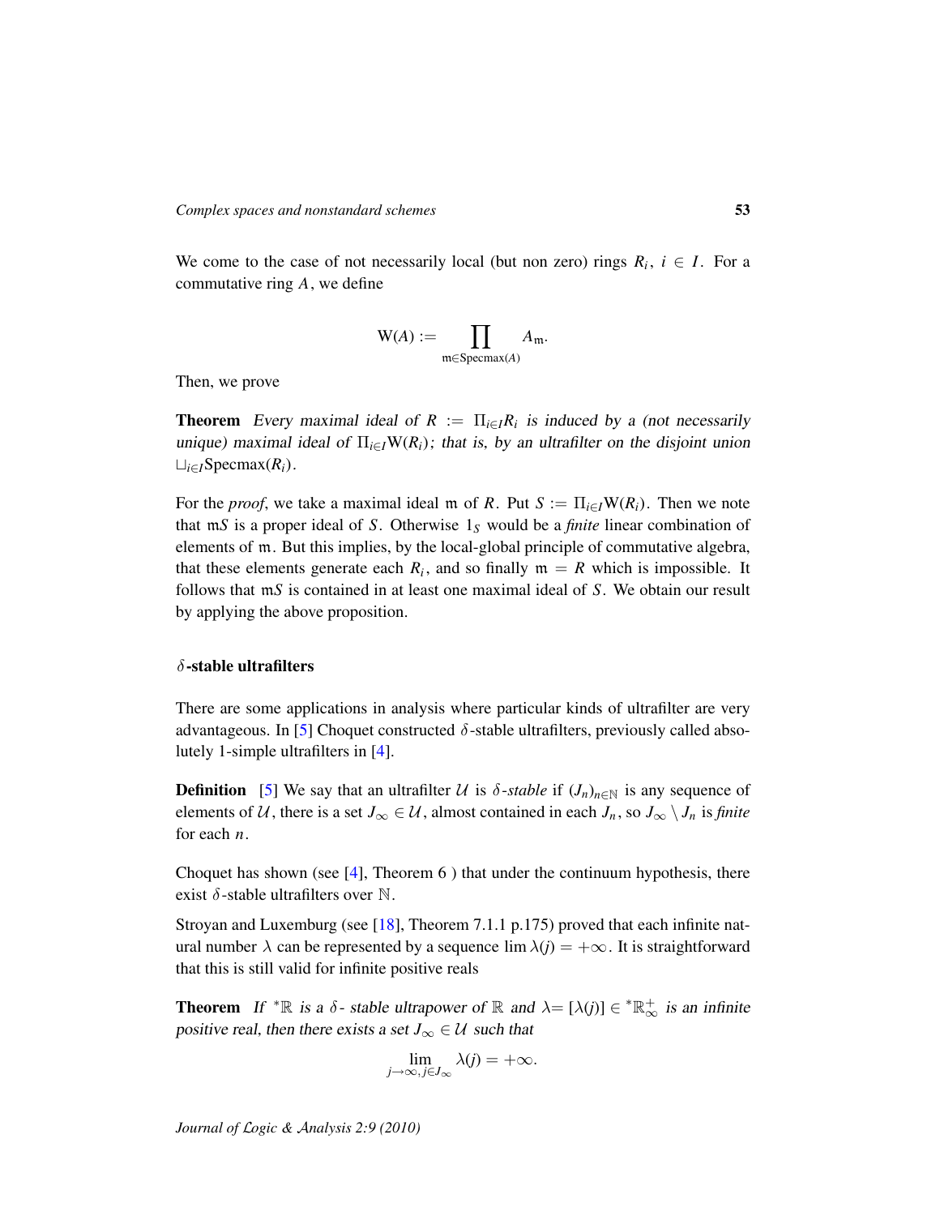We come to the case of not necessarily local (but non zero) rings $R_i$, $i \in I$. For a commutative ring $A$, we define

$$\mathrm{W}(A) := \prod_{\mathfrak{m} \in \mathrm{Specmax}(A)} A_{\mathfrak{m}}.$$

Then, we prove

**Theorem** *Every maximal ideal of $R := \Pi_{i \in I} R_i$ is induced by a (not necessarily unique) maximal ideal of $\Pi_{i \in I} \mathrm{W}(R_i)$; that is, by an ultrafilter on the disjoint union $\sqcup_{i \in I} \mathrm{Specmax}(R_i)$.*

For the *proof*, we take a maximal ideal $\mathfrak{m}$ of $R$. Put $S := \Pi_{i \in I} \mathrm{W}(R_i)$. Then we note that $\mathfrak{m}S$ is a proper ideal of $S$. Otherwise $1_S$ would be a *finite* linear combination of elements of $\mathfrak{m}$. But this implies, by the local-global principle of commutative algebra, that these elements generate each $R_i$, and so finally $\mathfrak{m} = R$ which is impossible. It follows that $\mathfrak{m}S$ is contained in at least one maximal ideal of $S$. We obtain our result by applying the above proposition.

### $\delta$-stable ultrafilters

There are some applications in analysis where particular kinds of ultrafilter are very advantageous. In [5] Choquet constructed $\delta$-stable ultrafilters, previously called absolutely 1-simple ultrafilters in [4].

**Definition** [5] We say that an ultrafilter $\mathcal{U}$ is *$\delta$-stable* if $(J_n)_{n \in \mathbb{N}}$ is any sequence of elements of $\mathcal{U}$, there is a set $J_\infty \in \mathcal{U}$, almost contained in each $J_n$, so $J_\infty \setminus J_n$ is *finite* for each $n$.

Choquet has shown (see [4], Theorem 6 ) that under the continuum hypothesis, there exist $\delta$-stable ultrafilters over $\mathbb{N}$.

Stroyan and Luxemburg (see [18], Theorem 7.1.1 p.175) proved that each infinite natural number $\lambda$ can be represented by a sequence $\lim \lambda(j) = +\infty$. It is straightforward that this is still valid for infinite positive reals

**Theorem** *If ${}^*\mathbb{R}$ is a $\delta$- stable ultrapower of $\mathbb{R}$ and $\lambda = [\lambda(j)] \in {}^*\mathbb{R}^+_\infty$ is an infinite positive real, then there exists a set $J_\infty \in \mathcal{U}$ such that*

$$\lim_{j \to \infty, j \in J_\infty} \lambda(j) = +\infty.$$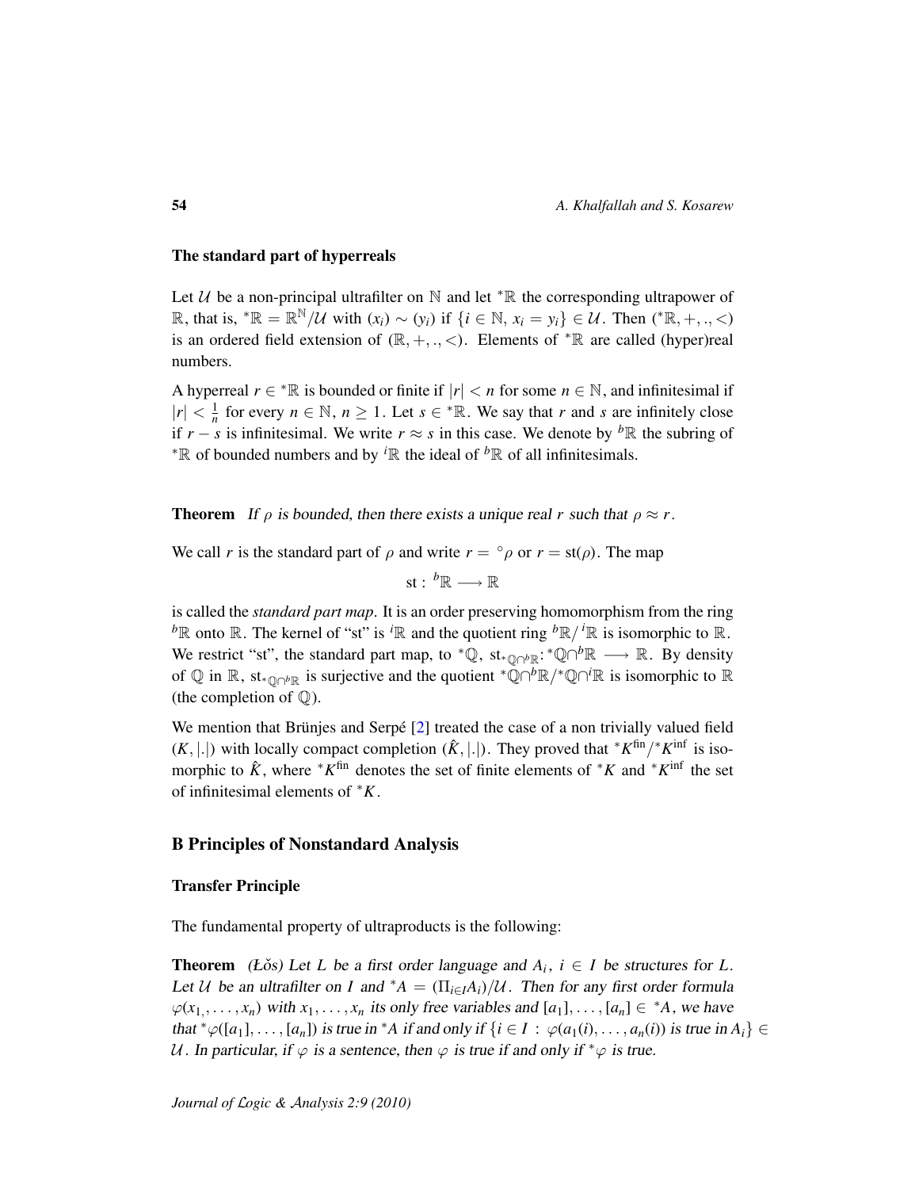### The standard part of hyperreals

Let $\mathcal{U}$ be a non-principal ultrafilter on $\mathbb{N}$ and let ${}^*\mathbb{R}$ the corresponding ultrapower of $\mathbb{R}$, that is, ${}^*\mathbb{R} = \mathbb{R}^{\mathbb{N}}/\mathcal{U}$ with $(x_i) \sim (y_i)$ if $\{i \in \mathbb{N},\, x_i = y_i\} \in \mathcal{U}$. Then $({}^*\mathbb{R}, +, ., <)$ is an ordered field extension of $(\mathbb{R}, +, ., <)$. Elements of ${}^*\mathbb{R}$ are called (hyper)real numbers.

A hyperreal $r \in {}^*\mathbb{R}$ is bounded or finite if $|r| < n$ for some $n \in \mathbb{N}$, and infinitesimal if $|r| < \frac{1}{n}$ for every $n \in \mathbb{N}$, $n \geq 1$. Let $s \in {}^*\mathbb{R}$. We say that $r$ and $s$ are infinitely close if $r - s$ is infinitesimal. We write $r \approx s$ in this case. We denote by ${}^b\mathbb{R}$ the subring of ${}^*\mathbb{R}$ of bounded numbers and by ${}^i\mathbb{R}$ the ideal of ${}^b\mathbb{R}$ of all infinitesimals.

**Theorem** *If $\rho$ is bounded, then there exists a unique real $r$ such that $\rho \approx r$.*

We call $r$ is the standard part of $\rho$ and write $r = {}^\circ\rho$ or $r = \mathrm{st}(\rho)$. The map

$$\mathrm{st} : {}^b\mathbb{R} \longrightarrow \mathbb{R}$$

is called the *standard part map*. It is an order preserving homomorphism from the ring ${}^b\mathbb{R}$ onto $\mathbb{R}$. The kernel of "st" is ${}^i\mathbb{R}$ and the quotient ring ${}^b\mathbb{R}/{}^i\mathbb{R}$ is isomorphic to $\mathbb{R}$. We restrict "st", the standard part map, to ${}^*\mathbb{Q}$, $\mathrm{st}_{{}^*\mathbb{Q}\cap{}^b\mathbb{R}} \colon {}^*\mathbb{Q}\cap{}^b\mathbb{R} \longrightarrow \mathbb{R}$. By density of $\mathbb{Q}$ in $\mathbb{R}$, $\mathrm{st}_{{}^*\mathbb{Q}\cap{}^b\mathbb{R}}$ is surjective and the quotient ${}^*\mathbb{Q}\cap{}^b\mathbb{R}/{}^*\mathbb{Q}\cap{}^i\mathbb{R}$ is isomorphic to $\mathbb{R}$ (the completion of $\mathbb{Q}$).

We mention that Brünjes and Serpé [2] treated the case of a non trivially valued field $(K, |.|)$ with locally compact completion $(\hat{K}, |.|)$. They proved that ${}^*K^{\mathrm{fin}}/{}^*K^{\mathrm{inf}}$ is isomorphic to $\hat{K}$, where ${}^*K^{\mathrm{fin}}$ denotes the set of finite elements of ${}^*K$ and ${}^*K^{\mathrm{inf}}$ the set of infinitesimal elements of ${}^*K$.

## B Principles of Nonstandard Analysis

### Transfer Principle

The fundamental property of ultraproducts is the following:

**Theorem** *(Łŏs) Let $L$ be a first order language and $A_i$, $i \in I$ be structures for $L$. Let $\mathcal{U}$ be an ultrafilter on $I$ and ${}^*A = (\Pi_{i\in I}A_i)/\mathcal{U}$. Then for any first order formula $\varphi(x_{1,}, \ldots, x_n)$ with $x_1, \ldots, x_n$ its only free variables and $[a_1], \ldots, [a_n] \in {}^*A$, we have that ${}^*\varphi([a_1], \ldots, [a_n])$ is true in ${}^*A$ if and only if $\{i \in I \,:\, \varphi(a_1(i), \ldots, a_n(i))$ is true in $A_i\} \in \mathcal{U}$. In particular, if $\varphi$ is a sentence, then $\varphi$ is true if and only if ${}^*\varphi$ is true.*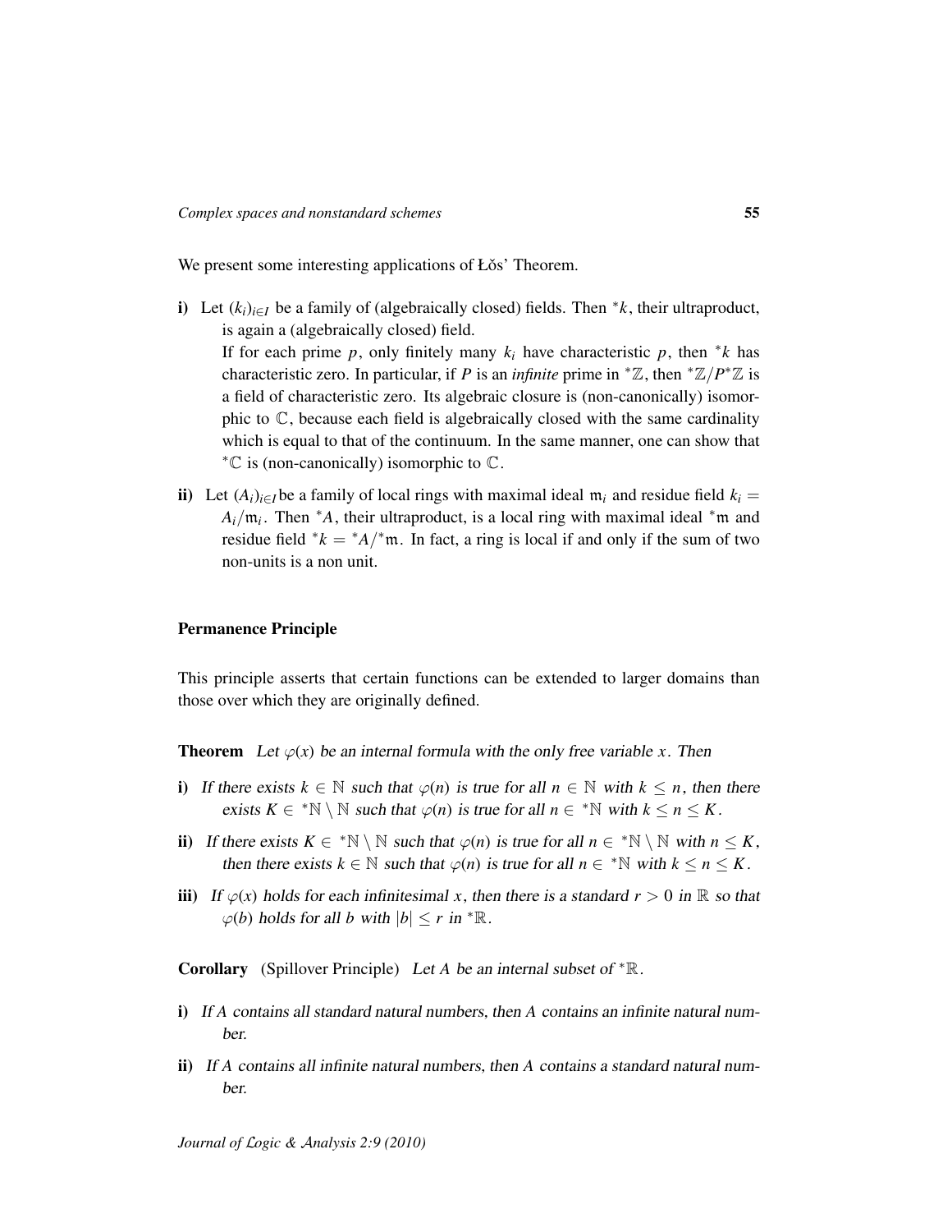We present some interesting applications of Łǒs' Theorem.

**i)** Let $(k_i)_{i\in I}$ be a family of (algebraically closed) fields. Then ${}^*k$, their ultraproduct, is again a (algebraically closed) field.
If for each prime $p$, only finitely many $k_i$ have characteristic $p$, then ${}^*k$ has characteristic zero. In particular, if $P$ is an *infinite* prime in ${}^*\mathbb{Z}$, then ${}^*\mathbb{Z}/P{}^*\mathbb{Z}$ is a field of characteristic zero. Its algebraic closure is (non-canonically) isomorphic to $\mathbb{C}$, because each field is algebraically closed with the same cardinality which is equal to that of the continuum. In the same manner, one can show that ${}^*\mathbb{C}$ is (non-canonically) isomorphic to $\mathbb{C}$.

**ii)** Let $(A_i)_{i\in I}$ be a family of local rings with maximal ideal $\mathfrak{m}_i$ and residue field $k_i = A_i/\mathfrak{m}_i$. Then ${}^*A$, their ultraproduct, is a local ring with maximal ideal ${}^*\mathfrak{m}$ and residue field ${}^*k = {}^*A/{}^*\mathfrak{m}$. In fact, a ring is local if and only if the sum of two non-units is a non unit.

**Permanence Principle**

This principle asserts that certain functions can be extended to larger domains than those over which they are originally defined.

**Theorem** *Let $\varphi(x)$ be an internal formula with the only free variable $x$. Then*

**i)** *If there exists $k \in \mathbb{N}$ such that $\varphi(n)$ is true for all $n \in \mathbb{N}$ with $k \leq n$, then there exists $K \in {}^*\mathbb{N} \setminus \mathbb{N}$ such that $\varphi(n)$ is true for all $n \in {}^*\mathbb{N}$ with $k \leq n \leq K$.*

**ii)** *If there exists $K \in {}^*\mathbb{N} \setminus \mathbb{N}$ such that $\varphi(n)$ is true for all $n \in {}^*\mathbb{N} \setminus \mathbb{N}$ with $n \leq K$, then there exists $k \in \mathbb{N}$ such that $\varphi(n)$ is true for all $n \in {}^*\mathbb{N}$ with $k \leq n \leq K$.*

**iii)** *If $\varphi(x)$ holds for each infinitesimal $x$, then there is a standard $r > 0$ in $\mathbb{R}$ so that $\varphi(b)$ holds for all $b$ with $|b| \leq r$ in ${}^*\mathbb{R}$.*

**Corollary** (Spillover Principle) *Let $A$ be an internal subset of ${}^*\mathbb{R}$.*

**i)** *If $A$ contains all standard natural numbers, then $A$ contains an infinite natural number.*

**ii)** *If $A$ contains all infinite natural numbers, then $A$ contains a standard natural number.*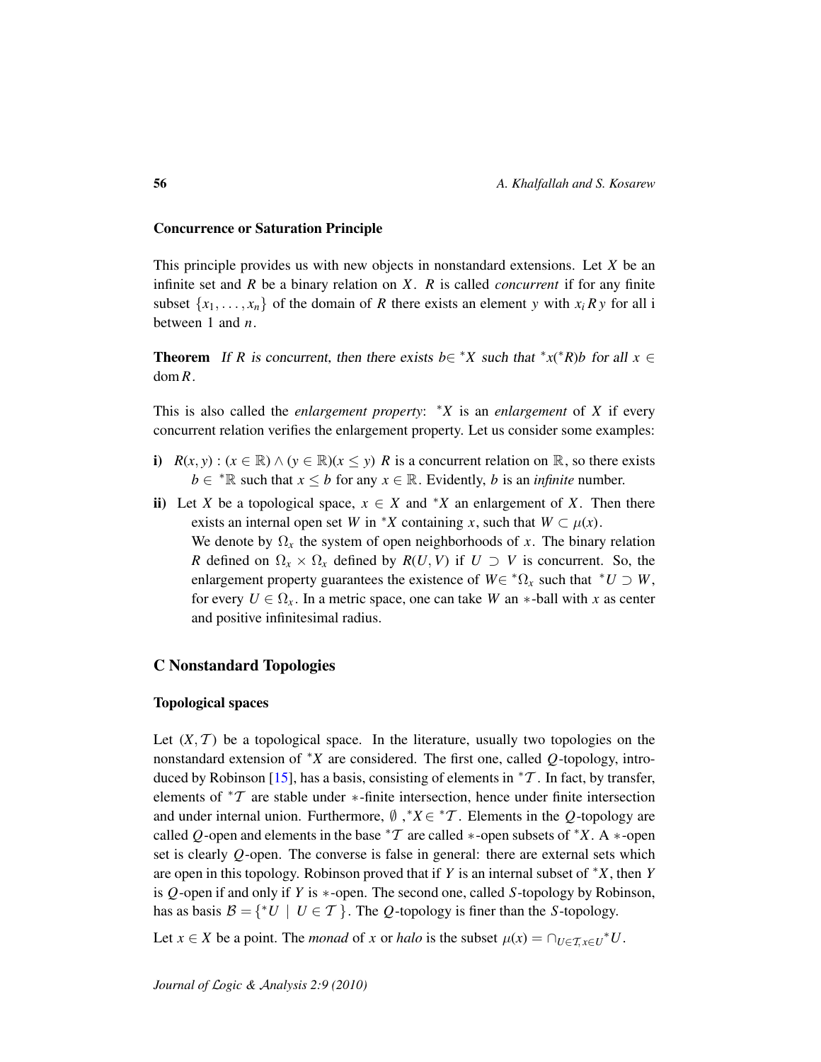### Concurrence or Saturation Principle

This principle provides us with new objects in nonstandard extensions. Let $X$ be an infinite set and $R$ be a binary relation on $X$. $R$ is called *concurrent* if for any finite subset $\{x_1, \ldots, x_n\}$ of the domain of $R$ there exists an element $y$ with $x_i R y$ for all i between 1 and $n$.

**Theorem** *If $R$ is concurrent, then there exists $b \in {}^*X$ such that ${}^*x({}^*R)b$ for all $x \in \operatorname{dom} R$.*

This is also called the *enlargement property*: ${}^*X$ is an *enlargement* of $X$ if every concurrent relation verifies the enlargement property. Let us consider some examples:

**i)** $R(x, y) : (x \in \mathbb{R}) \wedge (y \in \mathbb{R})(x \leq y)$ $R$ is a concurrent relation on $\mathbb{R}$, so there exists $b \in {}^*\mathbb{R}$ such that $x \leq b$ for any $x \in \mathbb{R}$. Evidently, $b$ is an *infinite* number.

**ii)** Let $X$ be a topological space, $x \in X$ and ${}^*X$ an enlargement of $X$. Then there exists an internal open set $W$ in ${}^*X$ containing $x$, such that $W \subset \mu(x)$.
We denote by $\Omega_x$ the system of open neighborhoods of $x$. The binary relation $R$ defined on $\Omega_x \times \Omega_x$ defined by $R(U, V)$ if $U \supset V$ is concurrent. So, the enlargement property guarantees the existence of $W \in {}^*\Omega_x$ such that ${}^*U \supset W$, for every $U \in \Omega_x$. In a metric space, one can take $W$ an $*$-ball with $x$ as center and positive infinitesimal radius.

## C Nonstandard Topologies

### Topological spaces

Let $(X, \mathcal{T})$ be a topological space. In the literature, usually two topologies on the nonstandard extension of ${}^*X$ are considered. The first one, called $Q$-topology, introduced by Robinson [15], has a basis, consisting of elements in ${}^*\mathcal{T}$. In fact, by transfer, elements of ${}^*\mathcal{T}$ are stable under $*$-finite intersection, hence under finite intersection and under internal union. Furthermore, $\emptyset$ ,${}^*X \in {}^*\mathcal{T}$. Elements in the $Q$-topology are called $Q$-open and elements in the base ${}^*\mathcal{T}$ are called $*$-open subsets of ${}^*X$. A $*$-open set is clearly $Q$-open. The converse is false in general: there are external sets which are open in this topology. Robinson proved that if $Y$ is an internal subset of ${}^*X$, then $Y$ is $Q$-open if and only if $Y$ is $*$-open. The second one, called $S$-topology by Robinson, has as basis $\mathcal{B} = \{{}^*U \mid U \in \mathcal{T}\}$. The $Q$-topology is finer than the $S$-topology.

Let $x \in X$ be a point. The *monad* of $x$ or *halo* is the subset $\mu(x) = \cap_{U \in \mathcal{T}, x \in U} {}^*U$.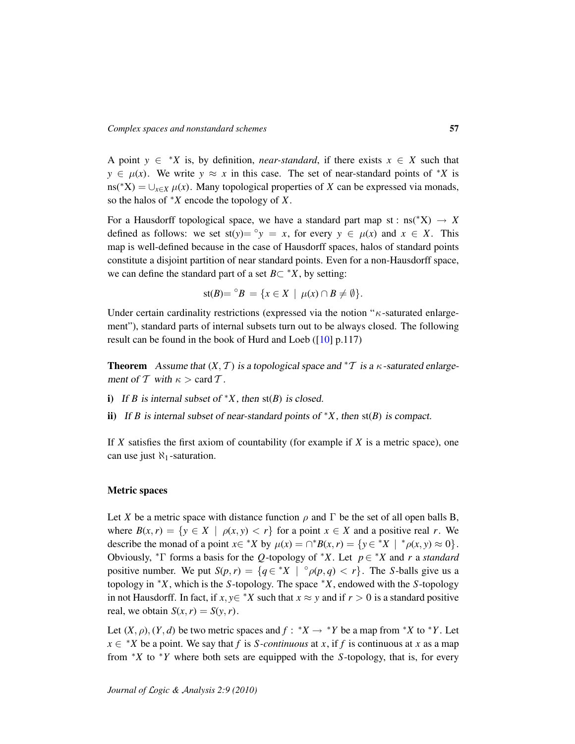A point $y \in {}^*X$ is, by definition, *near-standard*, if there exists $x \in X$ such that $y \in \mu(x)$. We write $y \approx x$ in this case. The set of near-standard points of ${}^*X$ is $\mathrm{ns}({}^*\mathrm{X}) = \cup_{x\in X}\, \mu(x)$. Many topological properties of $X$ can be expressed via monads, so the halos of ${}^*X$ encode the topology of $X$.

For a Hausdorff topological space, we have a standard part map $\mathrm{st} : \mathrm{ns}({}^*\mathrm{X}) \to X$ defined as follows: we set $\mathrm{st}(y) = {}^\circ y = x$, for every $y \in \mu(x)$ and $x \in X$. This map is well-defined because in the case of Hausdorff spaces, halos of standard points constitute a disjoint partition of near standard points. Even for a non-Hausdorff space, we can define the standard part of a set $B \subset {}^*X$, by setting:

$$\mathrm{st}(B) = {}^\circ B = \{x \in X \mid \mu(x) \cap B \neq \emptyset\}.$$

Under certain cardinality restrictions (expressed via the notion "$\kappa$-saturated enlargement"), standard parts of internal subsets turn out to be always closed. The following result can be found in the book of Hurd and Loeb ([10] p.117)

**Theorem** *Assume that $(X, \mathcal{T})$ is a topological space and ${}^*\mathcal{T}$ is a $\kappa$-saturated enlargement of $\mathcal{T}$ with $\kappa > \mathrm{card}\,\mathcal{T}$.*

**i)** *If $B$ is internal subset of ${}^*X$, then $\mathrm{st}(B)$ is closed.*

**ii)** *If $B$ is internal subset of near-standard points of ${}^*X$, then $\mathrm{st}(B)$ is compact.*

If $X$ satisfies the first axiom of countability (for example if $X$ is a metric space), one can use just $\aleph_1$-saturation.

**Metric spaces**

Let $X$ be a metric space with distance function $\rho$ and $\Gamma$ be the set of all open balls B, where $B(x, r) = \{y \in X \mid \rho(x, y) < r\}$ for a point $x \in X$ and a positive real $r$. We describe the monad of a point $x \in {}^*X$ by $\mu(x) = \cap {}^*B(x, r) = \{y \in {}^*X \mid {}^*\rho(x, y) \approx 0\}$. Obviously, ${}^*\Gamma$ forms a basis for the $Q$-topology of ${}^*X$. Let $p \in {}^*X$ and $r$ a *standard* positive number. We put $S(p, r) = \{q \in {}^*X \mid {}^\circ\rho(p, q) < r\}$. The $S$-balls give us a topology in ${}^*X$, which is the $S$-topology. The space ${}^*X$, endowed with the $S$-topology in not Hausdorff. In fact, if $x, y \in {}^*X$ such that $x \approx y$ and if $r > 0$ is a standard positive real, we obtain $S(x, r) = S(y, r)$.

Let $(X, \rho), (Y, d)$ be two metric spaces and $f : {}^*X \to {}^*Y$ be a map from ${}^*X$ to ${}^*Y$. Let $x \in {}^*X$ be a point. We say that $f$ is *S-continuous* at $x$, if $f$ is continuous at $x$ as a map from ${}^*X$ to ${}^*Y$ where both sets are equipped with the $S$-topology, that is, for every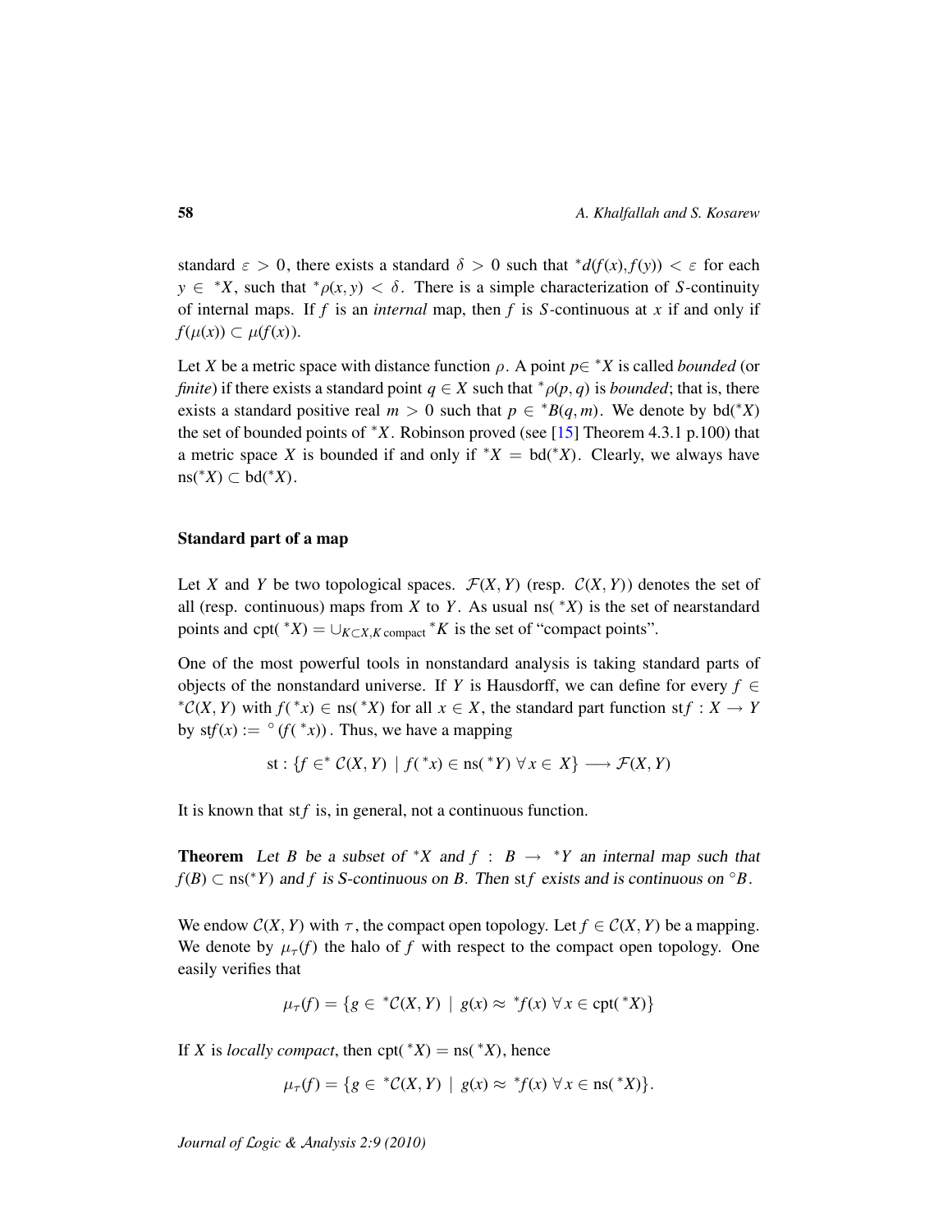standard $\varepsilon > 0$, there exists a standard $\delta > 0$ such that ${}^*d(f(x), f(y)) < \varepsilon$ for each $y \in {}^*X$, such that ${}^*\rho(x, y) < \delta$. There is a simple characterization of $S$-continuity of internal maps. If $f$ is an *internal* map, then $f$ is $S$-continuous at $x$ if and only if $f(\mu(x)) \subset \mu(f(x))$.

Let $X$ be a metric space with distance function $\rho$. A point $p \in {}^*X$ is called *bounded* (or *finite*) if there exists a standard point $q \in X$ such that ${}^*\rho(p, q)$ is *bounded*; that is, there exists a standard positive real $m > 0$ such that $p \in {}^*B(q, m)$. We denote by $\text{bd}({}^*X)$ the set of bounded points of ${}^*X$. Robinson proved (see [15] Theorem 4.3.1 p.100) that a metric space $X$ is bounded if and only if ${}^*X = \text{bd}({}^*X)$. Clearly, we always have $\text{ns}({}^*X) \subset \text{bd}({}^*X)$.

### Standard part of a map

Let $X$ and $Y$ be two topological spaces. $\mathcal{F}(X, Y)$ (resp. $\mathcal{C}(X, Y)$) denotes the set of all (resp. continuous) maps from $X$ to $Y$. As usual $\text{ns}({}^*X)$ is the set of nearstandard points and $\text{cpt}({}^*X) = \cup_{K \subset X, K \text{ compact}} {}^*K$ is the set of "compact points".

One of the most powerful tools in nonstandard analysis is taking standard parts of objects of the nonstandard universe. If $Y$ is Hausdorff, we can define for every $f \in {}^*\mathcal{C}(X, Y)$ with $f({}^*x) \in \text{ns}({}^*X)$ for all $x \in X$, the standard part function $\text{st}f : X \to Y$ by $\text{st}f(x) := {}^\circ(f({}^*x))$. Thus, we have a mapping

$$\text{st} : \{f \in {}^* \mathcal{C}(X, Y) \mid f({}^*x) \in \text{ns}({}^*Y)\ \forall\, x \in X\} \longrightarrow \mathcal{F}(X, Y)$$

It is known that $\text{st}f$ is, in general, not a continuous function.

**Theorem** *Let $B$ be a subset of ${}^*X$ and $f : B \to {}^*Y$ an internal map such that $f(B) \subset \text{ns}({}^*Y)$ and $f$ is S-continuous on $B$. Then $\text{st}f$ exists and is continuous on ${}^\circ B$.*

We endow $\mathcal{C}(X, Y)$ with $\tau$, the compact open topology. Let $f \in \mathcal{C}(X, Y)$ be a mapping. We denote by $\mu_\tau(f)$ the halo of $f$ with respect to the compact open topology. One easily verifies that

$$\mu_\tau(f) = \{g \in {}^*\mathcal{C}(X, Y) \mid g(x) \approx {}^*f(x)\ \forall\, x \in \text{cpt}({}^*X)\}$$

If $X$ is *locally compact*, then $\text{cpt}({}^*X) = \text{ns}({}^*X)$, hence

$$\mu_\tau(f) = \{g \in {}^*\mathcal{C}(X, Y) \mid g(x) \approx {}^*f(x)\ \forall\, x \in \text{ns}({}^*X)\}.$$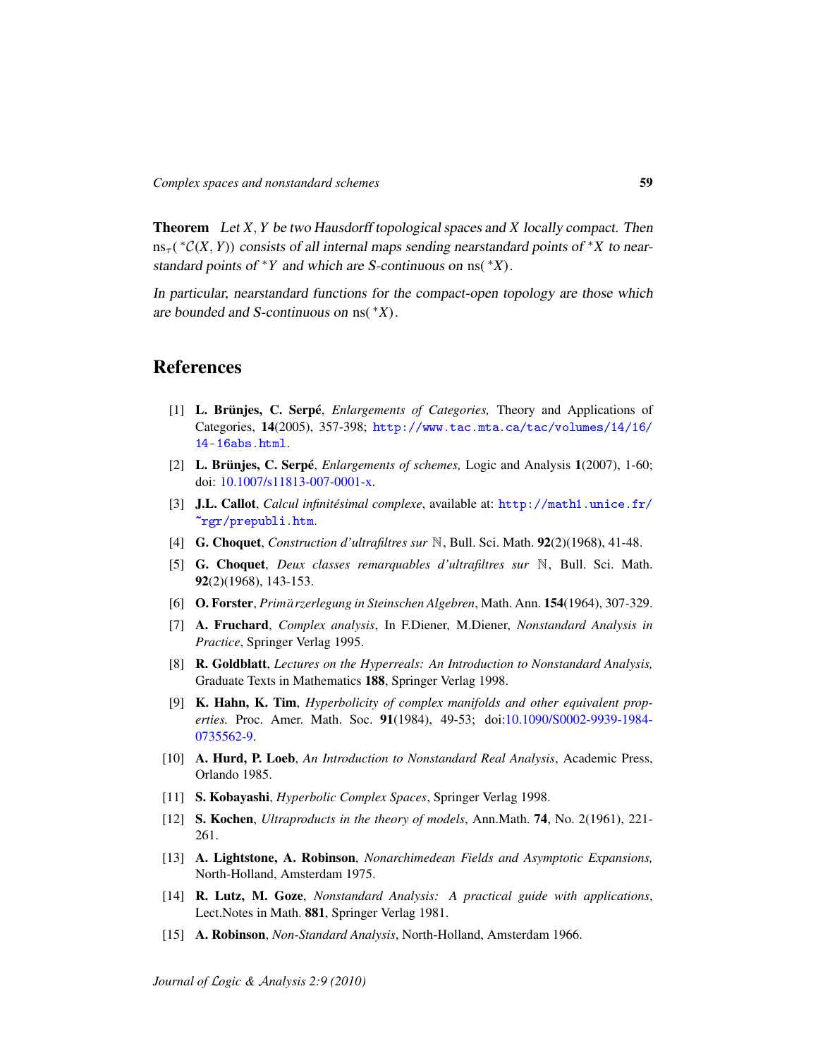**Theorem** *Let $X, Y$ be two Hausdorff topological spaces and $X$ locally compact. Then $\mathrm{ns}_\tau({}^*\mathcal{C}(X,Y))$ consists of all internal maps sending nearstandard points of ${}^*X$ to nearstandard points of ${}^*Y$ and which are S-continuous on $\mathrm{ns}({}^*X)$.*

*In particular, nearstandard functions for the compact-open topology are those which are bounded and S-continuous on $\mathrm{ns}({}^*X)$.*

## References

[1] **L. Brünjes, C. Serpé**, *Enlargements of Categories,* Theory and Applications of Categories, **14**(2005), 357-398; http://www.tac.mta.ca/tac/volumes/14/16/14-16abs.html.

[2] **L. Brünjes, C. Serpé**, *Enlargements of schemes,* Logic and Analysis **1**(2007), 1-60; doi: 10.1007/s11813-007-0001-x.

[3] **J.L. Callot**, *Calcul infinitésimal complexe*, available at: http://math1.unice.fr/~rgr/prepubli.htm.

[4] **G. Choquet**, *Construction d'ultrafiltres sur* $\mathbb{N}$, Bull. Sci. Math. **92**(2)(1968), 41-48.

[5] **G. Choquet**, *Deux classes remarquables d'ultrafiltres sur* $\mathbb{N}$, Bull. Sci. Math. **92**(2)(1968), 143-153.

[6] **O. Forster**, *Primärzerlegung in Steinschen Algebren*, Math. Ann. **154**(1964), 307-329.

[7] **A. Fruchard**, *Complex analysis*, In F.Diener, M.Diener, *Nonstandard Analysis in Practice*, Springer Verlag 1995.

[8] **R. Goldblatt**, *Lectures on the Hyperreals: An Introduction to Nonstandard Analysis,* Graduate Texts in Mathematics **188**, Springer Verlag 1998.

[9] **K. Hahn, K. Tim**, *Hyperbolicity of complex manifolds and other equivalent properties.* Proc. Amer. Math. Soc. **91**(1984), 49-53; doi:10.1090/S0002-9939-1984-0735562-9.

[10] **A. Hurd, P. Loeb**, *An Introduction to Nonstandard Real Analysis*, Academic Press, Orlando 1985.

[11] **S. Kobayashi**, *Hyperbolic Complex Spaces*, Springer Verlag 1998.

[12] **S. Kochen**, *Ultraproducts in the theory of models*, Ann.Math. **74**, No. 2(1961), 221-261.

[13] **A. Lightstone, A. Robinson**, *Nonarchimedean Fields and Asymptotic Expansions,* North-Holland, Amsterdam 1975.

[14] **R. Lutz, M. Goze**, *Nonstandard Analysis: A practical guide with applications*, Lect.Notes in Math. **881**, Springer Verlag 1981.

[15] **A. Robinson**, *Non-Standard Analysis*, North-Holland, Amsterdam 1966.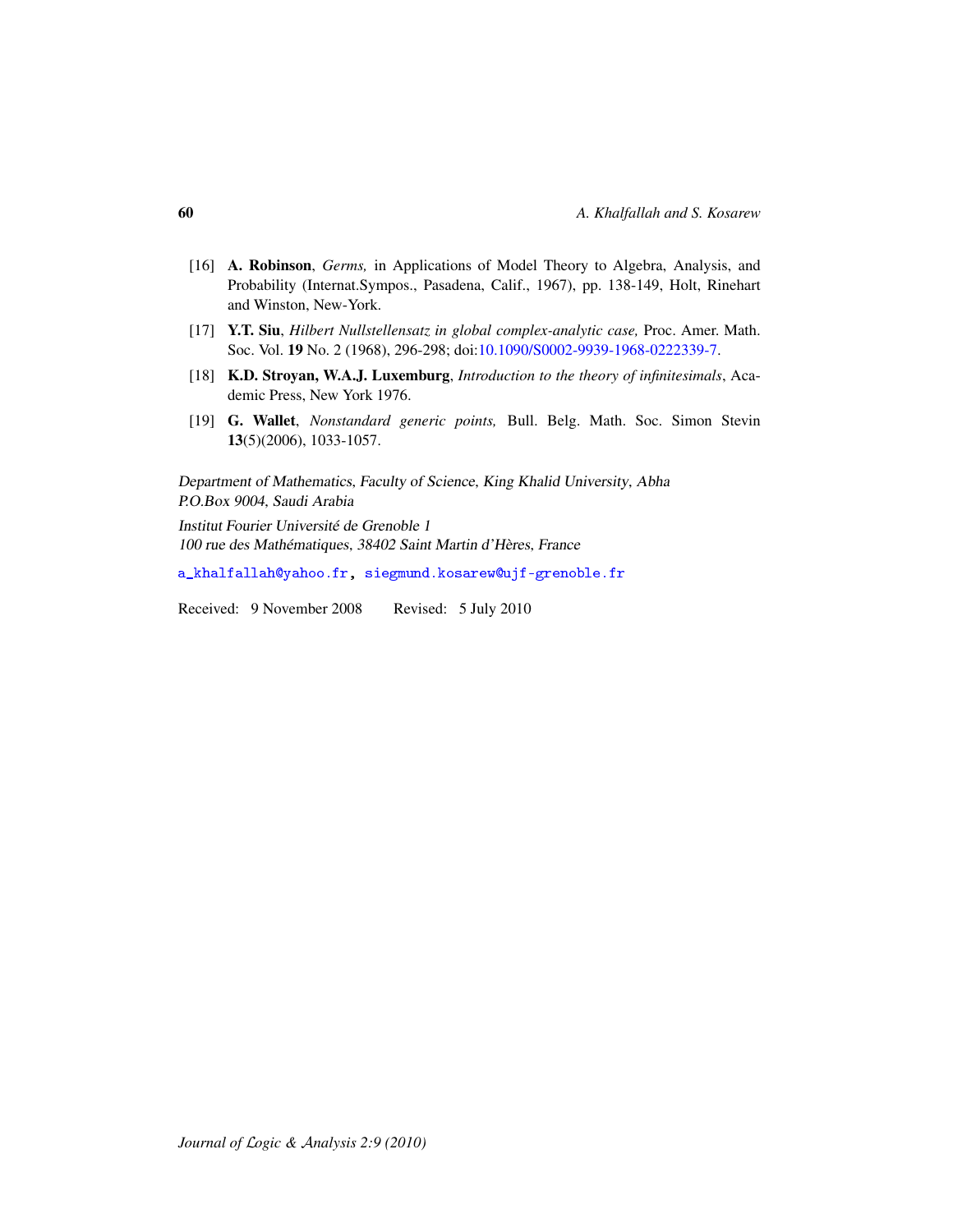[16] **A. Robinson**, *Germs,* in Applications of Model Theory to Algebra, Analysis, and Probability (Internat.Sympos., Pasadena, Calif., 1967), pp. 138-149, Holt, Rinehart and Winston, New-York.

[17] **Y.T. Siu**, *Hilbert Nullstellensatz in global complex-analytic case,* Proc. Amer. Math. Soc. Vol. **19** No. 2 (1968), 296-298; doi:10.1090/S0002-9939-1968-0222339-7.

[18] **K.D. Stroyan, W.A.J. Luxemburg**, *Introduction to the theory of infinitesimals*, Academic Press, New York 1976.

[19] **G. Wallet**, *Nonstandard generic points,* Bull. Belg. Math. Soc. Simon Stevin **13**(5)(2006), 1033-1057.

*Department of Mathematics, Faculty of Science, King Khalid University, Abha*
*P.O.Box 9004, Saudi Arabia*

*Institut Fourier Université de Grenoble 1*
*100 rue des Mathématiques, 38402 Saint Martin d'Hères, France*

a_khalfallah@yahoo.fr, siegmund.kosarew@ujf-grenoble.fr

Received: 9 November 2008 Revised: 5 July 2010